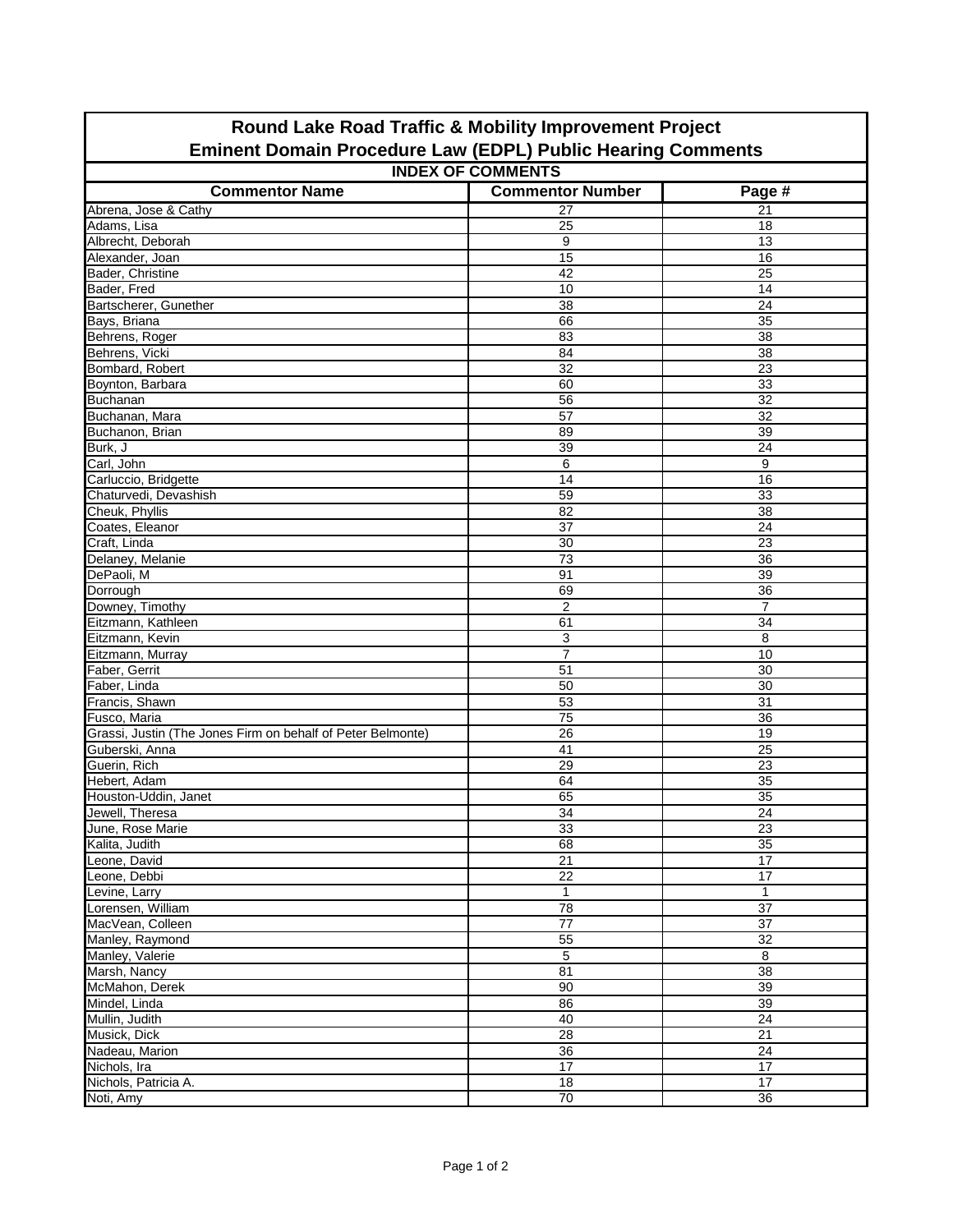# Round Lake Road Traffic & Mobility Improvement Project

## Eminent Domain Procedure Law (EDPL) Public Hearing Comments

### INDEX OF COMMENTS

| Commentor Name | Commentor Number | Page # |
|---|---|---|
| Abrena, Jose & Cathy | 27 | 21 |
| Adams, Lisa | 25 | 18 |
| Albrecht, Deborah | 9 | 13 |
| Alexander, Joan | 15 | 16 |
| Bader, Christine | 42 | 25 |
| Bader, Fred | 10 | 14 |
| Bartscherer, Gunether | 38 | 24 |
| Bays, Briana | 66 | 35 |
| Behrens, Roger | 83 | 38 |
| Behrens, Vicki | 84 | 38 |
| Bombard, Robert | 32 | 23 |
| Boynton, Barbara | 60 | 33 |
| Buchanan | 56 | 32 |
| Buchanan, Mara | 57 | 32 |
| Buchanon, Brian | 89 | 39 |
| Burk, J | 39 | 24 |
| Carl, John | 6 | 9 |
| Carluccio, Bridgette | 14 | 16 |
| Chaturvedi, Devashish | 59 | 33 |
| Cheuk, Phyllis | 82 | 38 |
| Coates, Eleanor | 37 | 24 |
| Craft, Linda | 30 | 23 |
| Delaney, Melanie | 73 | 36 |
| DePaoli, M | 91 | 39 |
| Dorrough | 69 | 36 |
| Downey, Timothy | 2 | 7 |
| Eitzmann, Kathleen | 61 | 34 |
| Eitzmann, Kevin | 3 | 8 |
| Eitzmann, Murray | 7 | 10 |
| Faber, Gerrit | 51 | 30 |
| Faber, Linda | 50 | 30 |
| Francis, Shawn | 53 | 31 |
| Fusco, Maria | 75 | 36 |
| Grassi, Justin (The Jones Firm on behalf of Peter Belmonte) | 26 | 19 |
| Guberski, Anna | 41 | 25 |
| Guerin, Rich | 29 | 23 |
| Hebert, Adam | 64 | 35 |
| Houston-Uddin, Janet | 65 | 35 |
| Jewell, Theresa | 34 | 24 |
| June, Rose Marie | 33 | 23 |
| Kalita, Judith | 68 | 35 |
| Leone, David | 21 | 17 |
| Leone, Debbi | 22 | 17 |
| Levine, Larry | 1 | 1 |
| Lorensen, William | 78 | 37 |
| MacVean, Colleen | 77 | 37 |
| Manley, Raymond | 55 | 32 |
| Manley, Valerie | 5 | 8 |
| Marsh, Nancy | 81 | 38 |
| McMahon, Derek | 90 | 39 |
| Mindel, Linda | 86 | 39 |
| Mullin, Judith | 40 | 24 |
| Musick, Dick | 28 | 21 |
| Nadeau, Marion | 36 | 24 |
| Nichols, Ira | 17 | 17 |
| Nichols, Patricia A. | 18 | 17 |
| Noti, Amy | 70 | 36 |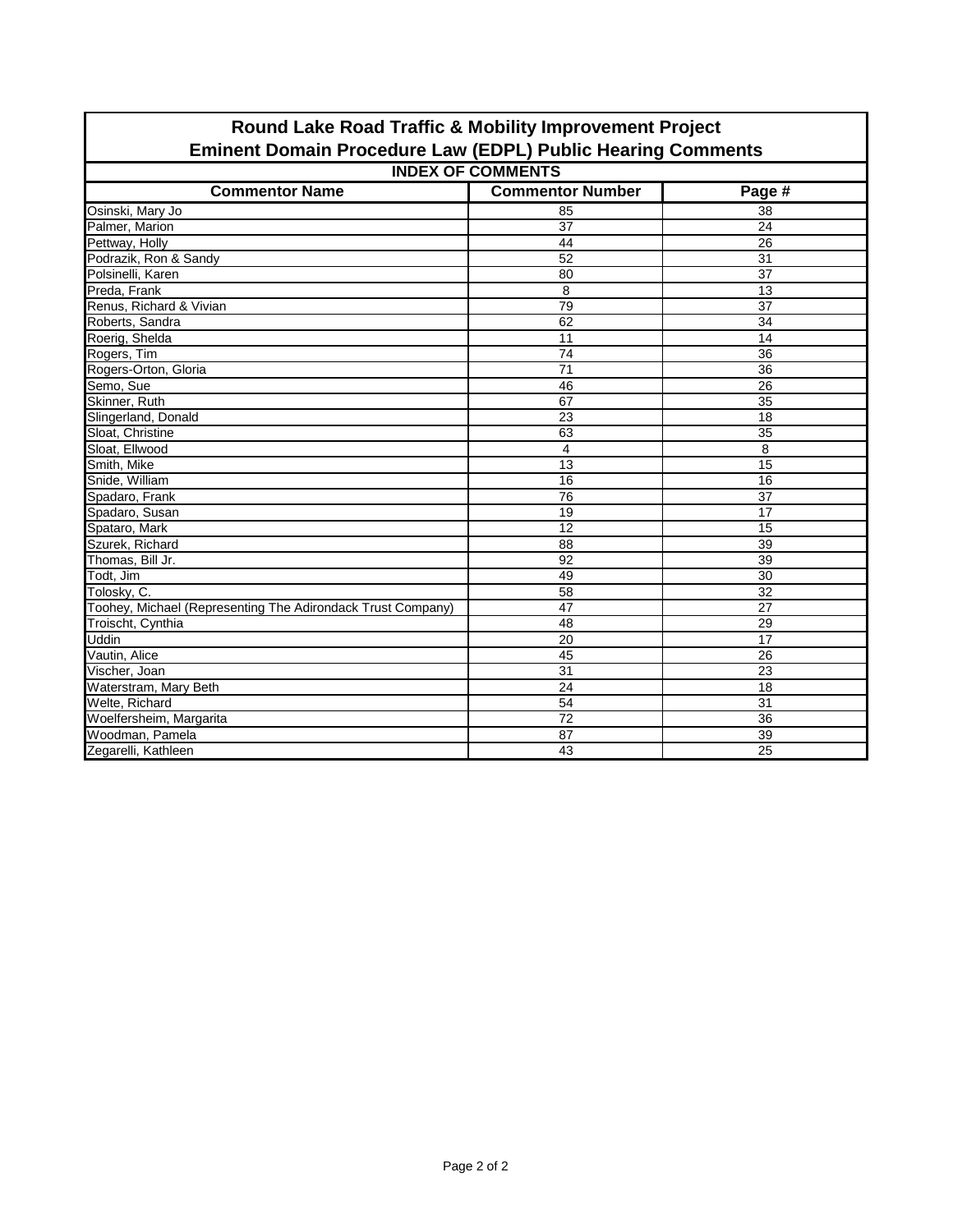| Round Lake Road Traffic & Mobility Improvement Project Eminent Domain Procedure Law (EDPL) Public Hearing Comments | | |
|---|---|---|
| **INDEX OF COMMENTS** | | |
| **Commentor Name** | **Commentor Number** | **Page #** |
| Osinski, Mary Jo | 85 | 38 |
| Palmer, Marion | 37 | 24 |
| Pettway, Holly | 44 | 26 |
| Podrazik, Ron & Sandy | 52 | 31 |
| Polsinelli, Karen | 80 | 37 |
| Preda, Frank | 8 | 13 |
| Renus, Richard & Vivian | 79 | 37 |
| Roberts, Sandra | 62 | 34 |
| Roerig, Shelda | 11 | 14 |
| Rogers, Tim | 74 | 36 |
| Rogers-Orton, Gloria | 71 | 36 |
| Semo, Sue | 46 | 26 |
| Skinner, Ruth | 67 | 35 |
| Slingerland, Donald | 23 | 18 |
| Sloat, Christine | 63 | 35 |
| Sloat, Ellwood | 4 | 8 |
| Smith, Mike | 13 | 15 |
| Snide, William | 16 | 16 |
| Spadaro, Frank | 76 | 37 |
| Spadaro, Susan | 19 | 17 |
| Spataro, Mark | 12 | 15 |
| Szurek, Richard | 88 | 39 |
| Thomas, Bill Jr. | 92 | 39 |
| Todt, Jim | 49 | 30 |
| Tolosky, C. | 58 | 32 |
| Toohey, Michael (Representing The Adirondack Trust Company) | 47 | 27 |
| Troischt, Cynthia | 48 | 29 |
| Uddin | 20 | 17 |
| Vautin, Alice | 45 | 26 |
| Vischer, Joan | 31 | 23 |
| Waterstram, Mary Beth | 24 | 18 |
| Welte, Richard | 54 | 31 |
| Woelfersheim, Margarita | 72 | 36 |
| Woodman, Pamela | 87 | 39 |
| Zegarelli, Kathleen | 43 | 25 |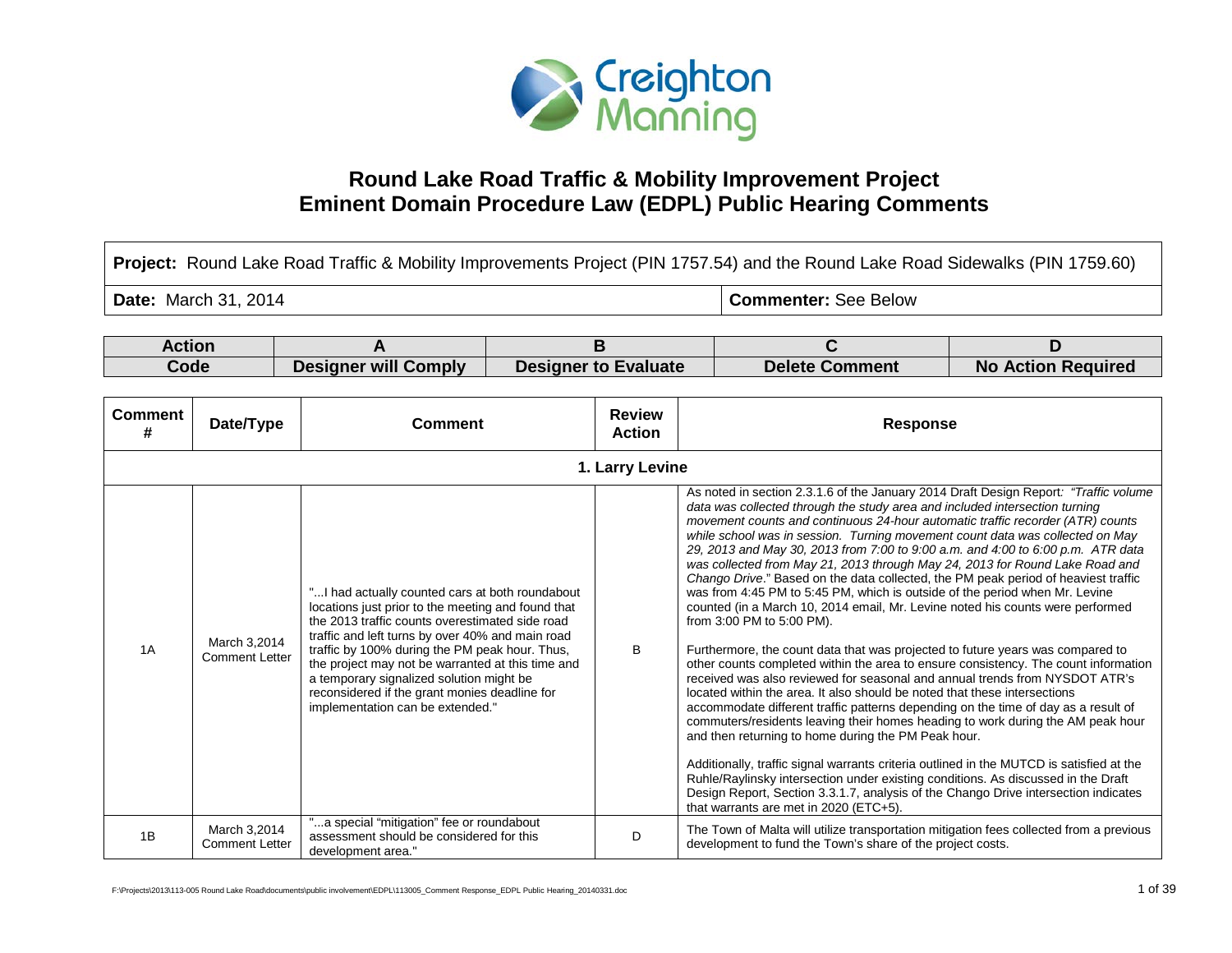# Round Lake Road Traffic & Mobility Improvement Project
# Eminent Domain Procedure Law (EDPL) Public Hearing Comments

| **Project:** Round Lake Road Traffic & Mobility Improvements Project (PIN 1757.54) and the Round Lake Road Sidewalks (PIN 1759.60) | |
|---|---|
| **Date:** March 31, 2014 | **Commenter:** See Below |

| Action Code | A | B | C | D |
|---|---|---|---|---|
| | Designer will Comply | Designer to Evaluate | Delete Comment | No Action Required |

| Comment # | Date/Type | Comment | Review Action | Response |
|---|---|---|---|---|
| **1. Larry Levine** | | | | |
| 1A | March 3,2014 Comment Letter | "...I had actually counted cars at both roundabout locations just prior to the meeting and found that the 2013 traffic counts overestimated side road traffic and left turns by over 40% and main road traffic by 100% during the PM peak hour. Thus, the project may not be warranted at this time and a temporary signalized solution might be reconsidered if the grant monies deadline for implementation can be extended." | B | As noted in section 2.3.1.6 of the January 2014 Draft Design Report: *"Traffic volume data was collected through the study area and included intersection turning movement counts and continuous 24-hour automatic traffic recorder (ATR) counts while school was in session. Turning movement count data was collected on May 29, 2013 and May 30, 2013 from 7:00 to 9:00 a.m. and 4:00 to 6:00 p.m. ATR data was collected from May 21, 2013 through May 24, 2013 for Round Lake Road and Chango Drive*." Based on the data collected, the PM peak period of heaviest traffic was from 4:45 PM to 5:45 PM, which is outside of the period when Mr. Levine counted (in a March 10, 2014 email, Mr. Levine noted his counts were performed from 3:00 PM to 5:00 PM).<br><br>Furthermore, the count data that was projected to future years was compared to other counts completed within the area to ensure consistency. The count information received was also reviewed for seasonal and annual trends from NYSDOT ATR's located within the area. It also should be noted that these intersections accommodate different traffic patterns depending on the time of day as a result of commuters/residents leaving their homes heading to work during the AM peak hour and then returning to home during the PM Peak hour.<br><br>Additionally, traffic signal warrants criteria outlined in the MUTCD is satisfied at the Ruhle/Raylinsky intersection under existing conditions. As discussed in the Draft Design Report, Section 3.3.1.7, analysis of the Chango Drive intersection indicates that warrants are met in 2020 (ETC+5). |
| 1B | March 3,2014 Comment Letter | "...a special "mitigation" fee or roundabout assessment should be considered for this development area." | D | The Town of Malta will utilize transportation mitigation fees collected from a previous development to fund the Town's share of the project costs. |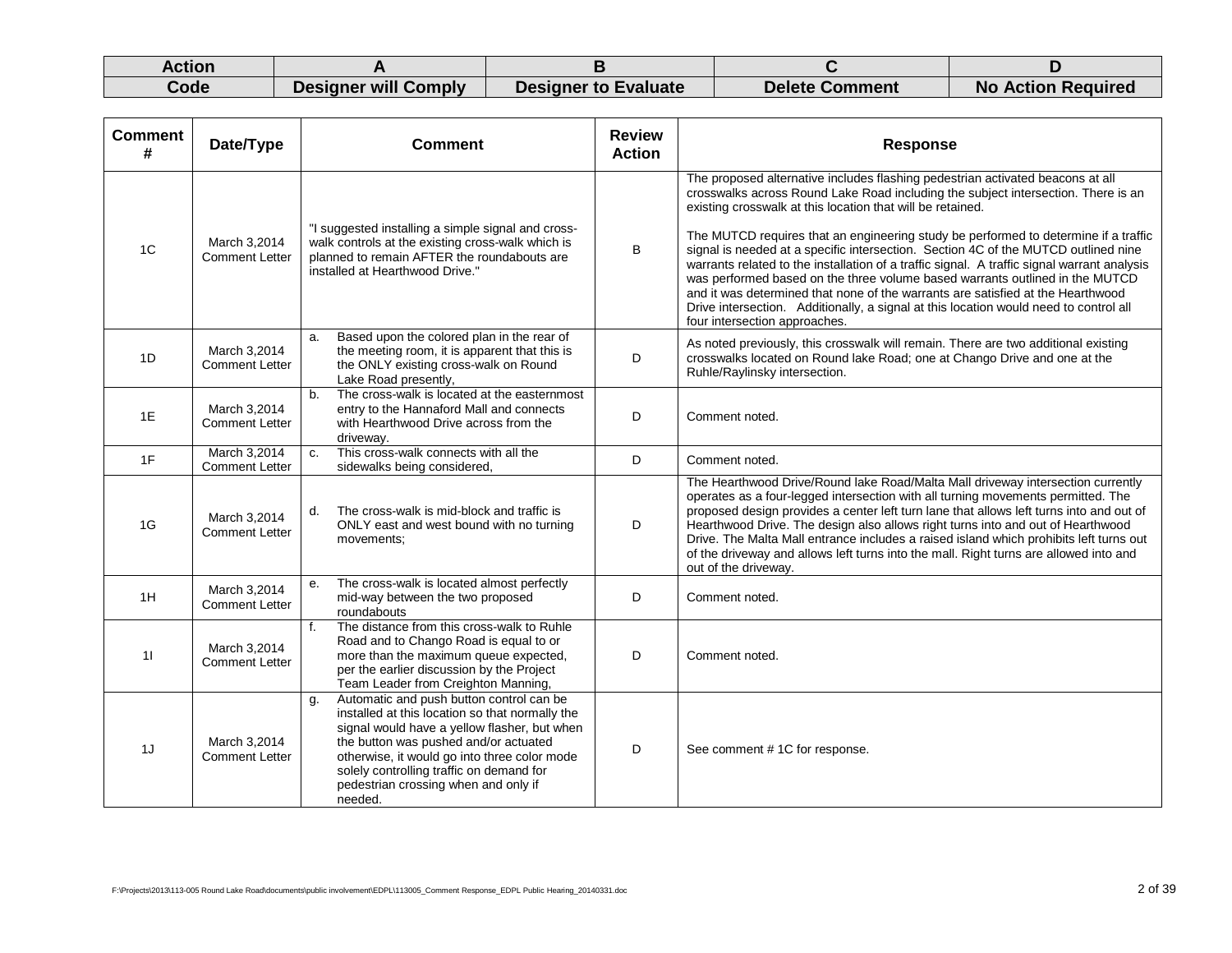| Action | A | B | C | D |
|---|---|---|---|---|
| Code | Designer will Comply | Designer to Evaluate | Delete Comment | No Action Required |

| Comment # | Date/Type | Comment | Review Action | Response |
|---|---|---|---|---|
| 1C | March 3,2014 Comment Letter | "I suggested installing a simple signal and cross-walk controls at the existing cross-walk which is planned to remain AFTER the roundabouts are installed at Hearthwood Drive." | B | The proposed alternative includes flashing pedestrian activated beacons at all crosswalks across Round Lake Road including the subject intersection. There is an existing crosswalk at this location that will be retained.<br><br>The MUTCD requires that an engineering study be performed to determine if a traffic signal is needed at a specific intersection. Section 4C of the MUTCD outlined nine warrants related to the installation of a traffic signal. A traffic signal warrant analysis was performed based on the three volume based warrants outlined in the MUTCD and it was determined that none of the warrants are satisfied at the Hearthwood Drive intersection. Additionally, a signal at this location would need to control all four intersection approaches. |
| 1D | March 3,2014 Comment Letter | a. Based upon the colored plan in the rear of the meeting room, it is apparent that this is the ONLY existing cross-walk on Round Lake Road presently, | D | As noted previously, this crosswalk will remain. There are two additional existing crosswalks located on Round lake Road; one at Chango Drive and one at the Ruhle/Raylinsky intersection. |
| 1E | March 3,2014 Comment Letter | b. The cross-walk is located at the easternmost entry to the Hannaford Mall and connects with Hearthwood Drive across from the driveway. | D | Comment noted. |
| 1F | March 3,2014 Comment Letter | c. This cross-walk connects with all the sidewalks being considered, | D | Comment noted. |
| 1G | March 3,2014 Comment Letter | d. The cross-walk is mid-block and traffic is ONLY east and west bound with no turning movements; | D | The Hearthwood Drive/Round lake Road/Malta Mall driveway intersection currently operates as a four-legged intersection with all turning movements permitted. The proposed design provides a center left turn lane that allows left turns into and out of Hearthwood Drive. The design also allows right turns into and out of Hearthwood Drive. The Malta Mall entrance includes a raised island which prohibits left turns out of the driveway and allows left turns into the mall. Right turns are allowed into and out of the driveway. |
| 1H | March 3,2014 Comment Letter | e. The cross-walk is located almost perfectly mid-way between the two proposed roundabouts | D | Comment noted. |
| 1I | March 3,2014 Comment Letter | f. The distance from this cross-walk to Ruhle Road and to Chango Road is equal to or more than the maximum queue expected, per the earlier discussion by the Project Team Leader from Creighton Manning, | D | Comment noted. |
| 1J | March 3,2014 Comment Letter | g. Automatic and push button control can be installed at this location so that normally the signal would have a yellow flasher, but when the button was pushed and/or actuated otherwise, it would go into three color mode solely controlling traffic on demand for pedestrian crossing when and only if needed. | D | See comment # 1C for response. |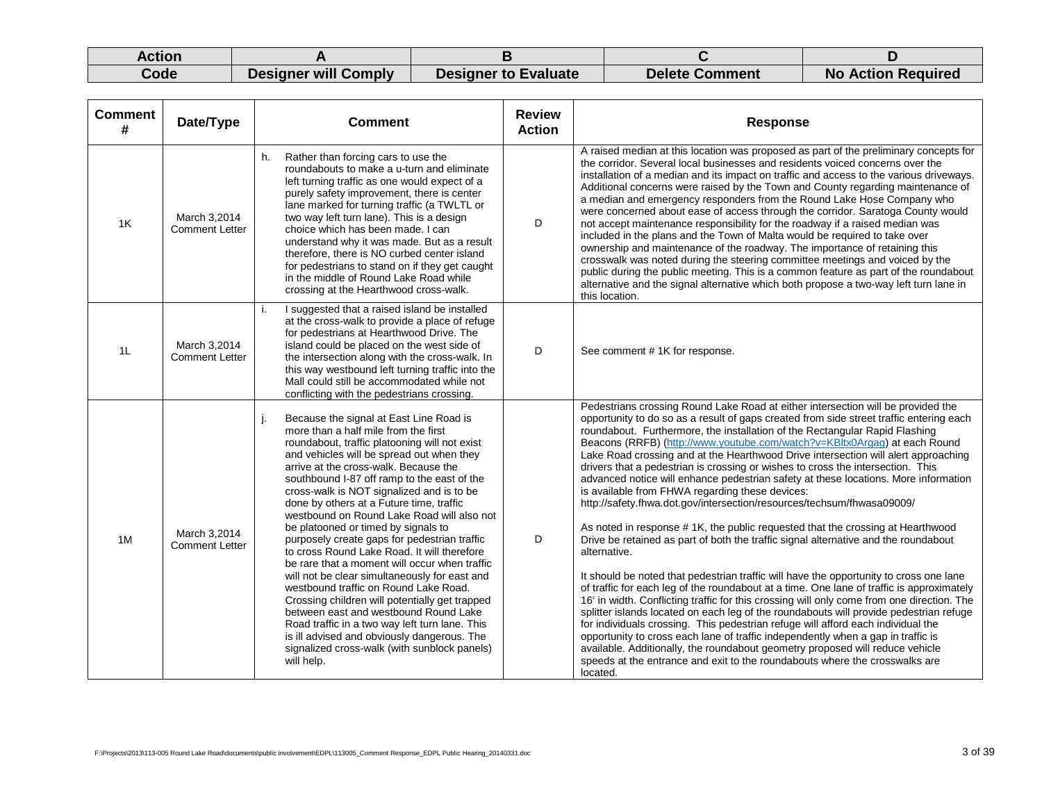| Action Code | A | B | C | D |
|---|---|---|---|---|
| | Designer will Comply | Designer to Evaluate | Delete Comment | No Action Required |

| Comment # | Date/Type | Comment | Review Action | Response |
|---|---|---|---|---|
| 1K | March 3,2014 Comment Letter | h. Rather than forcing cars to use the roundabouts to make a u-turn and eliminate left turning traffic as one would expect of a purely safety improvement, there is center lane marked for turning traffic (a TWTLT or two way left turn lane). This is a design choice which has been made. I can understand why it was made. But as a result therefore, there is NO curbed center island for pedestrians to stand on if they get caught in the middle of Round Lake Road while crossing at the Hearthwood cross-walk. | D | A raised median at this location was proposed as part of the preliminary concepts for the corridor. Several local businesses and residents voiced concerns over the installation of a median and its impact on traffic and access to the various driveways. Additional concerns were raised by the Town and County regarding maintenance of a median and emergency responders from the Round Lake Hose Company who were concerned about ease of access through the corridor. Saratoga County would not accept maintenance responsibility for the roadway if a raised median was included in the plans and the Town of Malta would be required to take over ownership and maintenance of the roadway. The importance of retaining this crosswalk was noted during the steering committee meetings and voiced by the public during the public meeting. This is a common feature as part of the roundabout alternative and the signal alternative which both propose a two-way left turn lane in this location. |
| 1L | March 3,2014 Comment Letter | i. I suggested that a raised island be installed at the cross-walk to provide a place of refuge for pedestrians at Hearthwood Drive. The island could be placed on the west side of the intersection along with the cross-walk. In this way westbound left turning traffic into the Mall could still be accommodated while not conflicting with the pedestrians crossing. | D | See comment # 1K for response. |
| 1M | March 3,2014 Comment Letter | j. Because the signal at East Line Road is more than a half mile from the first roundabout, traffic platooning will not exist and vehicles will be spread out when they arrive at the cross-walk. Because the southbound I-87 off ramp to the east of the cross-walk is NOT signalized and is to be done by others at a Future time, traffic westbound on Round Lake Road will also not be platooned or timed by signals to purposely create gaps for pedestrian traffic to cross Round Lake Road. It will therefore be rare that a moment will occur when traffic will not be clear simultaneously for east and westbound traffic on Round Lake Road. Crossing children will potentially get trapped between east and westbound Round Lake Road traffic in a two way left turn lane. This is ill advised and obviously dangerous. The signalized cross-walk (with sunblock panels) will help. | D | Pedestrians crossing Round Lake Road at either intersection will be provided the opportunity to do so as a result of gaps created from side street traffic entering each roundabout. Furthermore, the installation of the Rectangular Rapid Flashing Beacons (RRFB) (http://www.youtube.com/watch?v=KBltx0Argag) at each Round Lake Road crossing and at the Hearthwood Drive intersection will alert approaching drivers that a pedestrian is crossing or wishes to cross the intersection. This advanced notice will enhance pedestrian safety at these locations. More information is available from FHWA regarding these devices: http://safety.fhwa.dot.gov/intersection/resources/techsum/fhwasa09009/<br><br>As noted in response # 1K, the public requested that the crossing at Hearthwood Drive be retained as part of both the traffic signal alternative and the roundabout alternative.<br><br>It should be noted that pedestrian traffic will have the opportunity to cross one lane of traffic for each leg of the roundabout at a time. One lane of traffic is approximately 16' in width. Conflicting traffic for this crossing will only come from one direction. The splitter islands located on each leg of the roundabouts will provide pedestrian refuge for individuals crossing. This pedestrian refuge will afford each individual the opportunity to cross each lane of traffic independently when a gap in traffic is available. Additionally, the roundabout geometry proposed will reduce vehicle speeds at the entrance and exit to the roundabouts where the crosswalks are located. |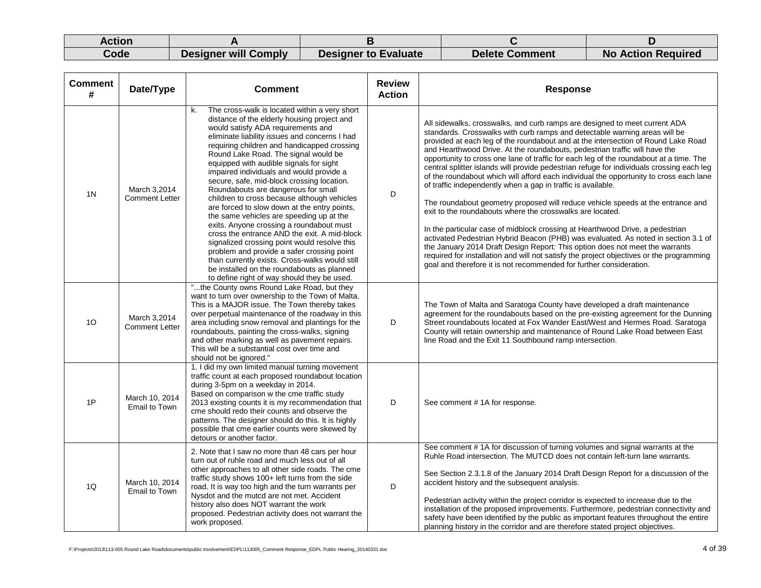| Action | A | B | C | D |
|---|---|---|---|---|
| Code | Designer will Comply | Designer to Evaluate | Delete Comment | No Action Required |

| Comment # | Date/Type | Comment | Review Action | Response |
|---|---|---|---|---|
| 1N | March 3,2014 Comment Letter | k. The cross-walk is located within a very short distance of the elderly housing project and would satisfy ADA requirements and eliminate liability issues and concerns I had requiring children and handicapped crossing Round Lake Road. The signal would be equipped with audible signals for sight impaired individuals and would provide a secure, safe, mid-block crossing location. Roundabouts are dangerous for small children to cross because although vehicles are forced to slow down at the entry points, the same vehicles are speeding up at the exits. Anyone crossing a roundabout must cross the entrance AND the exit. A mid-block signalized crossing point would resolve this problem and provide a safer crossing point than currently exists. Cross-walks would still be installed on the roundabouts as planned to define right of way should they be used. | D | All sidewalks, crosswalks, and curb ramps are designed to meet current ADA standards. Crosswalks with curb ramps and detectable warning areas will be provided at each leg of the roundabout and at the intersection of Round Lake Road and Hearthwood Drive. At the roundabouts, pedestrian traffic will have the opportunity to cross one lane of traffic for each leg of the roundabout at a time. The central splitter islands will provide pedestrian refuge for individuals crossing each leg of the roundabout which will afford each individual the opportunity to cross each lane of traffic independently when a gap in traffic is available.<br><br>The roundabout geometry proposed will reduce vehicle speeds at the entrance and exit to the roundabouts where the crosswalks are located.<br><br>In the particular case of midblock crossing at Hearthwood Drive, a pedestrian activated Pedestrian Hybrid Beacon (PHB) was evaluated. As noted in section 3.1 of the January 2014 Draft Design Report: This option does not meet the warrants required for installation and will not satisfy the project objectives or the programming goal and therefore it is not recommended for further consideration. |
| 1O | March 3,2014 Comment Letter | "...the County owns Round Lake Road, but they want to turn over ownership to the Town of Malta. This is a MAJOR issue. The Town thereby takes over perpetual maintenance of the roadway in this area including snow removal and plantings for the roundabouts, painting the cross-walks, signing and other marking as well as pavement repairs. This will be a substantial cost over time and should not be ignored." | D | The Town of Malta and Saratoga County have developed a draft maintenance agreement for the roundabouts based on the pre-existing agreement for the Dunning Street roundabouts located at Fox Wander East/West and Hermes Road. Saratoga County will retain ownership and maintenance of Round Lake Road between East line Road and the Exit 11 Southbound ramp intersection. |
| 1P | March 10, 2014 Email to Town | 1. I did my own limited manual turning movement traffic count at each proposed roundabout location during 3-5pm on a weekday in 2014.<br>Based on comparison w the cme traffic study 2013 existing counts it is my recommendation that cme should redo their counts and observe the patterns. The designer should do this. It is highly possible that cme earlier counts were skewed by detours or another factor. | D | See comment # 1A for response. |
| 1Q | March 10, 2014 Email to Town | 2. Note that I saw no more than 48 cars per hour turn out of ruhle road and much less out of all other approaches to all other side roads. The cme traffic study shows 100+ left turns from the side road. It is way too high and the turn warrants per Nysdot and the mutcd are not met. Accident history also does NOT warrant the work proposed. Pedestrian activity does not warrant the work proposed. | D | See comment # 1A for discussion of turning volumes and signal warrants at the Ruhle Road intersection. The MUTCD does not contain left-turn lane warrants.<br><br>See Section 2.3.1.8 of the January 2014 Draft Design Report for a discussion of the accident history and the subsequent analysis.<br><br>Pedestrian activity within the project corridor is expected to increase due to the installation of the proposed improvements. Furthermore, pedestrian connectivity and safety have been identified by the public as important features throughout the entire planning history in the corridor and are therefore stated project objectives. |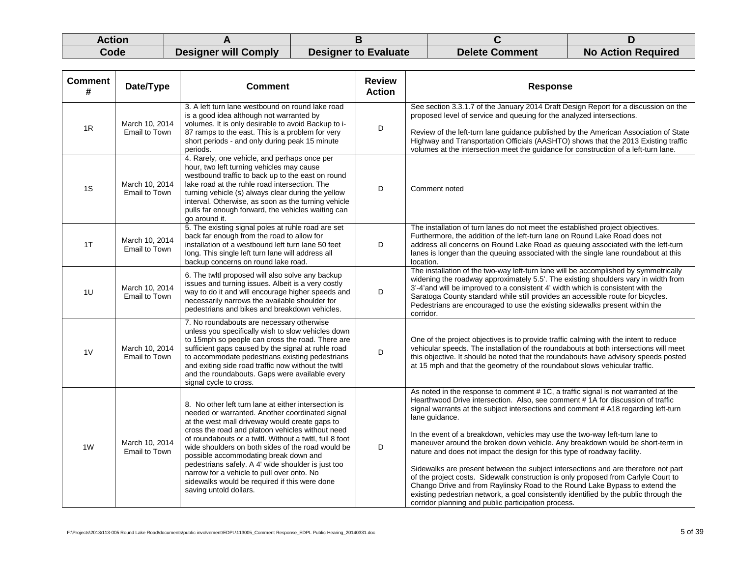| Action Code | A | B | C | D |
|---|---|---|---|---|
| | Designer will Comply | Designer to Evaluate | Delete Comment | No Action Required |

| Comment # | Date/Type | Comment | Review Action | Response |
|---|---|---|---|---|
| 1R | March 10, 2014 Email to Town | 3. A left turn lane westbound on round lake road is a good idea although not warranted by volumes. It is only desirable to avoid Backup to i-87 ramps to the east. This is a problem for very short periods - and only during peak 15 minute periods. | D | See section 3.3.1.7 of the January 2014 Draft Design Report for a discussion on the proposed level of service and queuing for the analyzed intersections.<br><br>Review of the left-turn lane guidance published by the American Association of State Highway and Transportation Officials (AASHTO) shows that the 2013 Existing traffic volumes at the intersection meet the guidance for construction of a left-turn lane. |
| 1S | March 10, 2014 Email to Town | 4. Rarely, one vehicle, and perhaps once per hour, two left turning vehicles may cause westbound traffic to back up to the east on round lake road at the ruhle road intersection. The turning vehicle (s) always clear during the yellow interval. Otherwise, as soon as the turning vehicle pulls far enough forward, the vehicles waiting can go around it. | D | Comment noted |
| 1T | March 10, 2014 Email to Town | 5. The existing signal poles at ruhle road are set back far enough from the road to allow for installation of a westbound left turn lane 50 feet long. This single left turn lane will address all backup concerns on round lake road. | D | The installation of turn lanes do not meet the established project objectives. Furthermore, the addition of the left-turn lane on Round Lake Road does not address all concerns on Round Lake Road as queuing associated with the left-turn lanes is longer than the queuing associated with the single lane roundabout at this location. |
| 1U | March 10, 2014 Email to Town | 6. The twltl proposed will also solve any backup issues and turning issues. Albeit is a very costly way to do it and will encourage higher speeds and necessarily narrows the available shoulder for pedestrians and bikes and breakdown vehicles. | D | The installation of the two-way left-turn lane will be accomplished by symmetrically widening the roadway approximately 5.5'. The existing shoulders vary in width from 3'-4'and will be improved to a consistent 4' width which is consistent with the Saratoga County standard while still provides an accessible route for bicycles. Pedestrians are encouraged to use the existing sidewalks present within the corridor. |
| 1V | March 10, 2014 Email to Town | 7. No roundabouts are necessary otherwise unless you specifically wish to slow vehicles down to 15mph so people can cross the road. There are sufficient gaps caused by the signal at ruhle road to accommodate pedestrians existing pedestrians and exiting side road traffic now without the twltl and the roundabouts. Gaps were available every signal cycle to cross. | D | One of the project objectives is to provide traffic calming with the intent to reduce vehicular speeds. The installation of the roundabouts at both intersections will meet this objective. It should be noted that the roundabouts have advisory speeds posted at 15 mph and that the geometry of the roundabout slows vehicular traffic. |
| 1W | March 10, 2014 Email to Town | 8. No other left turn lane at either intersection is needed or warranted. Another coordinated signal at the west mall driveway would create gaps to cross the road and platoon vehicles without need of roundabouts or a twltl. Without a twltl, full 8 foot wide shoulders on both sides of the road would be possible accommodating break down and pedestrians safely. A 4' wide shoulder is just too narrow for a vehicle to pull over onto. No sidewalks would be required if this were done saving untold dollars. | D | As noted in the response to comment # 1C, a traffic signal is not warranted at the Hearthwood Drive intersection. Also, see comment # 1A for discussion of traffic signal warrants at the subject intersections and comment # A18 regarding left-turn lane guidance.<br><br>In the event of a breakdown, vehicles may use the two-way left-turn lane to maneuver around the broken down vehicle. Any breakdown would be short-term in nature and does not impact the design for this type of roadway facility.<br><br>Sidewalks are present between the subject intersections and are therefore not part of the project costs. Sidewalk construction is only proposed from Carlyle Court to Chango Drive and from Raylinsky Road to the Round Lake Bypass to extend the existing pedestrian network, a goal consistently identified by the public through the corridor planning and public participation process. |

F:\Projects\2013\113-005 Round Lake Road\documents\public involvement\EDPL\113005_Comment Response_EDPL Public Hearing_20140331.doc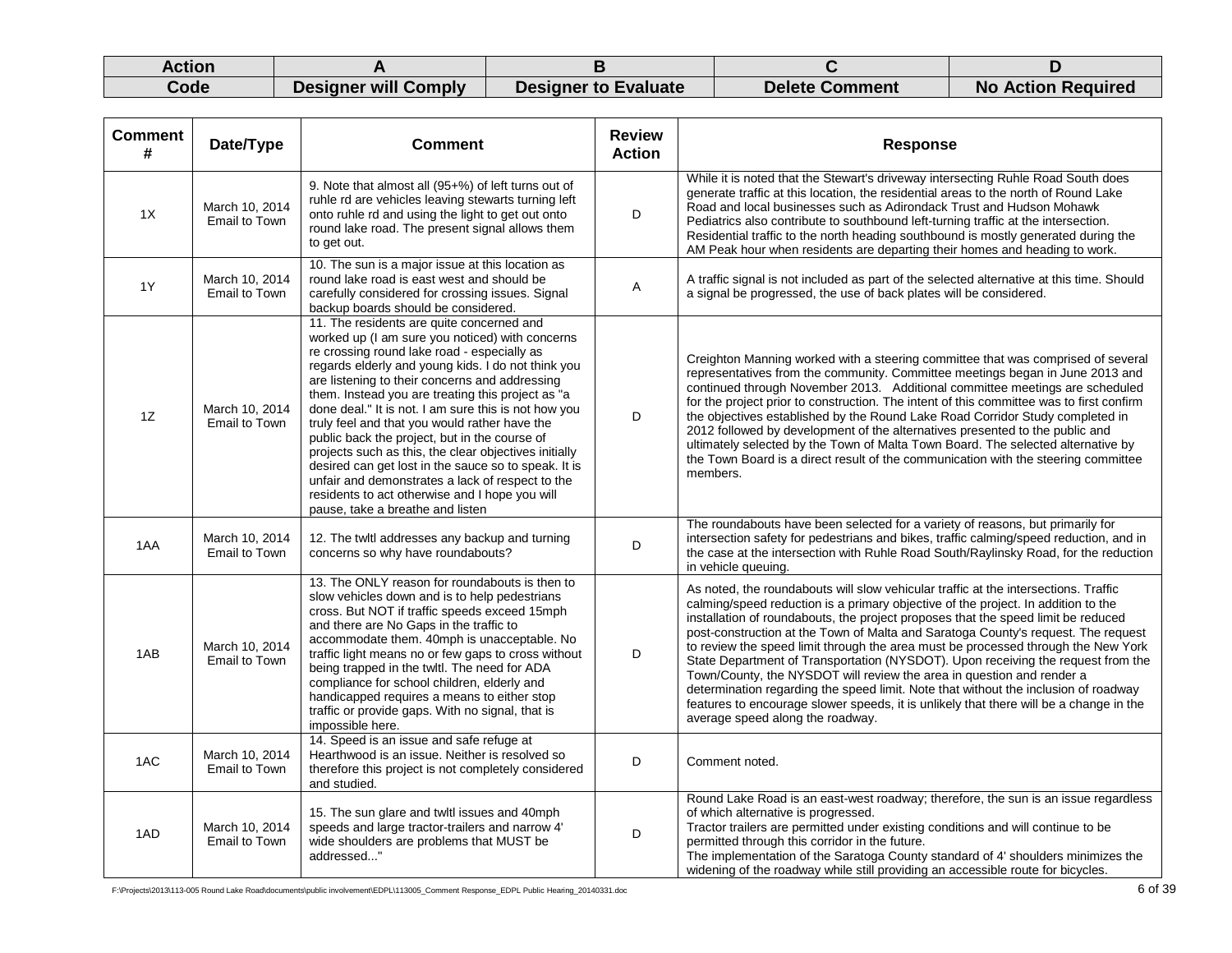| Action | A | B | C | D |
|---|---|---|---|---|
| Code | Designer will Comply | Designer to Evaluate | Delete Comment | No Action Required |

| Comment # | Date/Type | Comment | Review Action | Response |
|---|---|---|---|---|
| 1X | March 10, 2014 Email to Town | 9. Note that almost all (95+%) of left turns out of ruhle rd are vehicles leaving stewarts turning left onto ruhle rd and using the light to get out onto round lake road. The present signal allows them to get out. | D | While it is noted that the Stewart's driveway intersecting Ruhle Road South does generate traffic at this location, the residential areas to the north of Round Lake Road and local businesses such as Adirondack Trust and Hudson Mohawk Pediatrics also contribute to southbound left-turning traffic at the intersection. Residential traffic to the north heading southbound is mostly generated during the AM Peak hour when residents are departing their homes and heading to work. |
| 1Y | March 10, 2014 Email to Town | 10. The sun is a major issue at this location as round lake road is east west and should be carefully considered for crossing issues. Signal backup boards should be considered. | A | A traffic signal is not included as part of the selected alternative at this time. Should a signal be progressed, the use of back plates will be considered. |
| 1Z | March 10, 2014 Email to Town | 11. The residents are quite concerned and worked up (I am sure you noticed) with concerns re crossing round lake road - especially as regards elderly and young kids. I do not think you are listening to their concerns and addressing them. Instead you are treating this project as "a done deal." It is not. I am sure this is not how you truly feel and that you would rather have the public back the project, but in the course of projects such as this, the clear objectives initially desired can get lost in the sauce so to speak. It is unfair and demonstrates a lack of respect to the residents to act otherwise and I hope you will pause, take a breathe and listen | D | Creighton Manning worked with a steering committee that was comprised of several representatives from the community. Committee meetings began in June 2013 and continued through November 2013. Additional committee meetings are scheduled for the project prior to construction. The intent of this committee was to first confirm the objectives established by the Round Lake Road Corridor Study completed in 2012 followed by development of the alternatives presented to the public and ultimately selected by the Town of Malta Town Board. The selected alternative by the Town Board is a direct result of the communication with the steering committee members. |
| 1AA | March 10, 2014 Email to Town | 12. The twltl addresses any backup and turning concerns so why have roundabouts? | D | The roundabouts have been selected for a variety of reasons, but primarily for intersection safety for pedestrians and bikes, traffic calming/speed reduction, and in the case at the intersection with Ruhle Road South/Raylinsky Road, for the reduction in vehicle queuing. |
| 1AB | March 10, 2014 Email to Town | 13. The ONLY reason for roundabouts is then to slow vehicles down and is to help pedestrians cross. But NOT if traffic speeds exceed 15mph and there are No Gaps in the traffic to accommodate them. 40mph is unacceptable. No traffic light means no or few gaps to cross without being trapped in the twltl. The need for ADA compliance for school children, elderly and handicapped requires a means to either stop traffic or provide gaps. With no signal, that is impossible here. | D | As noted, the roundabouts will slow vehicular traffic at the intersections. Traffic calming/speed reduction is a primary objective of the project. In addition to the installation of roundabouts, the project proposes that the speed limit be reduced post-construction at the Town of Malta and Saratoga County's request. The request to review the speed limit through the area must be processed through the New York State Department of Transportation (NYSDOT). Upon receiving the request from the Town/County, the NYSDOT will review the area in question and render a determination regarding the speed limit. Note that without the inclusion of roadway features to encourage slower speeds, it is unlikely that there will be a change in the average speed along the roadway. |
| 1AC | March 10, 2014 Email to Town | 14. Speed is an issue and safe refuge at Hearthwood is an issue. Neither is resolved so therefore this project is not completely considered and studied. | D | Comment noted. |
| 1AD | March 10, 2014 Email to Town | 15. The sun glare and twltl issues and 40mph speeds and large tractor-trailers and narrow 4' wide shoulders are problems that MUST be addressed..." | D | Round Lake Road is an east-west roadway; therefore, the sun is an issue regardless of which alternative is progressed.<br>Tractor trailers are permitted under existing conditions and will continue to be permitted through this corridor in the future.<br>The implementation of the Saratoga County standard of 4' shoulders minimizes the widening of the roadway while still providing an accessible route for bicycles. |

F:\Projects\2013\113-005 Round Lake Road\documents\public involvement\EDPL\113005_Comment Response_EDPL Public Hearing_20140331.doc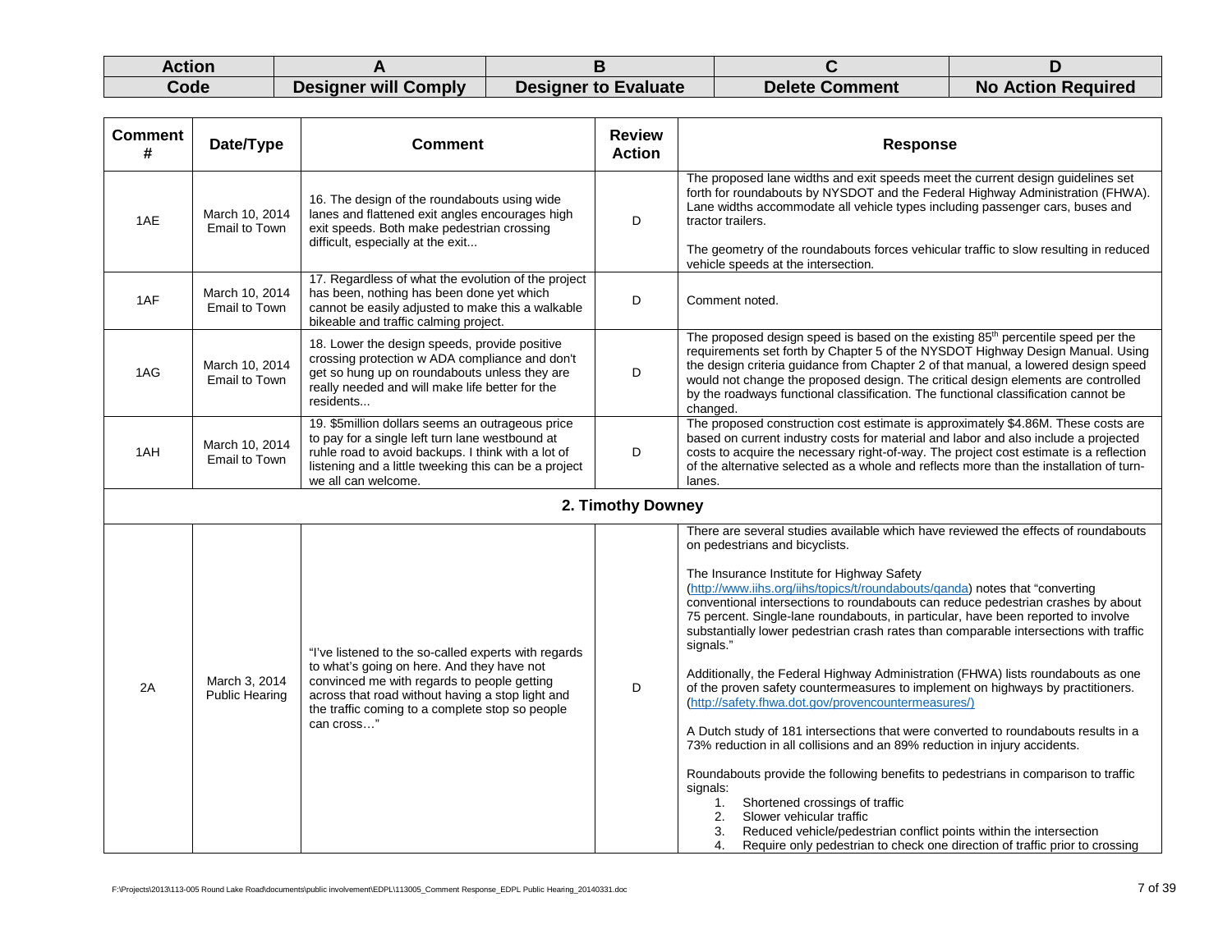| Action | A | B | C | D |
|---|---|---|---|---|
| Code | Designer will Comply | Designer to Evaluate | Delete Comment | No Action Required |

| Comment # | Date/Type | Comment | Review Action | Response |
|---|---|---|---|---|
| 1AE | March 10, 2014 Email to Town | 16. The design of the roundabouts using wide lanes and flattened exit angles encourages high exit speeds. Both make pedestrian crossing difficult, especially at the exit... | D | The proposed lane widths and exit speeds meet the current design guidelines set forth for roundabouts by NYSDOT and the Federal Highway Administration (FHWA). Lane widths accommodate all vehicle types including passenger cars, buses and tractor trailers.<br><br>The geometry of the roundabouts forces vehicular traffic to slow resulting in reduced vehicle speeds at the intersection. |
| 1AF | March 10, 2014 Email to Town | 17. Regardless of what the evolution of the project has been, nothing has been done yet which cannot be easily adjusted to make this a walkable bikeable and traffic calming project. | D | Comment noted. |
| 1AG | March 10, 2014 Email to Town | 18. Lower the design speeds, provide positive crossing protection w ADA compliance and don't get so hung up on roundabouts unless they are really needed and will make life better for the residents... | D | The proposed design speed is based on the existing 85th percentile speed per the requirements set forth by Chapter 5 of the NYSDOT Highway Design Manual. Using the design criteria guidance from Chapter 2 of that manual, a lowered design speed would not change the proposed design. The critical design elements are controlled by the roadways functional classification. The functional classification cannot be changed. |
| 1AH | March 10, 2014 Email to Town | 19. $5million dollars seems an outrageous price to pay for a single left turn lane westbound at ruhle road to avoid backups. I think with a lot of listening and a little tweeking this can be a project we all can welcome. | D | The proposed construction cost estimate is approximately $4.86M. These costs are based on current industry costs for material and labor and also include a projected costs to acquire the necessary right-of-way. The project cost estimate is a reflection of the alternative selected as a whole and reflects more than the installation of turn-lanes. |
| **2. Timothy Downey** | | | | |
| 2A | March 3, 2014 Public Hearing | "I've listened to the so-called experts with regards to what's going on here. And they have not convinced me with regards to people getting across that road without having a stop light and the traffic coming to a complete stop so people can cross…" | D | There are several studies available which have reviewed the effects of roundabouts on pedestrians and bicyclists.<br><br>The Insurance Institute for Highway Safety (http://www.iihs.org/iihs/topics/t/roundabouts/qanda) notes that "converting conventional intersections to roundabouts can reduce pedestrian crashes by about 75 percent. Single-lane roundabouts, in particular, have been reported to involve substantially lower pedestrian crash rates than comparable intersections with traffic signals."<br><br>Additionally, the Federal Highway Administration (FHWA) lists roundabouts as one of the proven safety countermeasures to implement on highways by practitioners. (http://safety.fhwa.dot.gov/provencountermeasures/)<br><br>A Dutch study of 181 intersections that were converted to roundabouts results in a 73% reduction in all collisions and an 89% reduction in injury accidents.<br><br>Roundabouts provide the following benefits to pedestrians in comparison to traffic signals:<br>1. Shortened crossings of traffic<br>2. Slower vehicular traffic<br>3. Reduced vehicle/pedestrian conflict points within the intersection<br>4. Require only pedestrian to check one direction of traffic prior to crossing |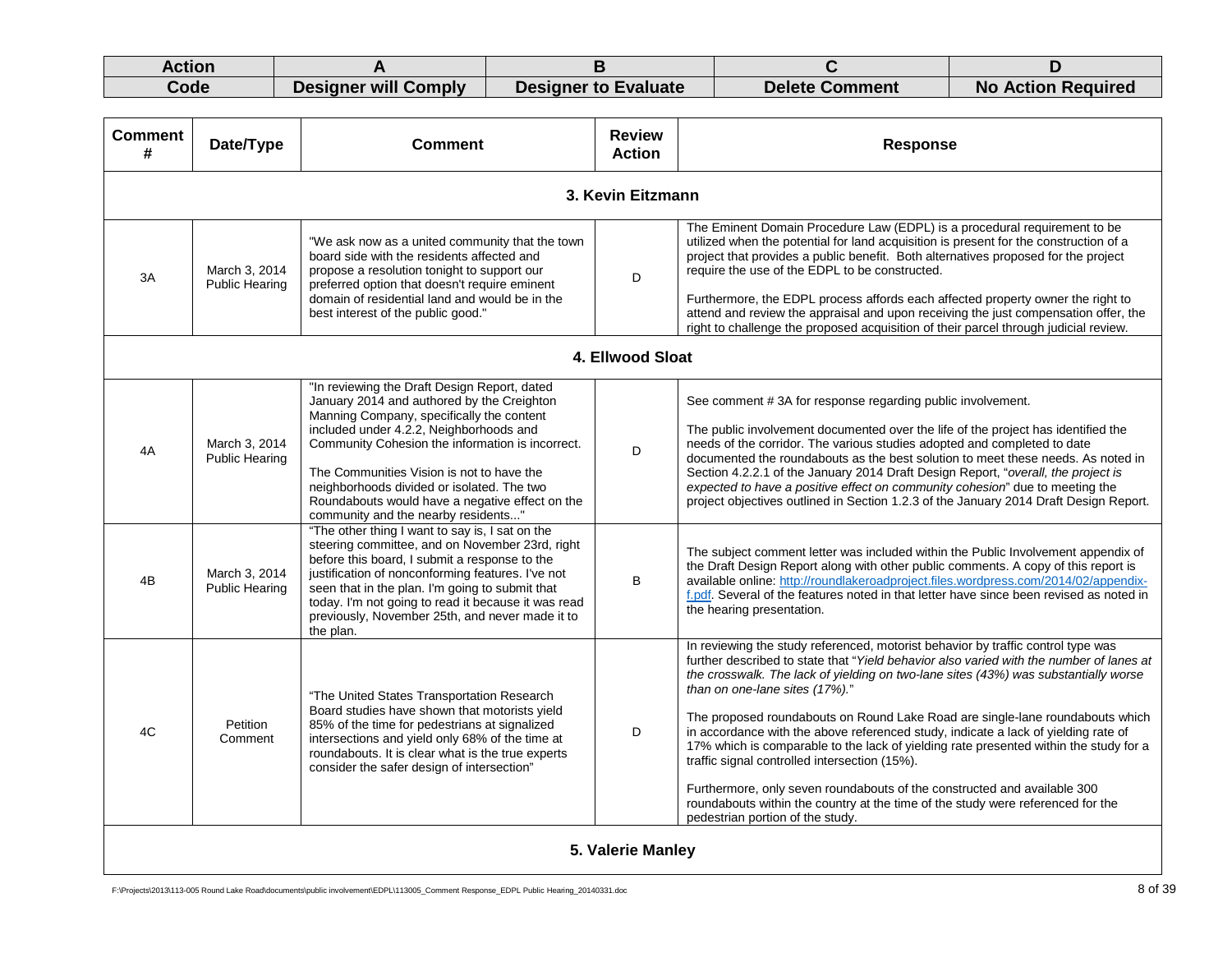| Action | A | B | C | D |
|---|---|---|---|---|
| Code | Designer will Comply | Designer to Evaluate | Delete Comment | No Action Required |

| Comment # | Date/Type | Comment | Review Action | Response |
|---|---|---|---|---|
| **3. Kevin Eitzmann** | | | | |
| 3A | March 3, 2014 Public Hearing | "We ask now as a united community that the town board side with the residents affected and propose a resolution tonight to support our preferred option that doesn't require eminent domain of residential land and would be in the best interest of the public good." | D | The Eminent Domain Procedure Law (EDPL) is a procedural requirement to be utilized when the potential for land acquisition is present for the construction of a project that provides a public benefit. Both alternatives proposed for the project require the use of the EDPL to be constructed.<br><br>Furthermore, the EDPL process affords each affected property owner the right to attend and review the appraisal and upon receiving the just compensation offer, the right to challenge the proposed acquisition of their parcel through judicial review. |
| **4. Ellwood Sloat** | | | | |
| 4A | March 3, 2014 Public Hearing | "In reviewing the Draft Design Report, dated January 2014 and authored by the Creighton Manning Company, specifically the content included under 4.2.2, Neighborhoods and Community Cohesion the information is incorrect.<br><br>The Communities Vision is not to have the neighborhoods divided or isolated. The two Roundabouts would have a negative effect on the community and the nearby residents..." | D | See comment # 3A for response regarding public involvement.<br><br>The public involvement documented over the life of the project has identified the needs of the corridor. The various studies adopted and completed to date documented the roundabouts as the best solution to meet these needs. As noted in Section 4.2.2.1 of the January 2014 Draft Design Report, "*overall, the project is expected to have a positive effect on community cohesion*" due to meeting the project objectives outlined in Section 1.2.3 of the January 2014 Draft Design Report. |
| 4B | March 3, 2014 Public Hearing | "The other thing I want to say is, I sat on the steering committee, and on November 23rd, right before this board, I submit a response to the justification of nonconforming features. I've not seen that in the plan. I'm going to submit that today. I'm not going to read it because it was read previously, November 25th, and never made it to the plan. | B | The subject comment letter was included within the Public Involvement appendix of the Draft Design Report along with other public comments. A copy of this report is available online: [http://roundlakeroadproject.files.wordpress.com/2014/02/appendix-f.pdf](http://roundlakeroadproject.files.wordpress.com/2014/02/appendix-f.pdf). Several of the features noted in that letter have since been revised as noted in the hearing presentation. |
| 4C | Petition Comment | "The United States Transportation Research Board studies have shown that motorists yield 85% of the time for pedestrians at signalized intersections and yield only 68% of the time at roundabouts. It is clear what is the true experts consider the safer design of intersection" | D | In reviewing the study referenced, motorist behavior by traffic control type was further described to state that "*Yield behavior also varied with the number of lanes at the crosswalk. The lack of yielding on two-lane sites (43%) was substantially worse than on one-lane sites (17%).*"<br><br>The proposed roundabouts on Round Lake Road are single-lane roundabouts which in accordance with the above referenced study, indicate a lack of yielding rate of 17% which is comparable to the lack of yielding rate presented within the study for a traffic signal controlled intersection (15%).<br><br>Furthermore, only seven roundabouts of the constructed and available 300 roundabouts within the country at the time of the study were referenced for the pedestrian portion of the study. |
| **5. Valerie Manley** | | | | |

F:\Projects\2013\113-005 Round Lake Road\documents\public involvement\EDPL\113005_Comment Response_EDPL Public Hearing_20140331.doc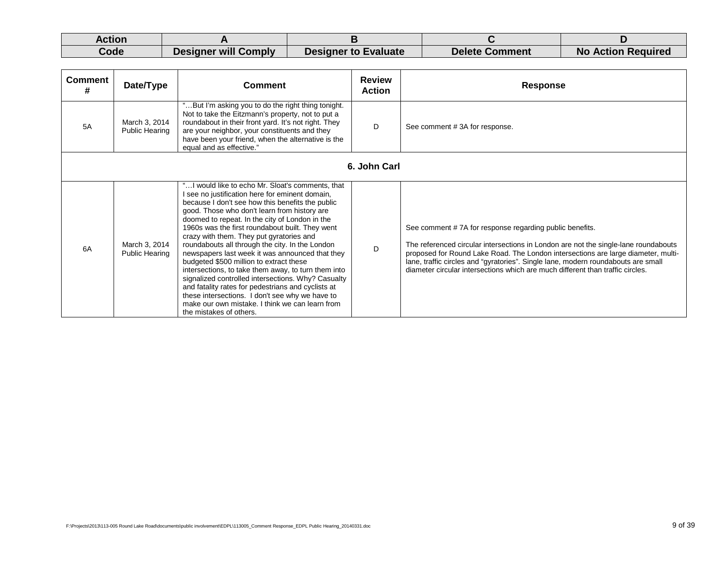| Action | A | B | C | D |
|---|---|---|---|---|
| Code | Designer will Comply | Designer to Evaluate | Delete Comment | No Action Required |

| Comment # | Date/Type | Comment | Review Action | Response |
|---|---|---|---|---|
| 5A | March 3, 2014 Public Hearing | "…But I'm asking you to do the right thing tonight. Not to take the Eitzmann's property, not to put a roundabout in their front yard. It's not right. They are your neighbor, your constituents and they have been your friend, when the alternative is the equal and as effective." | D | See comment # 3A for response. |
| **6. John Carl** | | | | |
| 6A | March 3, 2014 Public Hearing | "…I would like to echo Mr. Sloat's comments, that I see no justification here for eminent domain, because I don't see how this benefits the public good. Those who don't learn from history are doomed to repeat. In the city of London in the 1960s was the first roundabout built. They went crazy with them. They put gyratories and roundabouts all through the city. In the London newspapers last week it was announced that they budgeted $500 million to extract these intersections, to take them away, to turn them into signalized controlled intersections. Why? Casualty and fatality rates for pedestrians and cyclists at these intersections. I don't see why we have to make our own mistake. I think we can learn from the mistakes of others. | D | See comment # 7A for response regarding public benefits.<br><br>The referenced circular intersections in London are not the single-lane roundabouts proposed for Round Lake Road. The London intersections are large diameter, multi-lane, traffic circles and "gyratories". Single lane, modern roundabouts are small diameter circular intersections which are much different than traffic circles. |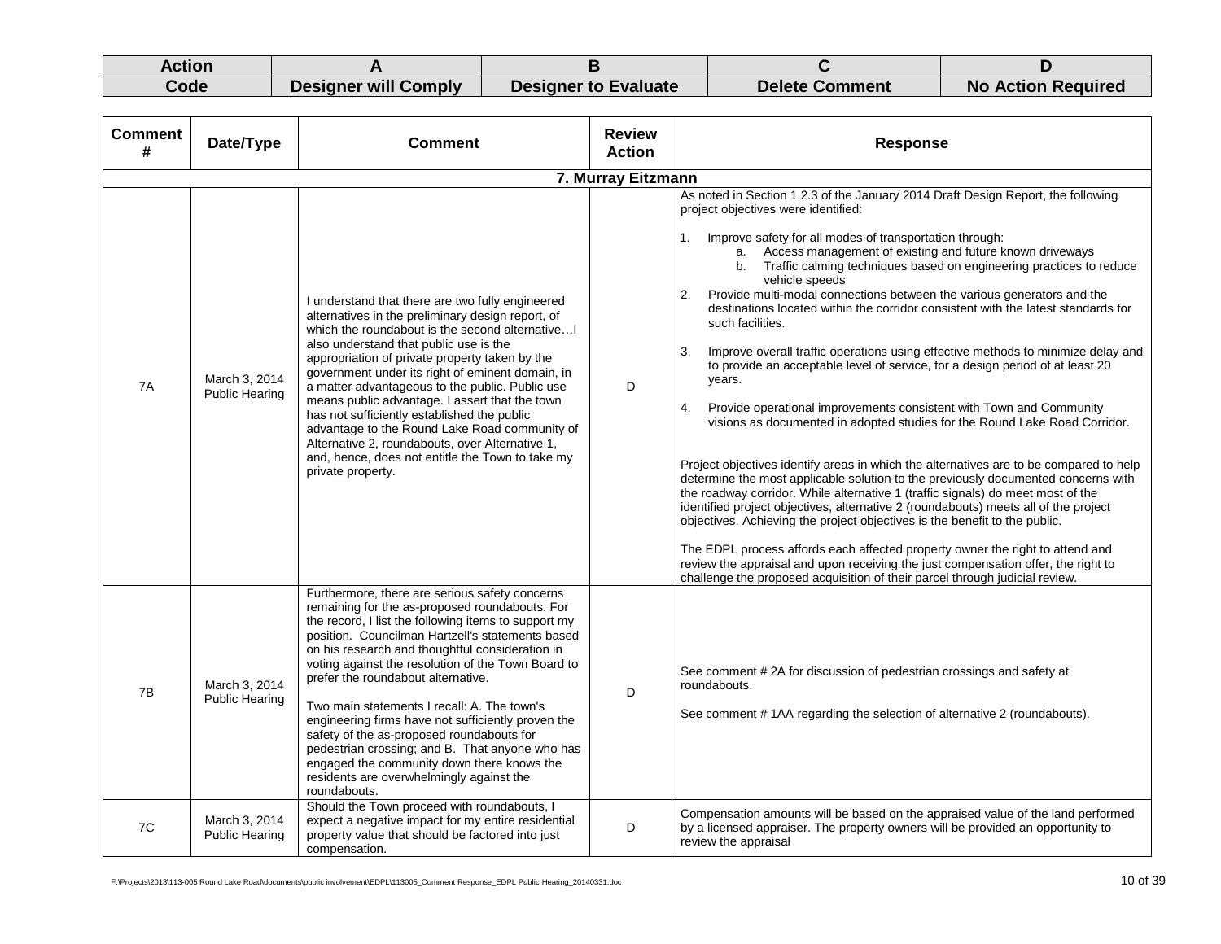| Action Code | A | B | C | D |
|---|---|---|---|---|
| | Designer will Comply | Designer to Evaluate | Delete Comment | No Action Required |

| Comment # | Date/Type | Comment | Review Action | Response |
|---|---|---|---|---|
| | | **7. Murray Eitzmann** | | |
| 7A | March 3, 2014 Public Hearing | I understand that there are two fully engineered alternatives in the preliminary design report, of which the roundabout is the second alternative…I also understand that public use is the appropriation of private property taken by the government under its right of eminent domain, in a matter advantageous to the public. Public use means public advantage. I assert that the town has not sufficiently established the public advantage to the Round Lake Road community of Alternative 2, roundabouts, over Alternative 1, and, hence, does not entitle the Town to take my private property. | D | As noted in Section 1.2.3 of the January 2014 Draft Design Report, the following project objectives were identified:<br><br>1. Improve safety for all modes of transportation through:<br>a. Access management of existing and future known driveways<br>b. Traffic calming techniques based on engineering practices to reduce vehicle speeds<br>2. Provide multi-modal connections between the various generators and the destinations located within the corridor consistent with the latest standards for such facilities.<br>3. Improve overall traffic operations using effective methods to minimize delay and to provide an acceptable level of service, for a design period of at least 20 years.<br>4. Provide operational improvements consistent with Town and Community visions as documented in adopted studies for the Round Lake Road Corridor.<br><br>Project objectives identify areas in which the alternatives are to be compared to help determine the most applicable solution to the previously documented concerns with the roadway corridor. While alternative 1 (traffic signals) do meet most of the identified project objectives, alternative 2 (roundabouts) meets all of the project objectives. Achieving the project objectives is the benefit to the public.<br><br>The EDPL process affords each affected property owner the right to attend and review the appraisal and upon receiving the just compensation offer, the right to challenge the proposed acquisition of their parcel through judicial review. |
| 7B | March 3, 2014 Public Hearing | Furthermore, there are serious safety concerns remaining for the as-proposed roundabouts. For the record, I list the following items to support my position. Councilman Hartzell's statements based on his research and thoughtful consideration in voting against the resolution of the Town Board to prefer the roundabout alternative.<br><br>Two main statements I recall: A. The town's engineering firms have not sufficiently proven the safety of the as-proposed roundabouts for pedestrian crossing; and B. That anyone who has engaged the community down there knows the residents are overwhelmingly against the roundabouts. | D | See comment # 2A for discussion of pedestrian crossings and safety at roundabouts.<br><br>See comment # 1AA regarding the selection of alternative 2 (roundabouts). |
| 7C | March 3, 2014 Public Hearing | Should the Town proceed with roundabouts, I expect a negative impact for my entire residential property value that should be factored into just compensation. | D | Compensation amounts will be based on the appraised value of the land performed by a licensed appraiser. The property owners will be provided an opportunity to review the appraisal |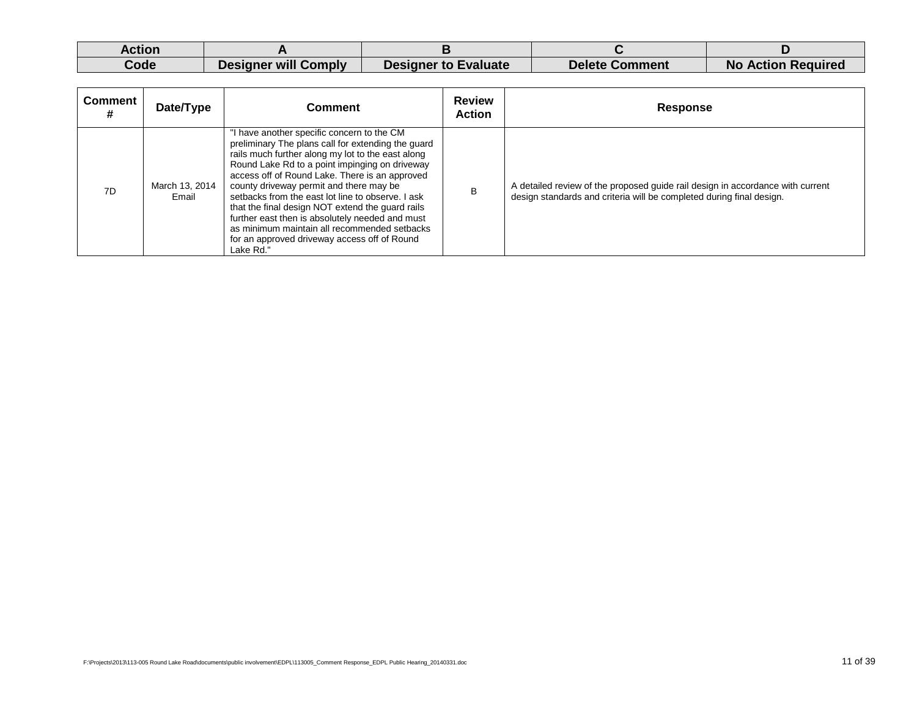| Action | A | B | C | D |
|---|---|---|---|---|
| Code | Designer will Comply | Designer to Evaluate | Delete Comment | No Action Required |

| Comment # | Date/Type | Comment | Review Action | Response |
|---|---|---|---|---|
| 7D | March 13, 2014 Email | "I have another specific concern to the CM preliminary The plans call for extending the guard rails much further along my lot to the east along Round Lake Rd to a point impinging on driveway access off of Round Lake. There is an approved county driveway permit and there may be setbacks from the east lot line to observe. I ask that the final design NOT extend the guard rails further east then is absolutely needed and must as minimum maintain all recommended setbacks for an approved driveway access off of Round Lake Rd." | B | A detailed review of the proposed guide rail design in accordance with current design standards and criteria will be completed during final design. |

F:\Projects\2013\113-005 Round Lake Road\documents\public involvement\EDPL\113005_Comment Response_EDPL Public Hearing_20140331.doc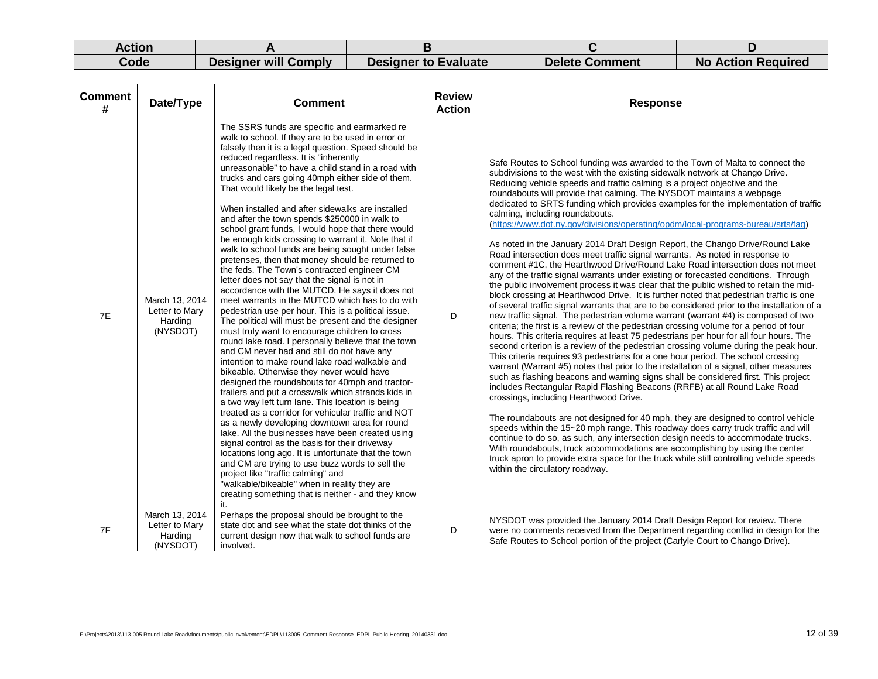| Action Code | A | B | C | D |
|---|---|---|---|---|
| | Designer will Comply | Designer to Evaluate | Delete Comment | No Action Required |

| Comment # | Date/Type | Comment | Review Action | Response |
|---|---|---|---|---|
| 7E | March 13, 2014 Letter to Mary Harding (NYSDOT) | The SSRS funds are specific and earmarked re walk to school. If they are to be used in error or falsely then it is a legal question. Speed should be reduced regardless. It is "inherently unreasonable" to have a child stand in a road with trucks and cars going 40mph either side of them. That would likely be the legal test.<br><br>When installed and after sidewalks are installed and after the town spends $250000 in walk to school grant funds, I would hope that there would be enough kids crossing to warrant it. Note that if walk to school funds are being sought under false pretenses, then that money should be returned to the feds. The Town's contracted engineer CM letter does not say that the signal is not in accordance with the MUTCD. He says it does not meet warrants in the MUTCD which has to do with pedestrian use per hour. This is a political issue. The political will must be present and the designer must truly want to encourage children to cross round lake road. I personally believe that the town and CM never had and still do not have any intention to make round lake road walkable and bikeable. Otherwise they never would have designed the roundabouts for 40mph and tractor-trailers and put a crosswalk which strands kids in a two way left turn lane. This location is being treated as a corridor for vehicular traffic and NOT as a newly developing downtown area for round lake. All the businesses have been created using signal control as the basis for their driveway locations long ago. It is unfortunate that the town and CM are trying to use buzz words to sell the project like "traffic calming" and "walkable/bikeable" when in reality they are creating something that is neither - and they know it. | D | Safe Routes to School funding was awarded to the Town of Malta to connect the subdivisions to the west with the existing sidewalk network at Chango Drive. Reducing vehicle speeds and traffic calming is a project objective and the roundabouts will provide that calming. The NYSDOT maintains a webpage dedicated to SRTS funding which provides examples for the implementation of traffic calming, including roundabouts. (https://www.dot.ny.gov/divisions/operating/opdm/local-programs-bureau/srts/faq)<br><br>As noted in the January 2014 Draft Design Report, the Chango Drive/Round Lake Road intersection does meet traffic signal warrants. As noted in response to comment #1C, the Hearthwood Drive/Round Lake Road intersection does not meet any of the traffic signal warrants under existing or forecasted conditions. Through the public involvement process it was clear that the public wished to retain the mid-block crossing at Hearthwood Drive. It is further noted that pedestrian traffic is one of several traffic signal warrants that are to be considered prior to the installation of a new traffic signal. The pedestrian volume warrant (warrant #4) is composed of two criteria; the first is a review of the pedestrian crossing volume for a period of four hours. This criteria requires at least 75 pedestrians per hour for all four hours. The second criterion is a review of the pedestrian crossing volume during the peak hour. This criteria requires 93 pedestrians for a one hour period. The school crossing warrant (Warrant #5) notes that prior to the installation of a signal, other measures such as flashing beacons and warning signs shall be considered first. This project includes Rectangular Rapid Flashing Beacons (RRFB) at all Round Lake Road crossings, including Hearthwood Drive.<br><br>The roundabouts are not designed for 40 mph, they are designed to control vehicle speeds within the 15~20 mph range. This roadway does carry truck traffic and will continue to do so, as such, any intersection design needs to accommodate trucks. With roundabouts, truck accommodations are accomplishing by using the center truck apron to provide extra space for the truck while still controlling vehicle speeds within the circulatory roadway. |
| 7F | March 13, 2014 Letter to Mary Harding (NYSDOT) | Perhaps the proposal should be brought to the state dot and see what the state dot thinks of the current design now that walk to school funds are involved. | D | NYSDOT was provided the January 2014 Draft Design Report for review. There were no comments received from the Department regarding conflict in design for the Safe Routes to School portion of the project (Carlyle Court to Chango Drive). |

F:\Projects\2013\113-005 Round Lake Road\documents\public involvement\EDPL\113005_Comment Response_EDPL Public Hearing_20140331.doc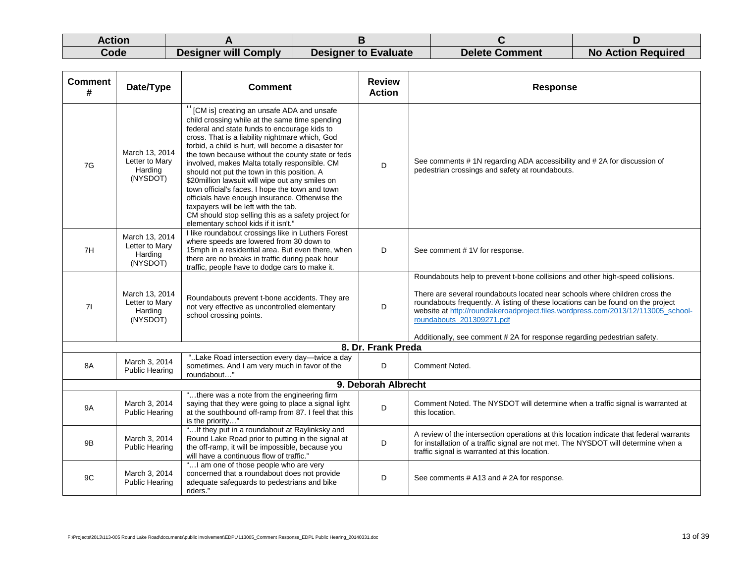| Action Code | A | B | C | D |
|---|---|---|---|---|
| | Designer will Comply | Designer to Evaluate | Delete Comment | No Action Required |

| Comment # | Date/Type | Comment | Review Action | Response |
|---|---|---|---|---|
| 7G | March 13, 2014 Letter to Mary Harding (NYSDOT) | "[CM is] creating an unsafe ADA and unsafe child crossing while at the same time spending federal and state funds to encourage kids to cross. That is a liability nightmare which, God forbid, a child is hurt, will become a disaster for the town because without the county state or feds involved, makes Malta totally responsible. CM should not put the town in this position. A $20million lawsuit will wipe out any smiles on town official's faces. I hope the town and town officials have enough insurance. Otherwise the taxpayers will be left with the tab. CM should stop selling this as a safety project for elementary school kids if it isn't." | D | See comments # 1N regarding ADA accessibility and # 2A for discussion of pedestrian crossings and safety at roundabouts. |
| 7H | March 13, 2014 Letter to Mary Harding (NYSDOT) | I like roundabout crossings like in Luthers Forest where speeds are lowered from 30 down to 15mph in a residential area. But even there, when there are no breaks in traffic during peak hour traffic, people have to dodge cars to make it. | D | See comment # 1V for response. |
| 7I | March 13, 2014 Letter to Mary Harding (NYSDOT) | Roundabouts prevent t-bone accidents. They are not very effective as uncontrolled elementary school crossing points. | D | Roundabouts help to prevent t-bone collisions and other high-speed collisions.<br><br>There are several roundabouts located near schools where children cross the roundabouts frequently. A listing of these locations can be found on the project website at http://roundlakeroadproject.files.wordpress.com/2013/12/113005_school-roundabouts_201309271.pdf<br><br>Additionally, see comment # 2A for response regarding pedestrian safety. |
| **8. Dr. Frank Preda** | | | | |
| 8A | March 3, 2014 Public Hearing | "..Lake Road intersection every day—twice a day sometimes. And I am very much in favor of the roundabout…" | D | Comment Noted. |
| **9. Deborah Albrecht** | | | | |
| 9A | March 3, 2014 Public Hearing | "…there was a note from the engineering firm saying that they were going to place a signal light at the southbound off-ramp from 87. I feel that this is the priority…" | D | Comment Noted. The NYSDOT will determine when a traffic signal is warranted at this location. |
| 9B | March 3, 2014 Public Hearing | "…If they put in a roundabout at Raylinksky and Round Lake Road prior to putting in the signal at the off-ramp, it will be impossible, because you will have a continuous flow of traffic." | D | A review of the intersection operations at this location indicate that federal warrants for installation of a traffic signal are not met. The NYSDOT will determine when a traffic signal is warranted at this location. |
| 9C | March 3, 2014 Public Hearing | "…I am one of those people who are very concerned that a roundabout does not provide adequate safeguards to pedestrians and bike riders." | D | See comments # A13 and # 2A for response. |

F:\Projects\2013\113-005 Round Lake Road\documents\public involvement\EDPL\113005_Comment Response_EDPL Public Hearing_20140331.doc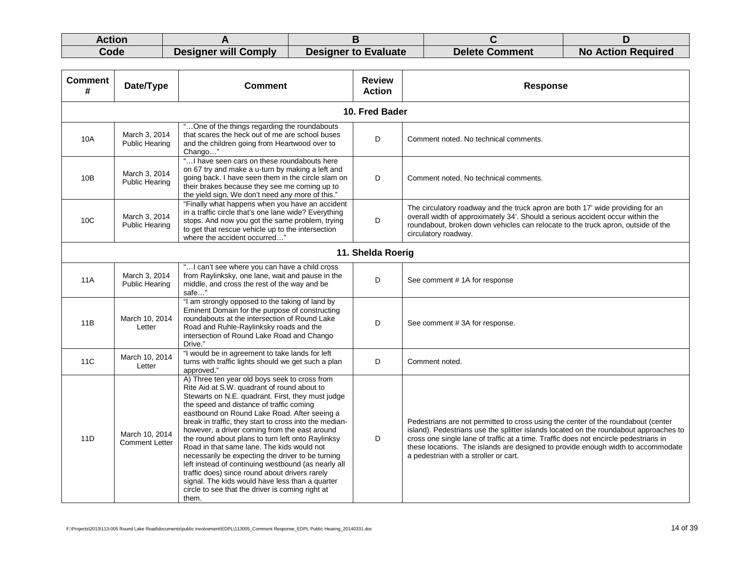| Action | A | B | C | D |
|---|---|---|---|---|
| Code | Designer will Comply | Designer to Evaluate | Delete Comment | No Action Required |

| Comment # | Date/Type | Comment | Review Action | Response |
|---|---|---|---|---|
| **10. Fred Bader** | | | | |
| 10A | March 3, 2014 Public Hearing | "…One of the things regarding the roundabouts that scares the heck out of me are school buses and the children going from Heartwood over to Chango…" | D | Comment noted. No technical comments. |
| 10B | March 3, 2014 Public Hearing | "…I have seen cars on these roundabouts here on 67 try and make a u-turn by making a left and going back. I have seen them in the circle slam on their brakes because they see me coming up to the yield sign. We don't need any more of this." | D | Comment noted. No technical comments. |
| 10C | March 3, 2014 Public Hearing | "Finally what happens when you have an accident in a traffic circle that's one lane wide? Everything stops. And now you got the same problem, trying to get that rescue vehicle up to the intersection where the accident occurred…" | D | The circulatory roadway and the truck apron are both 17' wide providing for an overall width of approximately 34'. Should a serious accident occur within the roundabout, broken down vehicles can relocate to the truck apron, outside of the circulatory roadway. |
| **11. Shelda Roerig** | | | | |
| 11A | March 3, 2014 Public Hearing | "…I can't see where you can have a child cross from Raylinksky, one lane, wait and pause in the middle, and cross the rest of the way and be safe…" | D | See comment # 1A for response |
| 11B | March 10, 2014 Letter | "I am strongly opposed to the taking of land by Eminent Domain for the purpose of constructing roundabouts at the intersection of Round Lake Road and Ruhle-Raylinksky roads and the intersection of Round Lake Road and Chango Drive." | D | See comment # 3A for response. |
| 11C | March 10, 2014 Letter | "I would be in agreement to take lands for left turns with traffic lights should we get such a plan approved." | D | Comment noted. |
| 11D | March 10, 2014 Comment Letter | A) Three ten year old boys seek to cross from Rite Aid at S.W. quadrant of round about to Stewarts on N.E. quadrant. First, they must judge the speed and distance of traffic coming eastbound on Round Lake Road. After seeing a break in traffic, they start to cross into the median- however, a driver coming from the east around the round about plans to turn left onto Raylinksy Road in that same lane. The kids would not necessarily be expecting the driver to be turning left instead of continuing westbound (as nearly all traffic does) since round about drivers rarely signal. The kids would have less than a quarter circle to see that the driver is coming right at them. | D | Pedestrians are not permitted to cross using the center of the roundabout (center island). Pedestrians use the splitter islands located on the roundabout approaches to cross one single lane of traffic at a time. Traffic does not encircle pedestrians in these locations. The islands are designed to provide enough width to accommodate a pedestrian with a stroller or cart. |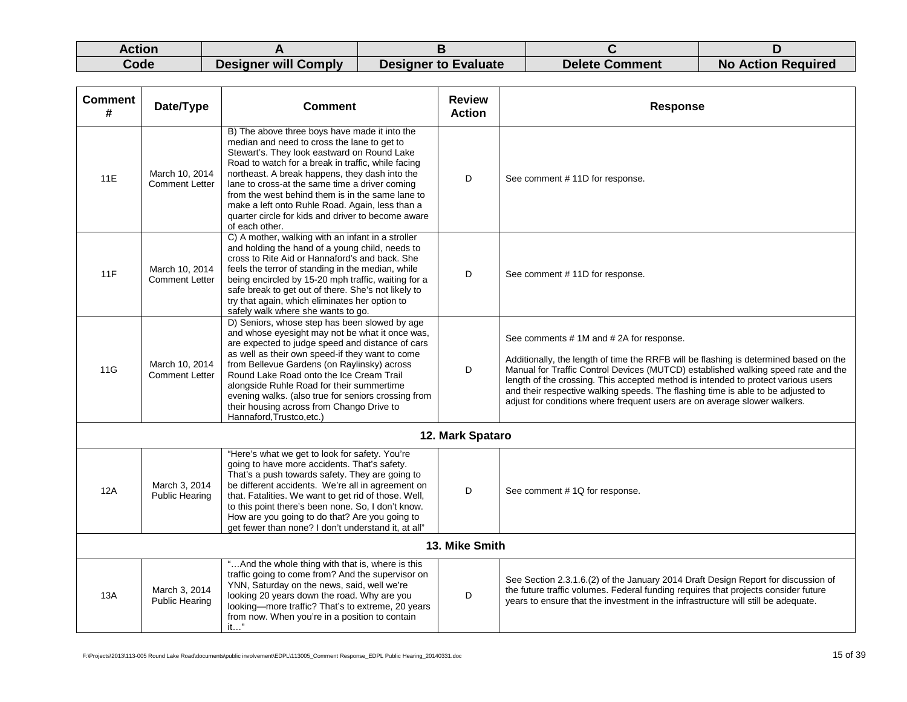| Action | A | B | C | D |
|---|---|---|---|---|
| Code | Designer will Comply | Designer to Evaluate | Delete Comment | No Action Required |

| Comment # | Date/Type | Comment | Review Action | Response |
|---|---|---|---|---|
| 11E | March 10, 2014 Comment Letter | B) The above three boys have made it into the median and need to cross the lane to get to Stewart's. They look eastward on Round Lake Road to watch for a break in traffic, while facing northeast. A break happens, they dash into the lane to cross-at the same time a driver coming from the west behind them is in the same lane to make a left onto Ruhle Road. Again, less than a quarter circle for kids and driver to become aware of each other. | D | See comment # 11D for response. |
| 11F | March 10, 2014 Comment Letter | C) A mother, walking with an infant in a stroller and holding the hand of a young child, needs to cross to Rite Aid or Hannaford's and back. She feels the terror of standing in the median, while being encircled by 15-20 mph traffic, waiting for a safe break to get out of there. She's not likely to try that again, which eliminates her option to safely walk where she wants to go. | D | See comment # 11D for response. |
| 11G | March 10, 2014 Comment Letter | D) Seniors, whose step has been slowed by age and whose eyesight may not be what it once was, are expected to judge speed and distance of cars as well as their own speed-if they want to come from Bellevue Gardens (on Raylinsky) across Round Lake Road onto the Ice Cream Trail alongside Ruhle Road for their summertime evening walks. (also true for seniors crossing from their housing across from Chango Drive to Hannaford,Trustco,etc.) | D | See comments # 1M and # 2A for response.<br><br>Additionally, the length of time the RRFB will be flashing is determined based on the Manual for Traffic Control Devices (MUTCD) established walking speed rate and the length of the crossing. This accepted method is intended to protect various users and their respective walking speeds. The flashing time is able to be adjusted to adjust for conditions where frequent users are on average slower walkers. |
| | | **12. Mark Spataro** | | |
| 12A | March 3, 2014 Public Hearing | "Here's what we get to look for safety. You're going to have more accidents. That's safety. That's a push towards safety. They are going to be different accidents. We're all in agreement on that. Fatalities. We want to get rid of those. Well, to this point there's been none. So, I don't know. How are you going to do that? Are you going to get fewer than none? I don't understand it, at all" | D | See comment # 1Q for response. |
| | | **13. Mike Smith** | | |
| 13A | March 3, 2014 Public Hearing | "…And the whole thing with that is, where is this traffic going to come from? And the supervisor on YNN, Saturday on the news, said, well we're looking 20 years down the road. Why are you looking—more traffic? That's to extreme, 20 years from now. When you're in a position to contain it…" | D | See Section 2.3.1.6.(2) of the January 2014 Draft Design Report for discussion of the future traffic volumes. Federal funding requires that projects consider future years to ensure that the investment in the infrastructure will still be adequate. |

F:\Projects\2013\113-005 Round Lake Road\documents\public involvement\EDPL\113005_Comment Response_EDPL Public Hearing_20140331.doc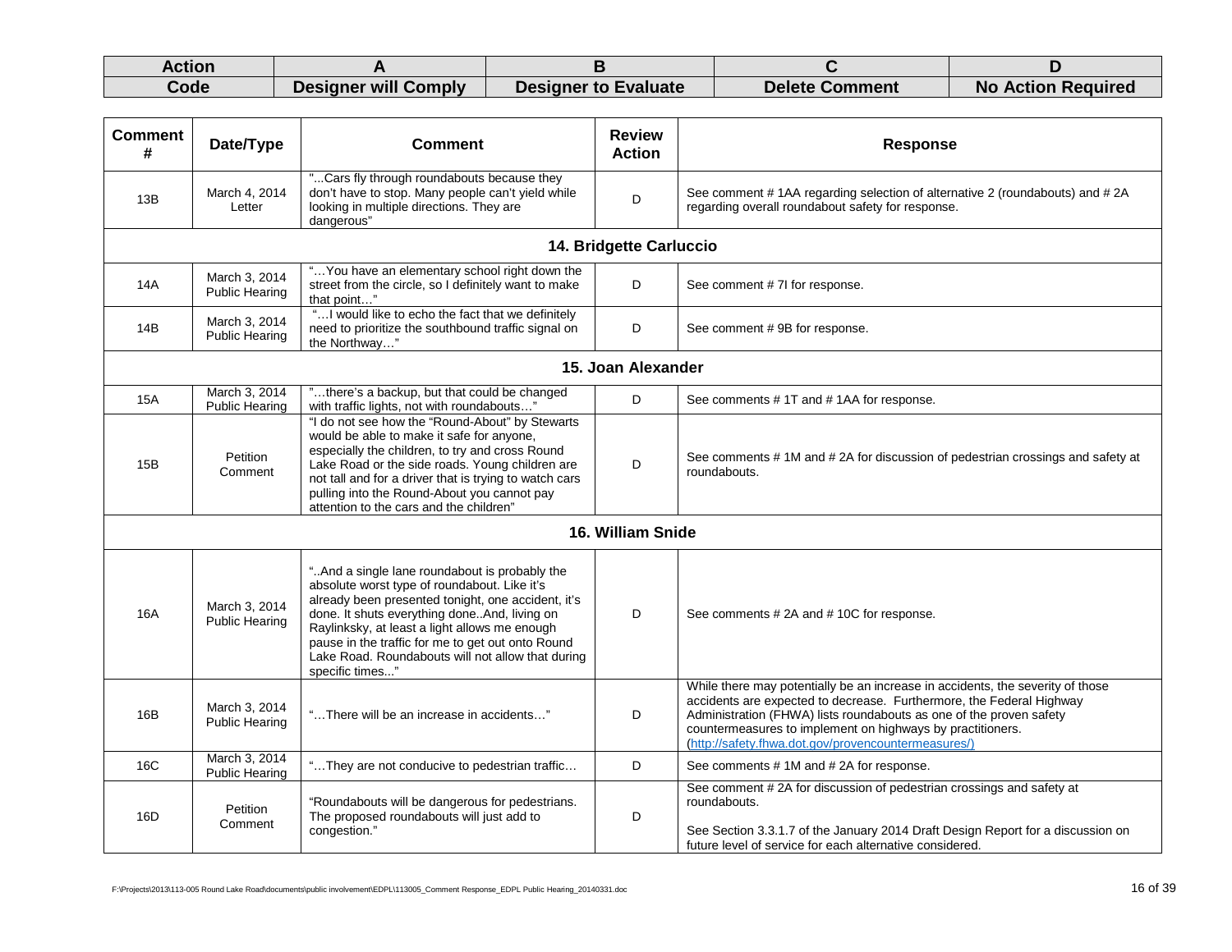| Action Code | A | B | C | D |
|---|---|---|---|---|
| | Designer will Comply | Designer to Evaluate | Delete Comment | No Action Required |

| Comment # | Date/Type | Comment | Review Action | Response |
|---|---|---|---|---|
| 13B | March 4, 2014 Letter | "...Cars fly through roundabouts because they don't have to stop. Many people can't yield while looking in multiple directions. They are dangerous" | D | See comment # 1AA regarding selection of alternative 2 (roundabouts) and # 2A regarding overall roundabout safety for response. |
| | | **14. Bridgette Carluccio** | | |
| 14A | March 3, 2014 Public Hearing | "…You have an elementary school right down the street from the circle, so I definitely want to make that point…" | D | See comment # 7I for response. |
| 14B | March 3, 2014 Public Hearing | "…I would like to echo the fact that we definitely need to prioritize the southbound traffic signal on the Northway…" | D | See comment # 9B for response. |
| | | **15. Joan Alexander** | | |
| 15A | March 3, 2014 Public Hearing | "…there's a backup, but that could be changed with traffic lights, not with roundabouts…" | D | See comments # 1T and # 1AA for response. |
| 15B | Petition Comment | "I do not see how the "Round-About" by Stewarts would be able to make it safe for anyone, especially the children, to try and cross Round Lake Road or the side roads. Young children are not tall and for a driver that is trying to watch cars pulling into the Round-About you cannot pay attention to the cars and the children" | D | See comments # 1M and # 2A for discussion of pedestrian crossings and safety at roundabouts. |
| | | **16. William Snide** | | |
| 16A | March 3, 2014 Public Hearing | "..And a single lane roundabout is probably the absolute worst type of roundabout. Like it's already been presented tonight, one accident, it's done. It shuts everything done..And, living on Raylinksky, at least a light allows me enough pause in the traffic for me to get out onto Round Lake Road. Roundabouts will not allow that during specific times..." | D | See comments # 2A and # 10C for response. |
| 16B | March 3, 2014 Public Hearing | "…There will be an increase in accidents…" | D | While there may potentially be an increase in accidents, the severity of those accidents are expected to decrease. Furthermore, the Federal Highway Administration (FHWA) lists roundabouts as one of the proven safety countermeasures to implement on highways by practitioners. (http://safety.fhwa.dot.gov/provencountermeasures/) |
| 16C | March 3, 2014 Public Hearing | "…They are not conducive to pedestrian traffic… | D | See comments # 1M and # 2A for response. |
| 16D | Petition Comment | "Roundabouts will be dangerous for pedestrians. The proposed roundabouts will just add to congestion." | D | See comment # 2A for discussion of pedestrian crossings and safety at roundabouts.<br><br>See Section 3.3.1.7 of the January 2014 Draft Design Report for a discussion on future level of service for each alternative considered. |

F:\Projects\2013\113-005 Round Lake Road\documents\public involvement\EDPL\113005_Comment Response_EDPL Public Hearing_20140331.doc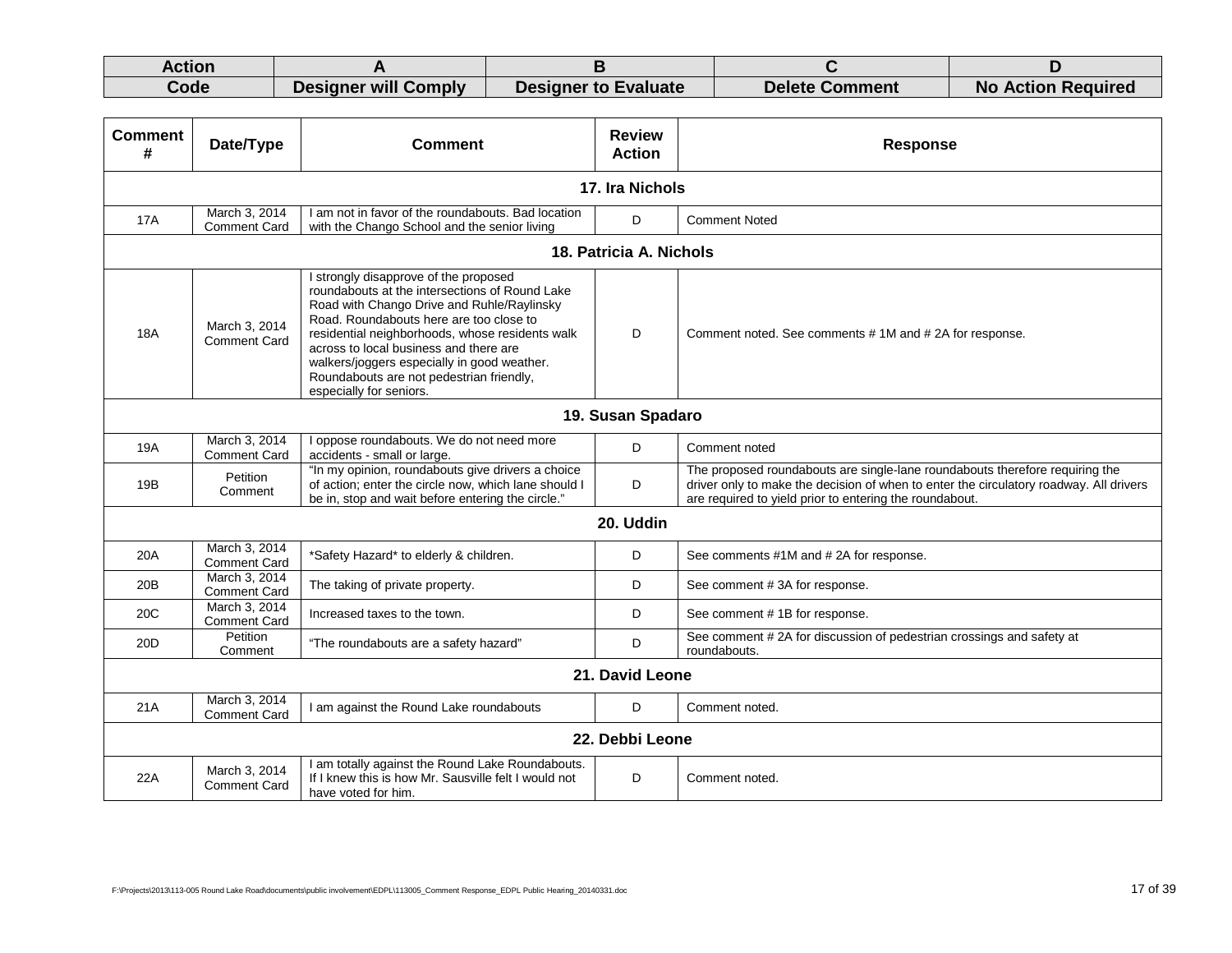| Action | A | B | C | D |
| --- | --- | --- | --- | --- |
| Code | Designer will Comply | Designer to Evaluate | Delete Comment | No Action Required |

| Comment # | Date/Type | Comment | Review Action | Response |
| --- | --- | --- | --- | --- |
| **17. Ira Nichols** | | | | |
| 17A | March 3, 2014 Comment Card | I am not in favor of the roundabouts. Bad location with the Chango School and the senior living | D | Comment Noted |
| **18. Patricia A. Nichols** | | | | |
| 18A | March 3, 2014 Comment Card | I strongly disapprove of the proposed roundabouts at the intersections of Round Lake Road with Chango Drive and Ruhle/Raylinsky Road. Roundabouts here are too close to residential neighborhoods, whose residents walk across to local business and there are walkers/joggers especially in good weather. Roundabouts are not pedestrian friendly, especially for seniors. | D | Comment noted. See comments # 1M and # 2A for response. |
| **19. Susan Spadaro** | | | | |
| 19A | March 3, 2014 Comment Card | I oppose roundabouts. We do not need more accidents - small or large. | D | Comment noted |
| 19B | Petition Comment | "In my opinion, roundabouts give drivers a choice of action; enter the circle now, which lane should I be in, stop and wait before entering the circle." | D | The proposed roundabouts are single-lane roundabouts therefore requiring the driver only to make the decision of when to enter the circulatory roadway. All drivers are required to yield prior to entering the roundabout. |
| **20. Uddin** | | | | |
| 20A | March 3, 2014 Comment Card | *Safety Hazard* to elderly & children. | D | See comments #1M and # 2A for response. |
| 20B | March 3, 2014 Comment Card | The taking of private property. | D | See comment # 3A for response. |
| 20C | March 3, 2014 Comment Card | Increased taxes to the town. | D | See comment # 1B for response. |
| 20D | Petition Comment | "The roundabouts are a safety hazard" | D | See comment # 2A for discussion of pedestrian crossings and safety at roundabouts. |
| **21. David Leone** | | | | |
| 21A | March 3, 2014 Comment Card | I am against the Round Lake roundabouts | D | Comment noted. |
| **22. Debbi Leone** | | | | |
| 22A | March 3, 2014 Comment Card | I am totally against the Round Lake Roundabouts. If I knew this is how Mr. Sausville felt I would not have voted for him. | D | Comment noted. |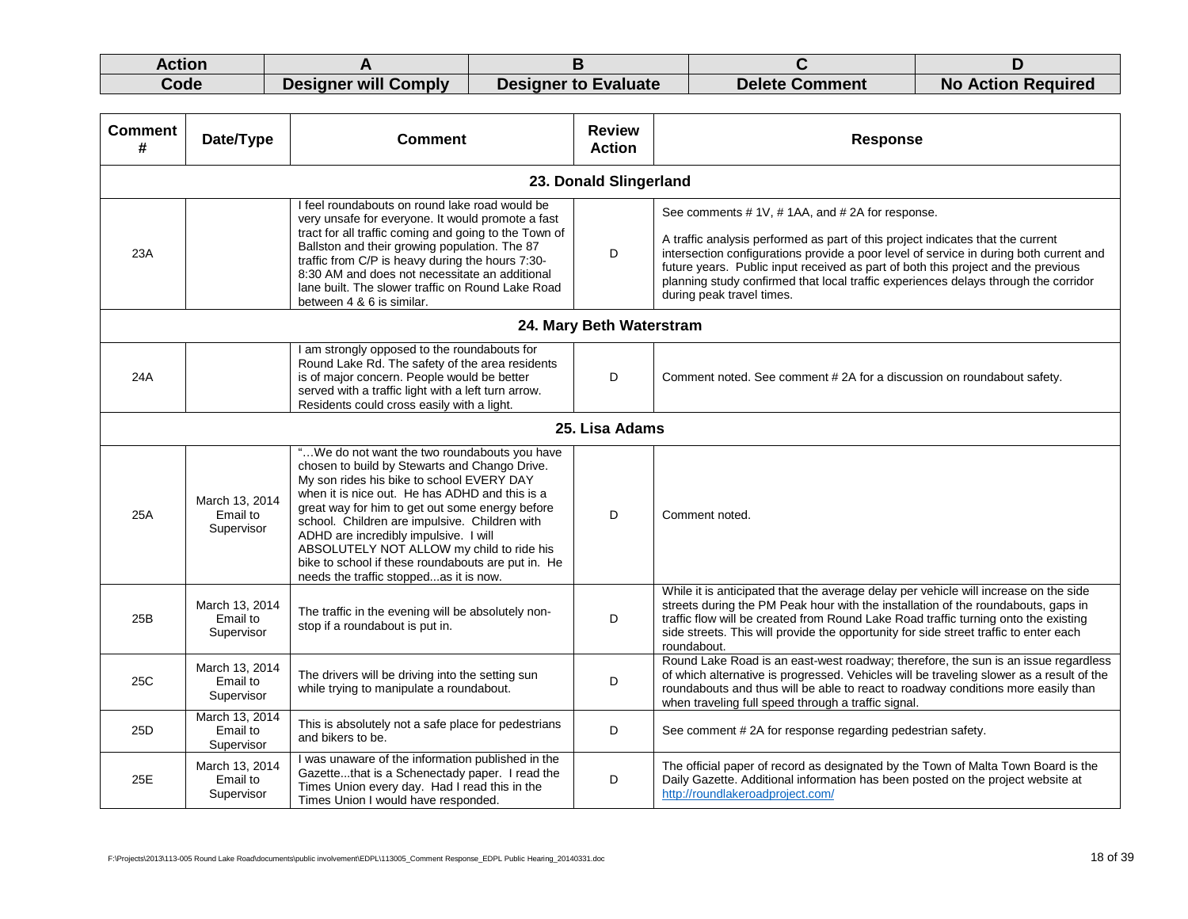| Action Code | A | B | C | D |
|---|---|---|---|---|
| | Designer will Comply | Designer to Evaluate | Delete Comment | No Action Required |

| Comment # | Date/Type | Comment | Review Action | Response |
|---|---|---|---|---|
| **23. Donald Slingerland** | | | | |
| 23A | | I feel roundabouts on round lake road would be very unsafe for everyone. It would promote a fast tract for all traffic coming and going to the Town of Ballston and their growing population. The 87 traffic from C/P is heavy during the hours 7:30-8:30 AM and does not necessitate an additional lane built. The slower traffic on Round Lake Road between 4 & 6 is similar. | D | See comments # 1V, # 1AA, and # 2A for response. A traffic analysis performed as part of this project indicates that the current intersection configurations provide a poor level of service in during both current and future years. Public input received as part of both this project and the previous planning study confirmed that local traffic experiences delays through the corridor during peak travel times. |
| **24. Mary Beth Waterstram** | | | | |
| 24A | | I am strongly opposed to the roundabouts for Round Lake Rd. The safety of the area residents is of major concern. People would be better served with a traffic light with a left turn arrow. Residents could cross easily with a light. | D | Comment noted. See comment # 2A for a discussion on roundabout safety. |
| **25. Lisa Adams** | | | | |
| 25A | March 13, 2014 Email to Supervisor | "…We do not want the two roundabouts you have chosen to build by Stewarts and Chango Drive. My son rides his bike to school EVERY DAY when it is nice out. He has ADHD and this is a great way for him to get out some energy before school. Children are impulsive. Children with ADHD are incredibly impulsive. I will ABSOLUTELY NOT ALLOW my child to ride his bike to school if these roundabouts are put in. He needs the traffic stopped...as it is now. | D | Comment noted. |
| 25B | March 13, 2014 Email to Supervisor | The traffic in the evening will be absolutely non-stop if a roundabout is put in. | D | While it is anticipated that the average delay per vehicle will increase on the side streets during the PM Peak hour with the installation of the roundabouts, gaps in traffic flow will be created from Round Lake Road traffic turning onto the existing side streets. This will provide the opportunity for side street traffic to enter each roundabout. |
| 25C | March 13, 2014 Email to Supervisor | The drivers will be driving into the setting sun while trying to manipulate a roundabout. | D | Round Lake Road is an east-west roadway; therefore, the sun is an issue regardless of which alternative is progressed. Vehicles will be traveling slower as a result of the roundabouts and thus will be able to react to roadway conditions more easily than when traveling full speed through a traffic signal. |
| 25D | March 13, 2014 Email to Supervisor | This is absolutely not a safe place for pedestrians and bikers to be. | D | See comment # 2A for response regarding pedestrian safety. |
| 25E | March 13, 2014 Email to Supervisor | I was unaware of the information published in the Gazette...that is a Schenectady paper. I read the Times Union every day. Had I read this in the Times Union I would have responded. | D | The official paper of record as designated by the Town of Malta Town Board is the Daily Gazette. Additional information has been posted on the project website at http://roundlakeroadproject.com/ |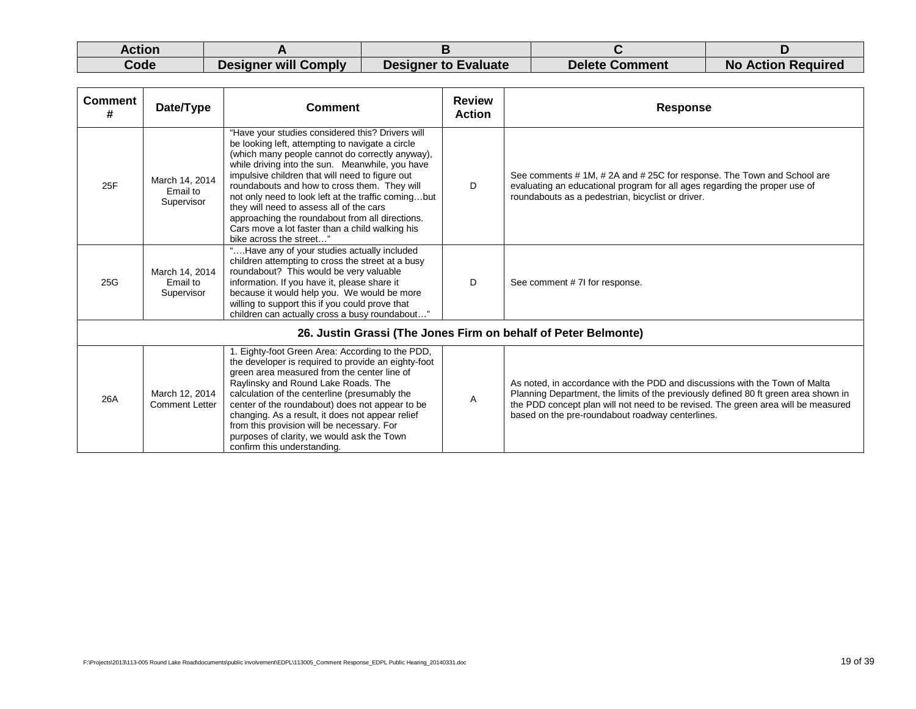| Action | A | B | C | D |
|---|---|---|---|---|
| Code | Designer will Comply | Designer to Evaluate | Delete Comment | No Action Required |

| Comment # | Date/Type | Comment | Review Action | Response |
|---|---|---|---|---|
| 25F | March 14, 2014 Email to Supervisor | "Have your studies considered this? Drivers will be looking left, attempting to navigate a circle (which many people cannot do correctly anyway), while driving into the sun. Meanwhile, you have impulsive children that will need to figure out roundabouts and how to cross them. They will not only need to look left at the traffic coming…but they will need to assess all of the cars approaching the roundabout from all directions. Cars move a lot faster than a child walking his bike across the street…" | D | See comments # 1M, # 2A and # 25C for response. The Town and School are evaluating an educational program for all ages regarding the proper use of roundabouts as a pedestrian, bicyclist or driver. |
| 25G | March 14, 2014 Email to Supervisor | "….Have any of your studies actually included children attempting to cross the street at a busy roundabout? This would be very valuable information. If you have it, please share it because it would help you. We would be more willing to support this if you could prove that children can actually cross a busy roundabout…" | D | See comment # 7I for response. |
| **26. Justin Grassi (The Jones Firm on behalf of Peter Belmonte)** | | | | |
| 26A | March 12, 2014 Comment Letter | 1. Eighty-foot Green Area: According to the PDD, the developer is required to provide an eighty-foot green area measured from the center line of Raylinsky and Round Lake Roads. The calculation of the centerline (presumably the center of the roundabout) does not appear to be changing. As a result, it does not appear relief from this provision will be necessary. For purposes of clarity, we would ask the Town confirm this understanding. | A | As noted, in accordance with the PDD and discussions with the Town of Malta Planning Department, the limits of the previously defined 80 ft green area shown in the PDD concept plan will not need to be revised. The green area will be measured based on the pre-roundabout roadway centerlines. |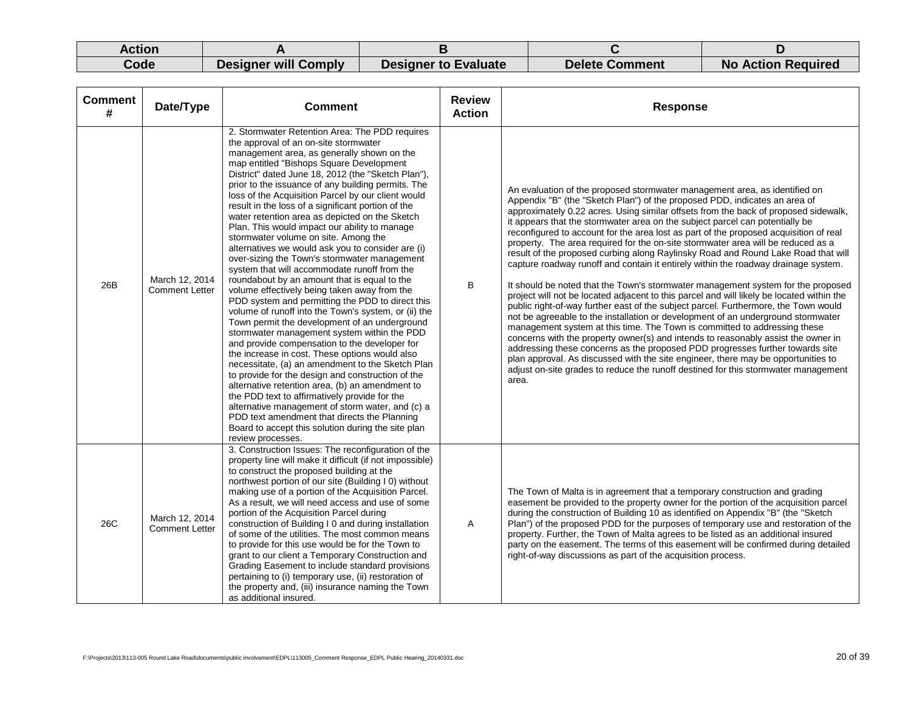| Action | A | B | C | D |
|---|---|---|---|---|
| Code | Designer will Comply | Designer to Evaluate | Delete Comment | No Action Required |

| Comment # | Date/Type | Comment | Review Action | Response |
|---|---|---|---|---|
| 26B | March 12, 2014 Comment Letter | 2. Stormwater Retention Area: The PDD requires the approval of an on-site stormwater management area, as generally shown on the map entitled "Bishops Square Development District" dated June 18, 2012 (the "Sketch Plan"), prior to the issuance of any building permits. The loss of the Acquisition Parcel by our client would result in the loss of a significant portion of the water retention area as depicted on the Sketch Plan. This would impact our ability to manage stormwater volume on site. Among the alternatives we would ask you to consider are (i) over-sizing the Town's stormwater management system that will accommodate runoff from the roundabout by an amount that is equal to the volume effectively being taken away from the PDD system and permitting the PDD to direct this volume of runoff into the Town's system, or (ii) the Town permit the development of an underground stormwater management system within the PDD and provide compensation to the developer for the increase in cost. These options would also necessitate, (a) an amendment to the Sketch Plan to provide for the design and construction of the alternative retention area, (b) an amendment to the PDD text to affirmatively provide for the alternative management of storm water, and (c) a PDD text amendment that directs the Planning Board to accept this solution during the site plan review processes. | B | An evaluation of the proposed stormwater management area, as identified on Appendix "B" (the "Sketch Plan") of the proposed PDD, indicates an area of approximately 0.22 acres. Using similar offsets from the back of proposed sidewalk, it appears that the stormwater area on the subject parcel can potentially be reconfigured to account for the area lost as part of the proposed acquisition of real property. The area required for the on-site stormwater area will be reduced as a result of the proposed curbing along Raylinsky Road and Round Lake Road that will capture roadway runoff and contain it entirely within the roadway drainage system.<br><br>It should be noted that the Town's stormwater management system for the proposed project will not be located adjacent to this parcel and will likely be located within the public right-of-way further east of the subject parcel. Furthermore, the Town would not be agreeable to the installation or development of an underground stormwater management system at this time. The Town is committed to addressing these concerns with the property owner(s) and intends to reasonably assist the owner in addressing these concerns as the proposed PDD progresses further towards site plan approval. As discussed with the site engineer, there may be opportunities to adjust on-site grades to reduce the runoff destined for this stormwater management area. |
| 26C | March 12, 2014 Comment Letter | 3. Construction Issues: The reconfiguration of the property line will make it difficult (if not impossible) to construct the proposed building at the northwest portion of our site (Building I 0) without making use of a portion of the Acquisition Parcel. As a result, we will need access and use of some portion of the Acquisition Parcel during construction of Building I 0 and during installation of some of the utilities. The most common means to provide for this use would be for the Town to grant to our client a Temporary Construction and Grading Easement to include standard provisions pertaining to (i) temporary use, (ii) restoration of the property and, (iii) insurance naming the Town as additional insured. | A | The Town of Malta is in agreement that a temporary construction and grading easement be provided to the property owner for the portion of the acquisition parcel during the construction of Building 10 as identified on Appendix "B" (the "Sketch Plan") of the proposed PDD for the purposes of temporary use and restoration of the property. Further, the Town of Malta agrees to be listed as an additional insured party on the easement. The terms of this easement will be confirmed during detailed right-of-way discussions as part of the acquisition process. |

F:\Projects\2013\113-005 Round Lake Road\documents\public involvement\EDPL\113005_Comment Response_EDPL Public Hearing_20140331.doc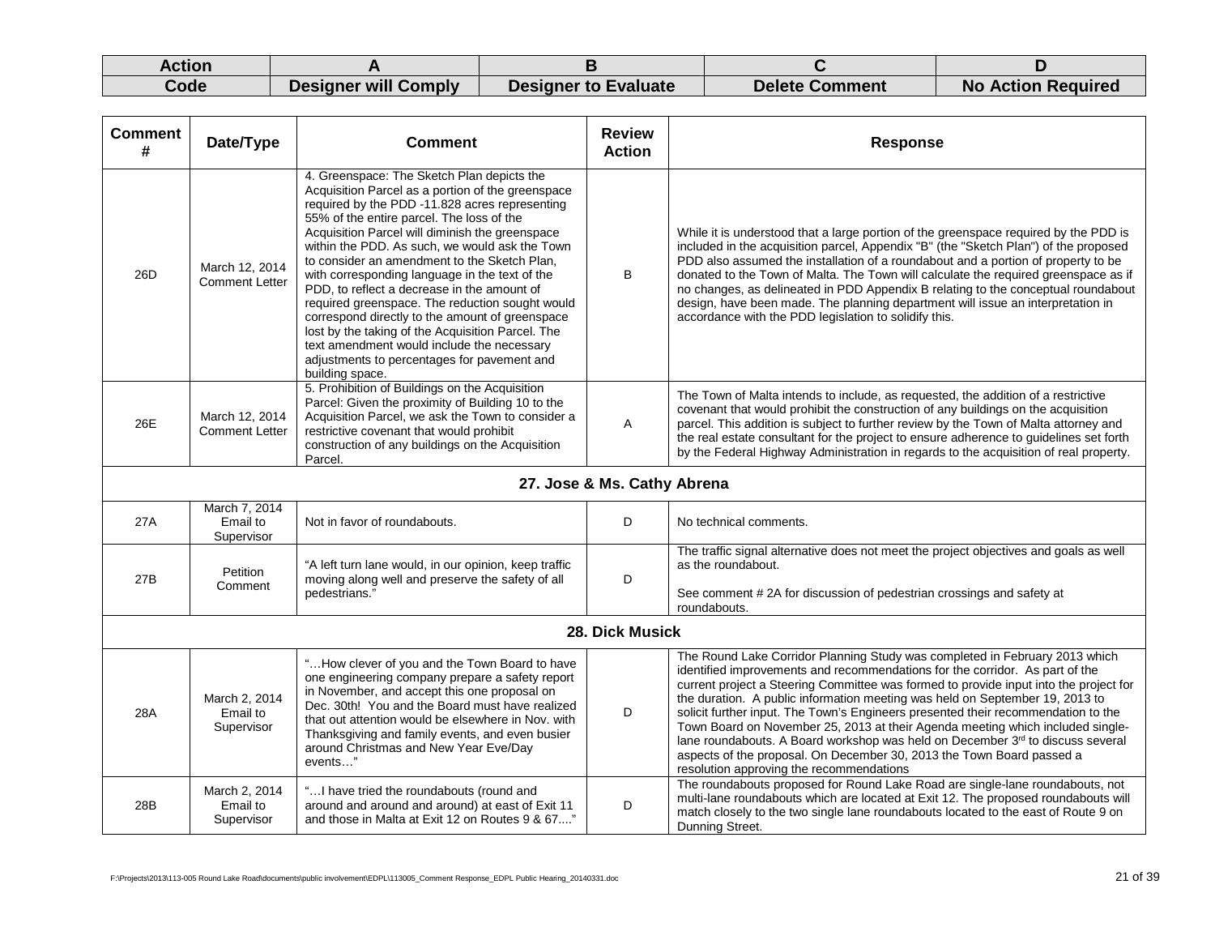| Action Code | A | B | C | D |
|---|---|---|---|---|
| | Designer will Comply | Designer to Evaluate | Delete Comment | No Action Required |

| Comment # | Date/Type | Comment | Review Action | Response |
|---|---|---|---|---|
| 26D | March 12, 2014 Comment Letter | 4. Greenspace: The Sketch Plan depicts the Acquisition Parcel as a portion of the greenspace required by the PDD -11.828 acres representing 55% of the entire parcel. The loss of the Acquisition Parcel will diminish the greenspace within the PDD. As such, we would ask the Town to consider an amendment to the Sketch Plan, with corresponding language in the text of the PDD, to reflect a decrease in the amount of required greenspace. The reduction sought would correspond directly to the amount of greenspace lost by the taking of the Acquisition Parcel. The text amendment would include the necessary adjustments to percentages for pavement and building space. | B | While it is understood that a large portion of the greenspace required by the PDD is included in the acquisition parcel, Appendix "B" (the "Sketch Plan") of the proposed PDD also assumed the installation of a roundabout and a portion of property to be donated to the Town of Malta. The Town will calculate the required greenspace as if no changes, as delineated in PDD Appendix B relating to the conceptual roundabout design, have been made. The planning department will issue an interpretation in accordance with the PDD legislation to solidify this. |
| 26E | March 12, 2014 Comment Letter | 5. Prohibition of Buildings on the Acquisition Parcel: Given the proximity of Building 10 to the Acquisition Parcel, we ask the Town to consider a restrictive covenant that would prohibit construction of any buildings on the Acquisition Parcel. | A | The Town of Malta intends to include, as requested, the addition of a restrictive covenant that would prohibit the construction of any buildings on the acquisition parcel. This addition is subject to further review by the Town of Malta attorney and the real estate consultant for the project to ensure adherence to guidelines set forth by the Federal Highway Administration in regards to the acquisition of real property. |
| **27. Jose & Ms. Cathy Abrena** | | | | |
| 27A | March 7, 2014 Email to Supervisor | Not in favor of roundabouts. | D | No technical comments. |
| 27B | Petition Comment | "A left turn lane would, in our opinion, keep traffic moving along well and preserve the safety of all pedestrians." | D | The traffic signal alternative does not meet the project objectives and goals as well as the roundabout.<br><br>See comment # 2A for discussion of pedestrian crossings and safety at roundabouts. |
| **28. Dick Musick** | | | | |
| 28A | March 2, 2014 Email to Supervisor | "…How clever of you and the Town Board to have one engineering company prepare a safety report in November, and accept this one proposal on Dec. 30th! You and the Board must have realized that out attention would be elsewhere in Nov. with Thanksgiving and family events, and even busier around Christmas and New Year Eve/Day events…" | D | The Round Lake Corridor Planning Study was completed in February 2013 which identified improvements and recommendations for the corridor. As part of the current project a Steering Committee was formed to provide input into the project for the duration. A public information meeting was held on September 19, 2013 to solicit further input. The Town's Engineers presented their recommendation to the Town Board on November 25, 2013 at their Agenda meeting which included single-lane roundabouts. A Board workshop was held on December 3rd to discuss several aspects of the proposal. On December 30, 2013 the Town Board passed a resolution approving the recommendations |
| 28B | March 2, 2014 Email to Supervisor | "…I have tried the roundabouts (round and around and around and around) at east of Exit 11 and those in Malta at Exit 12 on Routes 9 & 67...." | D | The roundabouts proposed for Round Lake Road are single-lane roundabouts, not multi-lane roundabouts which are located at Exit 12. The proposed roundabouts will match closely to the two single lane roundabouts located to the east of Route 9 on Dunning Street. |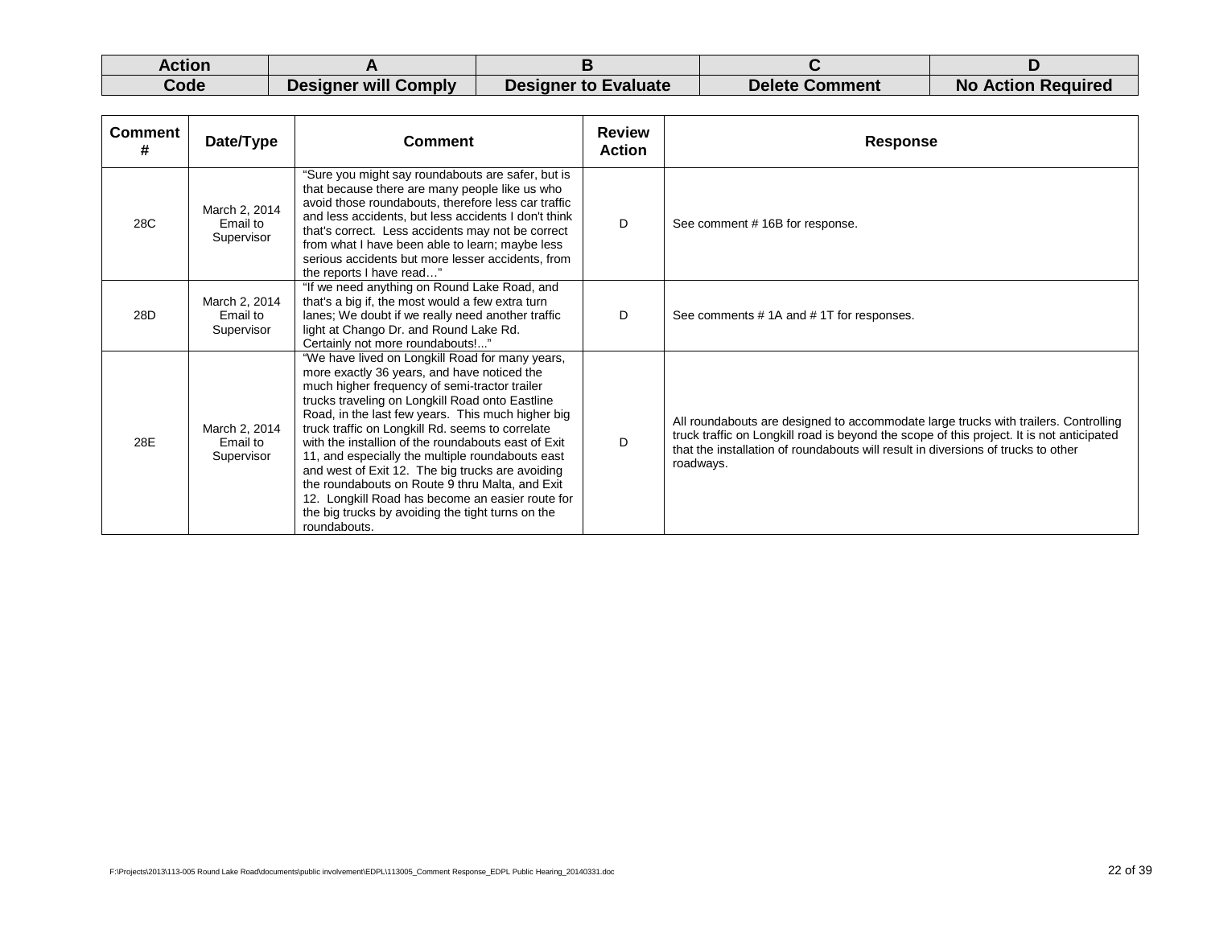| Action | A | B | C | D |
|---|---|---|---|---|
| Code | Designer will Comply | Designer to Evaluate | Delete Comment | No Action Required |

| Comment # | Date/Type | Comment | Review Action | Response |
|---|---|---|---|---|
| 28C | March 2, 2014 Email to Supervisor | "Sure you might say roundabouts are safer, but is that because there are many people like us who avoid those roundabouts, therefore less car traffic and less accidents, but less accidents I don't think that's correct. Less accidents may not be correct from what I have been able to learn; maybe less serious accidents but more lesser accidents, from the reports I have read…" | D | See comment # 16B for response. |
| 28D | March 2, 2014 Email to Supervisor | "If we need anything on Round Lake Road, and that's a big if, the most would a few extra turn lanes; We doubt if we really need another traffic light at Chango Dr. and Round Lake Rd. Certainly not more roundabouts!..." | D | See comments # 1A and # 1T for responses. |
| 28E | March 2, 2014 Email to Supervisor | "We have lived on Longkill Road for many years, more exactly 36 years, and have noticed the much higher frequency of semi-tractor trailer trucks traveling on Longkill Road onto Eastline Road, in the last few years. This much higher big truck traffic on Longkill Rd. seems to correlate with the installion of the roundabouts east of Exit 11, and especially the multiple roundabouts east and west of Exit 12. The big trucks are avoiding the roundabouts on Route 9 thru Malta, and Exit 12. Longkill Road has become an easier route for the big trucks by avoiding the tight turns on the roundabouts. | D | All roundabouts are designed to accommodate large trucks with trailers. Controlling truck traffic on Longkill road is beyond the scope of this project. It is not anticipated that the installation of roundabouts will result in diversions of trucks to other roadways. |

F:\Projects\2013\113-005 Round Lake Road\documents\public involvement\EDPL\113005_Comment Response_EDPL Public Hearing_20140331.doc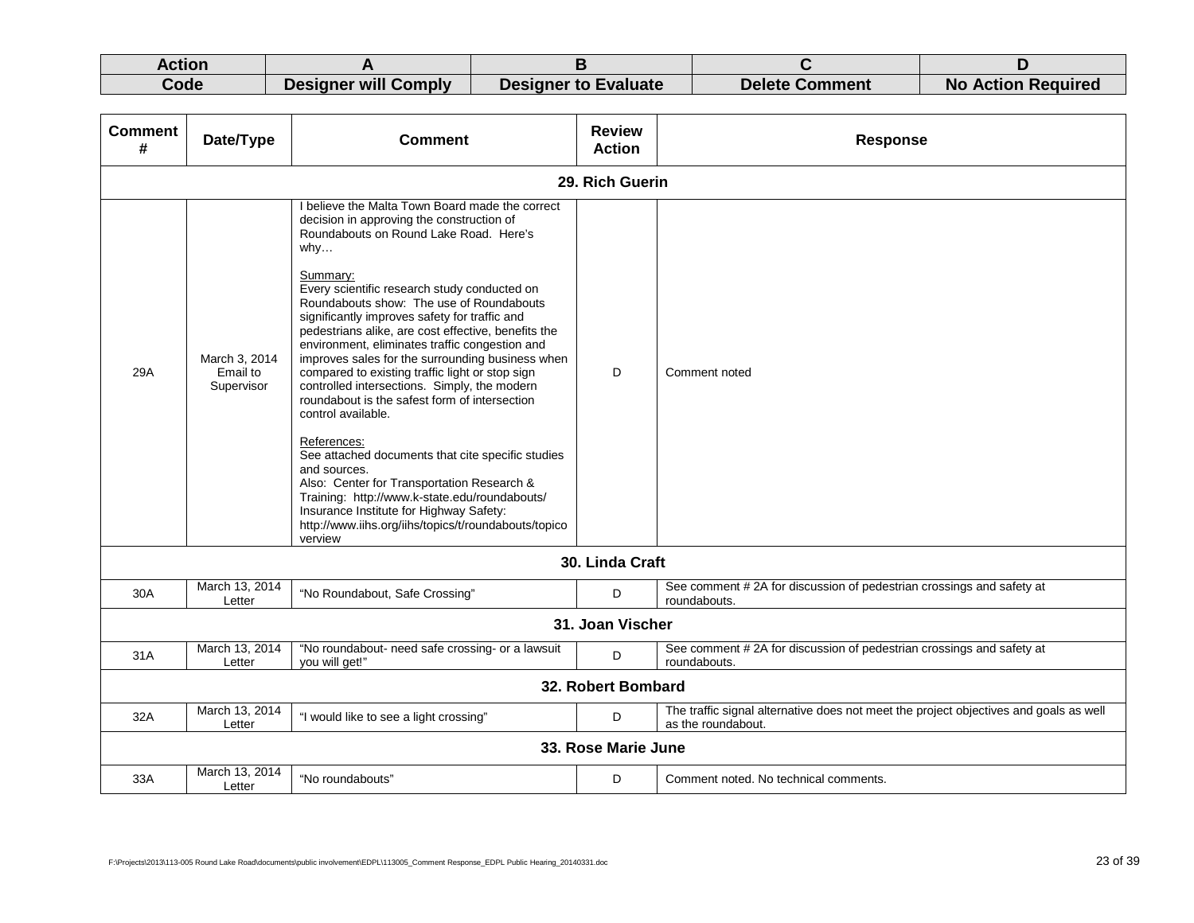| Action Code | A | B | C | D |
|---|---|---|---|---|
| Code | Designer will Comply | Designer to Evaluate | Delete Comment | No Action Required |

| Comment # | Date/Type | Comment | Review Action | Response |
|---|---|---|---|---|
| **29. Rich Guerin** | | | | |
| 29A | March 3, 2014 Email to Supervisor | I believe the Malta Town Board made the correct decision in approving the construction of Roundabouts on Round Lake Road. Here's why…<br><br>Summary:<br>Every scientific research study conducted on Roundabouts show: The use of Roundabouts significantly improves safety for traffic and pedestrians alike, are cost effective, benefits the environment, eliminates traffic congestion and improves sales for the surrounding business when compared to existing traffic light or stop sign controlled intersections. Simply, the modern roundabout is the safest form of intersection control available.<br><br>References:<br>See attached documents that cite specific studies and sources.<br>Also: Center for Transportation Research & Training: http://www.k-state.edu/roundabouts/<br>Insurance Institute for Highway Safety: http://www.iihs.org/iihs/topics/t/roundabouts/topicoverview | D | Comment noted |
| **30. Linda Craft** | | | | |
| 30A | March 13, 2014 Letter | "No Roundabout, Safe Crossing" | D | See comment # 2A for discussion of pedestrian crossings and safety at roundabouts. |
| **31. Joan Vischer** | | | | |
| 31A | March 13, 2014 Letter | "No roundabout- need safe crossing- or a lawsuit you will get!" | D | See comment # 2A for discussion of pedestrian crossings and safety at roundabouts. |
| **32. Robert Bombard** | | | | |
| 32A | March 13, 2014 Letter | "I would like to see a light crossing" | D | The traffic signal alternative does not meet the project objectives and goals as well as the roundabout. |
| **33. Rose Marie June** | | | | |
| 33A | March 13, 2014 Letter | "No roundabouts" | D | Comment noted. No technical comments. |

F:\Projects\2013\113-005 Round Lake Road\documents\public involvement\EDPL\113005_Comment Response_EDPL Public Hearing_20140331.doc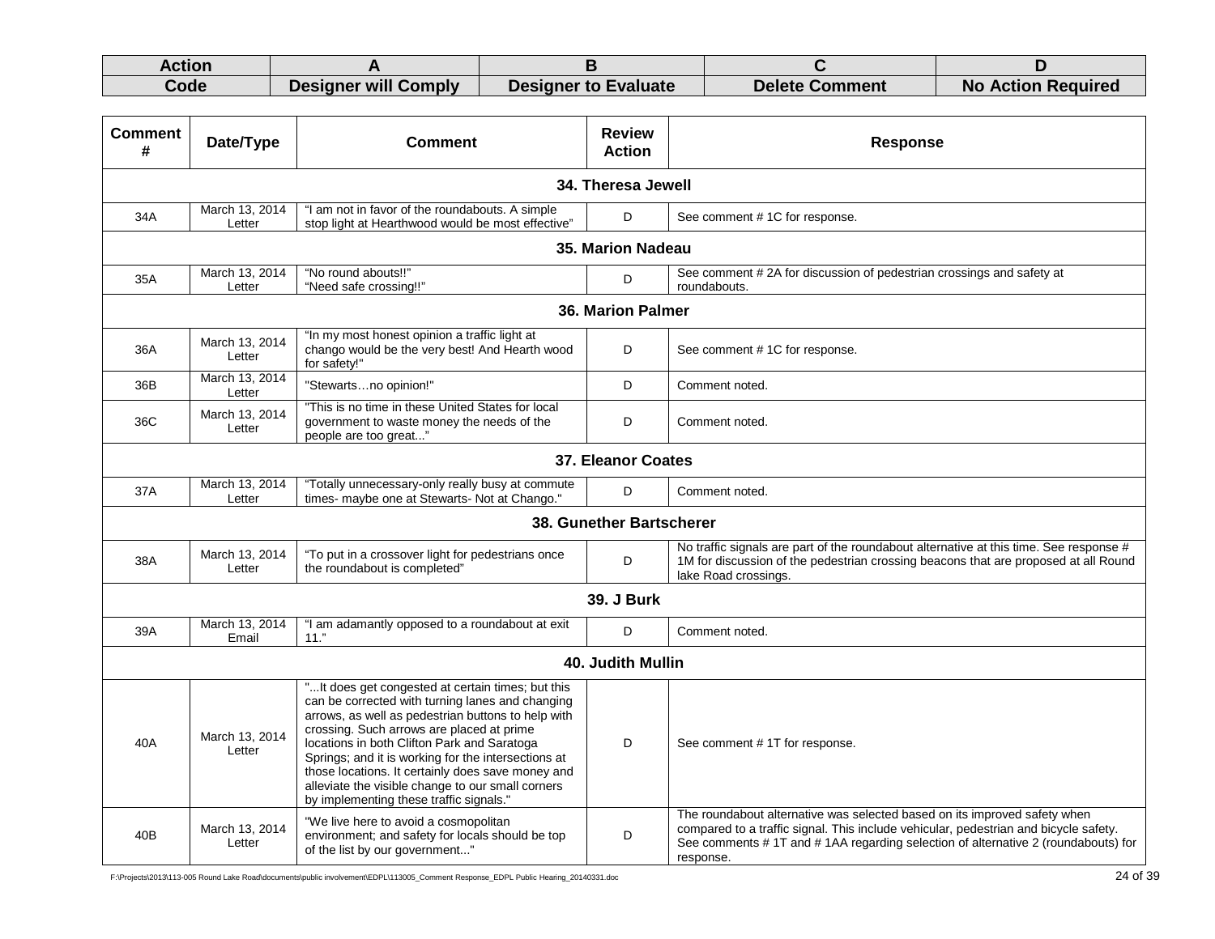| Action Code | A | B | C | D |
|---|---|---|---|---|
| Code | Designer will Comply | Designer to Evaluate | Delete Comment | No Action Required |

| Comment # | Date/Type | Comment | Review Action | Response |
|---|---|---|---|---|
| **34. Theresa Jewell** | | | | |
| 34A | March 13, 2014 Letter | "I am not in favor of the roundabouts. A simple stop light at Hearthwood would be most effective" | D | See comment # 1C for response. |
| **35. Marion Nadeau** | | | | |
| 35A | March 13, 2014 Letter | "No round abouts!!" "Need safe crossing!!" | D | See comment # 2A for discussion of pedestrian crossings and safety at roundabouts. |
| **36. Marion Palmer** | | | | |
| 36A | March 13, 2014 Letter | "In my most honest opinion a traffic light at chango would be the very best! And Hearth wood for safety!" | D | See comment # 1C for response. |
| 36B | March 13, 2014 Letter | "Stewarts…no opinion!" | D | Comment noted. |
| 36C | March 13, 2014 Letter | "This is no time in these United States for local government to waste money the needs of the people are too great..." | D | Comment noted. |
| **37. Eleanor Coates** | | | | |
| 37A | March 13, 2014 Letter | "Totally unnecessary-only really busy at commute times- maybe one at Stewarts- Not at Chango." | D | Comment noted. |
| **38. Gunether Bartscherer** | | | | |
| 38A | March 13, 2014 Letter | "To put in a crossover light for pedestrians once the roundabout is completed" | D | No traffic signals are part of the roundabout alternative at this time. See response # 1M for discussion of the pedestrian crossing beacons that are proposed at all Round lake Road crossings. |
| **39. J Burk** | | | | |
| 39A | March 13, 2014 Email | "I am adamantly opposed to a roundabout at exit 11." | D | Comment noted. |
| **40. Judith Mullin** | | | | |
| 40A | March 13, 2014 Letter | "...It does get congested at certain times; but this can be corrected with turning lanes and changing arrows, as well as pedestrian buttons to help with crossing. Such arrows are placed at prime locations in both Clifton Park and Saratoga Springs; and it is working for the intersections at those locations. It certainly does save money and alleviate the visible change to our small corners by implementing these traffic signals." | D | See comment # 1T for response. |
| 40B | March 13, 2014 Letter | "We live here to avoid a cosmopolitan environment; and safety for locals should be top of the list by our government..." | D | The roundabout alternative was selected based on its improved safety when compared to a traffic signal. This include vehicular, pedestrian and bicycle safety. See comments # 1T and # 1AA regarding selection of alternative 2 (roundabouts) for response. |

F:\Projects\2013\113-005 Round Lake Road\documents\public involvement\EDPL\113005_Comment Response_EDPL Public Hearing_20140331.doc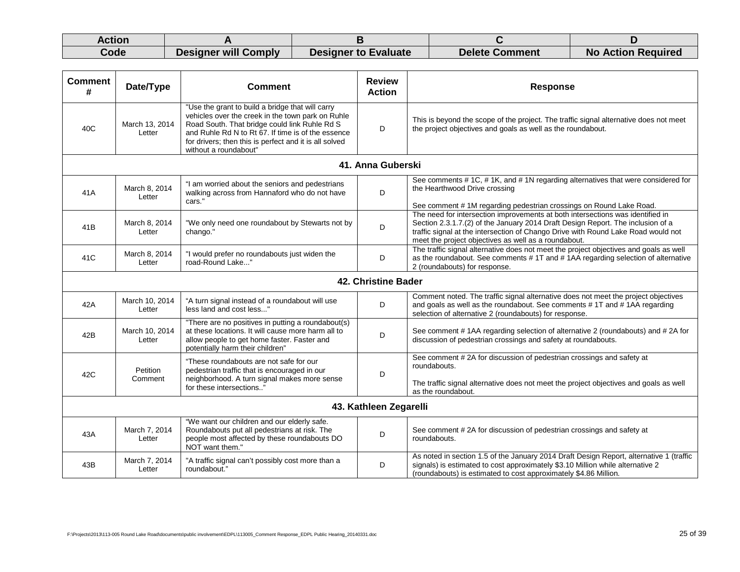| Action | A | B | C | D |
|---|---|---|---|---|
| Code | Designer will Comply | Designer to Evaluate | Delete Comment | No Action Required |

| Comment # | Date/Type | Comment | Review Action | Response |
|---|---|---|---|---|
| 40C | March 13, 2014 Letter | "Use the grant to build a bridge that will carry vehicles over the creek in the town park on Ruhle Road South. That bridge could link Ruhle Rd S and Ruhle Rd N to Rt 67. If time is of the essence for drivers; then this is perfect and it is all solved without a roundabout" | D | This is beyond the scope of the project. The traffic signal alternative does not meet the project objectives and goals as well as the roundabout. |
| | | **41. Anna Guberski** | | |
| 41A | March 8, 2014 Letter | "I am worried about the seniors and pedestrians walking across from Hannaford who do not have cars." | D | See comments # 1C, # 1K, and # 1N regarding alternatives that were considered for the Hearthwood Drive crossing<br><br>See comment # 1M regarding pedestrian crossings on Round Lake Road. |
| 41B | March 8, 2014 Letter | "We only need one roundabout by Stewarts not by chango." | D | The need for intersection improvements at both intersections was identified in Section 2.3.1.7.(2) of the January 2014 Draft Design Report. The inclusion of a traffic signal at the intersection of Chango Drive with Round Lake Road would not meet the project objectives as well as a roundabout. |
| 41C | March 8, 2014 Letter | "I would prefer no roundabouts just widen the road-Round Lake..." | D | The traffic signal alternative does not meet the project objectives and goals as well as the roundabout. See comments # 1T and # 1AA regarding selection of alternative 2 (roundabouts) for response. |
| | | **42. Christine Bader** | | |
| 42A | March 10, 2014 Letter | "A turn signal instead of a roundabout will use less land and cost less..." | D | Comment noted. The traffic signal alternative does not meet the project objectives and goals as well as the roundabout. See comments # 1T and # 1AA regarding selection of alternative 2 (roundabouts) for response. |
| 42B | March 10, 2014 Letter | "There are no positives in putting a roundabout(s) at these locations. It will cause more harm all to allow people to get home faster. Faster and potentially harm their children" | D | See comment # 1AA regarding selection of alternative 2 (roundabouts) and # 2A for discussion of pedestrian crossings and safety at roundabouts. |
| 42C | Petition Comment | "These roundabouts are not safe for our pedestrian traffic that is encouraged in our neighborhood. A turn signal makes more sense for these intersections.." | D | See comment # 2A for discussion of pedestrian crossings and safety at roundabouts.<br><br>The traffic signal alternative does not meet the project objectives and goals as well as the roundabout. |
| | | **43. Kathleen Zegarelli** | | |
| 43A | March 7, 2014 Letter | "We want our children and our elderly safe. Roundabouts put all pedestrians at risk. The people most affected by these roundabouts DO NOT want them." | D | See comment # 2A for discussion of pedestrian crossings and safety at roundabouts. |
| 43B | March 7, 2014 Letter | "A traffic signal can't possibly cost more than a roundabout." | D | As noted in section 1.5 of the January 2014 Draft Design Report, alternative 1 (traffic signals) is estimated to cost approximately $3.10 Million while alternative 2 (roundabouts) is estimated to cost approximately $4.86 Million. |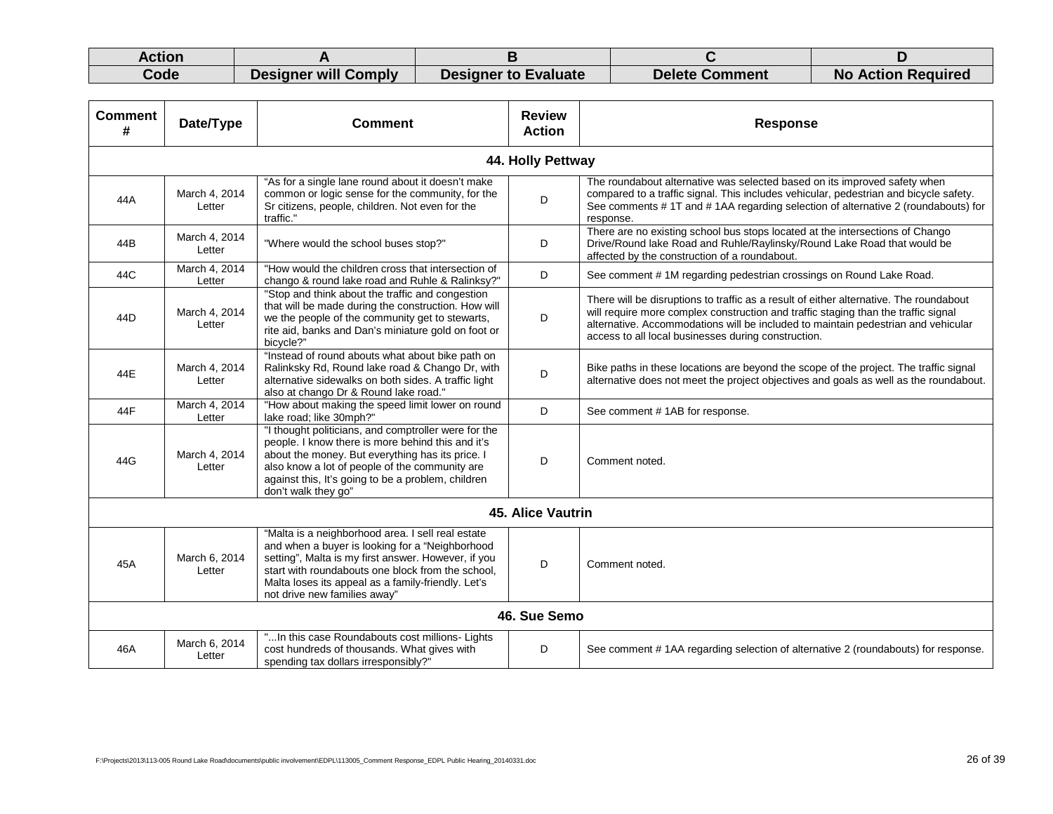| Action | A | B | C | D |
|---|---|---|---|---|
| Code | Designer will Comply | Designer to Evaluate | Delete Comment | No Action Required |

| Comment # | Date/Type | Comment | Review Action | Response |
|---|---|---|---|---|
| **44. Holly Pettway** | | | | |
| 44A | March 4, 2014 Letter | "As for a single lane round about it doesn't make common or logic sense for the community, for the Sr citizens, people, children. Not even for the traffic." | D | The roundabout alternative was selected based on its improved safety when compared to a traffic signal. This includes vehicular, pedestrian and bicycle safety. See comments # 1T and # 1AA regarding selection of alternative 2 (roundabouts) for response. |
| 44B | March 4, 2014 Letter | "Where would the school buses stop?" | D | There are no existing school bus stops located at the intersections of Chango Drive/Round lake Road and Ruhle/Raylinsky/Round Lake Road that would be affected by the construction of a roundabout. |
| 44C | March 4, 2014 Letter | "How would the children cross that intersection of chango & round lake road and Ruhle & Ralinksy?" | D | See comment # 1M regarding pedestrian crossings on Round Lake Road. |
| 44D | March 4, 2014 Letter | "Stop and think about the traffic and congestion that will be made during the construction. How will we the people of the community get to stewarts, rite aid, banks and Dan's miniature gold on foot or bicycle?" | D | There will be disruptions to traffic as a result of either alternative. The roundabout will require more complex construction and traffic staging than the traffic signal alternative. Accommodations will be included to maintain pedestrian and vehicular access to all local businesses during construction. |
| 44E | March 4, 2014 Letter | "Instead of round abouts what about bike path on Ralinksky Rd, Round lake road & Chango Dr, with alternative sidewalks on both sides. A traffic light also at chango Dr & Round lake road." | D | Bike paths in these locations are beyond the scope of the project. The traffic signal alternative does not meet the project objectives and goals as well as the roundabout. |
| 44F | March 4, 2014 Letter | "How about making the speed limit lower on round lake road; like 30mph?" | D | See comment # 1AB for response. |
| 44G | March 4, 2014 Letter | "I thought politicians, and comptroller were for the people. I know there is more behind this and it's about the money. But everything has its price. I also know a lot of people of the community are against this, It's going to be a problem, children don't walk they go" | D | Comment noted. |
| **45. Alice Vautrin** | | | | |
| 45A | March 6, 2014 Letter | "Malta is a neighborhood area. I sell real estate and when a buyer is looking for a "Neighborhood setting", Malta is my first answer. However, if you start with roundabouts one block from the school, Malta loses its appeal as a family-friendly. Let's not drive new families away" | D | Comment noted. |
| **46. Sue Semo** | | | | |
| 46A | March 6, 2014 Letter | "...In this case Roundabouts cost millions- Lights cost hundreds of thousands. What gives with spending tax dollars irresponsibly?" | D | See comment # 1AA regarding selection of alternative 2 (roundabouts) for response. |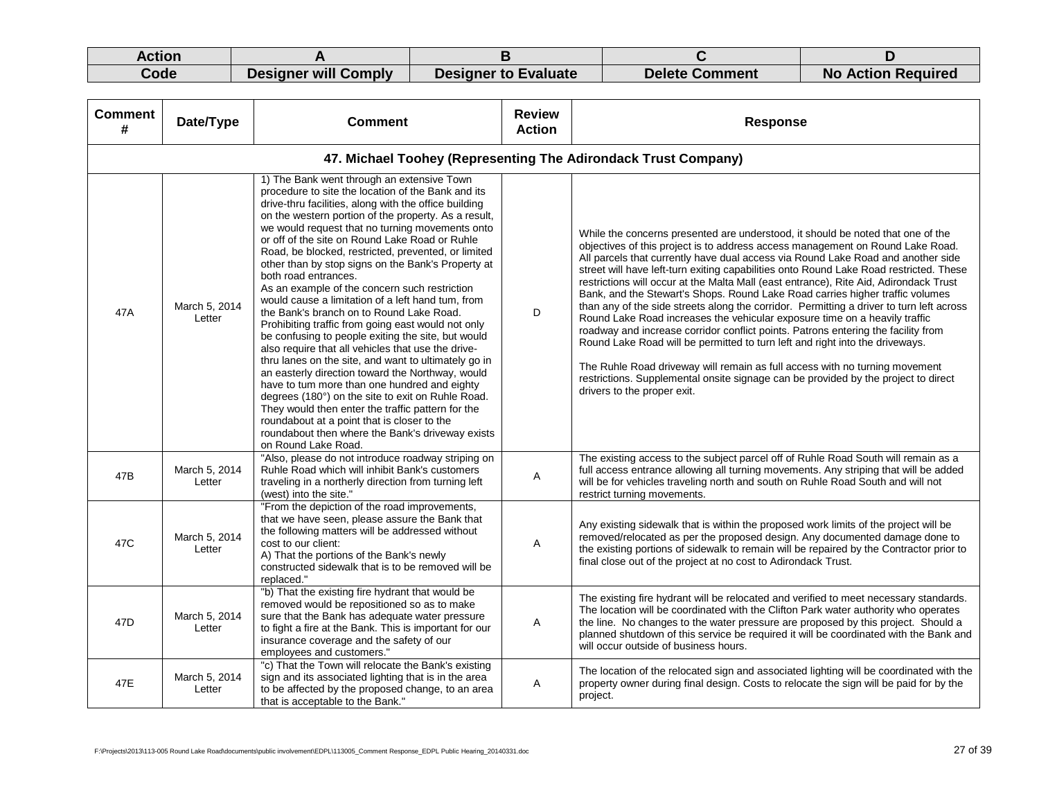| Action | A | B | C | D |
|---|---|---|---|---|
| Code | Designer will Comply | Designer to Evaluate | Delete Comment | No Action Required |

| Comment # | Date/Type | Comment | Review Action | Response |
|---|---|---|---|---|
| **47. Michael Toohey (Representing The Adirondack Trust Company)** | | | | |
| 47A | March 5, 2014 Letter | 1) The Bank went through an extensive Town procedure to site the location of the Bank and its drive-thru facilities, along with the office building on the western portion of the property. As a result, we would request that no turning movements onto or off of the site on Round Lake Road or Ruhle Road, be blocked, restricted, prevented, or limited other than by stop signs on the Bank's Property at both road entrances.<br>As an example of the concern such restriction would cause a limitation of a left hand tum, from the Bank's branch on to Round Lake Road. Prohibiting traffic from going east would not only be confusing to people exiting the site, but would also require that all vehicles that use the drive-thru lanes on the site, and want to ultimately go in an easterly direction toward the Northway, would have to tum more than one hundred and eighty degrees (180°) on the site to exit on Ruhle Road. They would then enter the traffic pattern for the roundabout at a point that is closer to the roundabout then where the Bank's driveway exists on Round Lake Road. | D | While the concerns presented are understood, it should be noted that one of the objectives of this project is to address access management on Round Lake Road. All parcels that currently have dual access via Round Lake Road and another side street will have left-turn exiting capabilities onto Round Lake Road restricted. These restrictions will occur at the Malta Mall (east entrance), Rite Aid, Adirondack Trust Bank, and the Stewart's Shops. Round Lake Road carries higher traffic volumes than any of the side streets along the corridor. Permitting a driver to turn left across Round Lake Road increases the vehicular exposure time on a heavily traffic roadway and increase corridor conflict points. Patrons entering the facility from Round Lake Road will be permitted to turn left and right into the driveways.<br><br>The Ruhle Road driveway will remain as full access with no turning movement restrictions. Supplemental onsite signage can be provided by the project to direct drivers to the proper exit. |
| 47B | March 5, 2014 Letter | "Also, please do not introduce roadway striping on Ruhle Road which will inhibit Bank's customers traveling in a northerly direction from turning left (west) into the site." | A | The existing access to the subject parcel off of Ruhle Road South will remain as a full access entrance allowing all turning movements. Any striping that will be added will be for vehicles traveling north and south on Ruhle Road South and will not restrict turning movements. |
| 47C | March 5, 2014 Letter | "From the depiction of the road improvements, that we have seen, please assure the Bank that the following matters will be addressed without cost to our client:<br>A) That the portions of the Bank's newly constructed sidewalk that is to be removed will be replaced." | A | Any existing sidewalk that is within the proposed work limits of the project will be removed/relocated as per the proposed design. Any documented damage done to the existing portions of sidewalk to remain will be repaired by the Contractor prior to final close out of the project at no cost to Adirondack Trust. |
| 47D | March 5, 2014 Letter | "b) That the existing fire hydrant that would be removed would be repositioned so as to make sure that the Bank has adequate water pressure to fight a fire at the Bank. This is important for our insurance coverage and the safety of our employees and customers." | A | The existing fire hydrant will be relocated and verified to meet necessary standards. The location will be coordinated with the Clifton Park water authority who operates the line. No changes to the water pressure are proposed by this project. Should a planned shutdown of this service be required it will be coordinated with the Bank and will occur outside of business hours. |
| 47E | March 5, 2014 Letter | "c) That the Town will relocate the Bank's existing sign and its associated lighting that is in the area to be affected by the proposed change, to an area that is acceptable to the Bank." | A | The location of the relocated sign and associated lighting will be coordinated with the property owner during final design. Costs to relocate the sign will be paid for by the project. |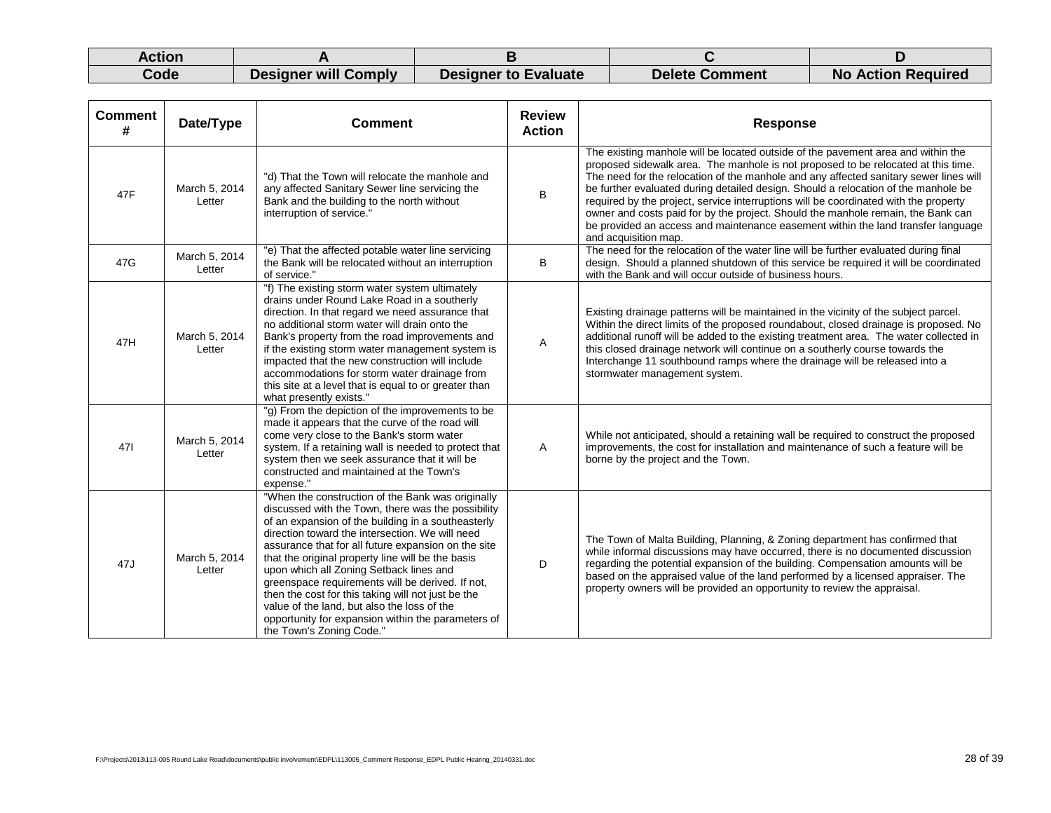| Action | A | B | C | D |
|---|---|---|---|---|
| Code | Designer will Comply | Designer to Evaluate | Delete Comment | No Action Required |

| Comment # | Date/Type | Comment | Review Action | Response |
|---|---|---|---|---|
| 47F | March 5, 2014 Letter | "d) That the Town will relocate the manhole and any affected Sanitary Sewer line servicing the Bank and the building to the north without interruption of service." | B | The existing manhole will be located outside of the pavement area and within the proposed sidewalk area. The manhole is not proposed to be relocated at this time. The need for the relocation of the manhole and any affected sanitary sewer lines will be further evaluated during detailed design. Should a relocation of the manhole be required by the project, service interruptions will be coordinated with the property owner and costs paid for by the project. Should the manhole remain, the Bank can be provided an access and maintenance easement within the land transfer language and acquisition map. |
| 47G | March 5, 2014 Letter | "e) That the affected potable water line servicing the Bank will be relocated without an interruption of service." | B | The need for the relocation of the water line will be further evaluated during final design. Should a planned shutdown of this service be required it will be coordinated with the Bank and will occur outside of business hours. |
| 47H | March 5, 2014 Letter | "f) The existing storm water system ultimately drains under Round Lake Road in a southerly direction. In that regard we need assurance that no additional storm water will drain onto the Bank's property from the road improvements and if the existing storm water management system is impacted that the new construction will include accommodations for storm water drainage from this site at a level that is equal to or greater than what presently exists." | A | Existing drainage patterns will be maintained in the vicinity of the subject parcel. Within the direct limits of the proposed roundabout, closed drainage is proposed. No additional runoff will be added to the existing treatment area. The water collected in this closed drainage network will continue on a southerly course towards the Interchange 11 southbound ramps where the drainage will be released into a stormwater management system. |
| 47I | March 5, 2014 Letter | "g) From the depiction of the improvements to be made it appears that the curve of the road will come very close to the Bank's storm water system. If a retaining wall is needed to protect that system then we seek assurance that it will be constructed and maintained at the Town's expense." | A | While not anticipated, should a retaining wall be required to construct the proposed improvements, the cost for installation and maintenance of such a feature will be borne by the project and the Town. |
| 47J | March 5, 2014 Letter | "When the construction of the Bank was originally discussed with the Town, there was the possibility of an expansion of the building in a southeasterly direction toward the intersection. We will need assurance that for all future expansion on the site that the original property line will be the basis upon which all Zoning Setback lines and greenspace requirements will be derived. If not, then the cost for this taking will not just be the value of the land, but also the loss of the opportunity for expansion within the parameters of the Town's Zoning Code." | D | The Town of Malta Building, Planning, & Zoning department has confirmed that while informal discussions may have occurred, there is no documented discussion regarding the potential expansion of the building. Compensation amounts will be based on the appraised value of the land performed by a licensed appraiser. The property owners will be provided an opportunity to review the appraisal. |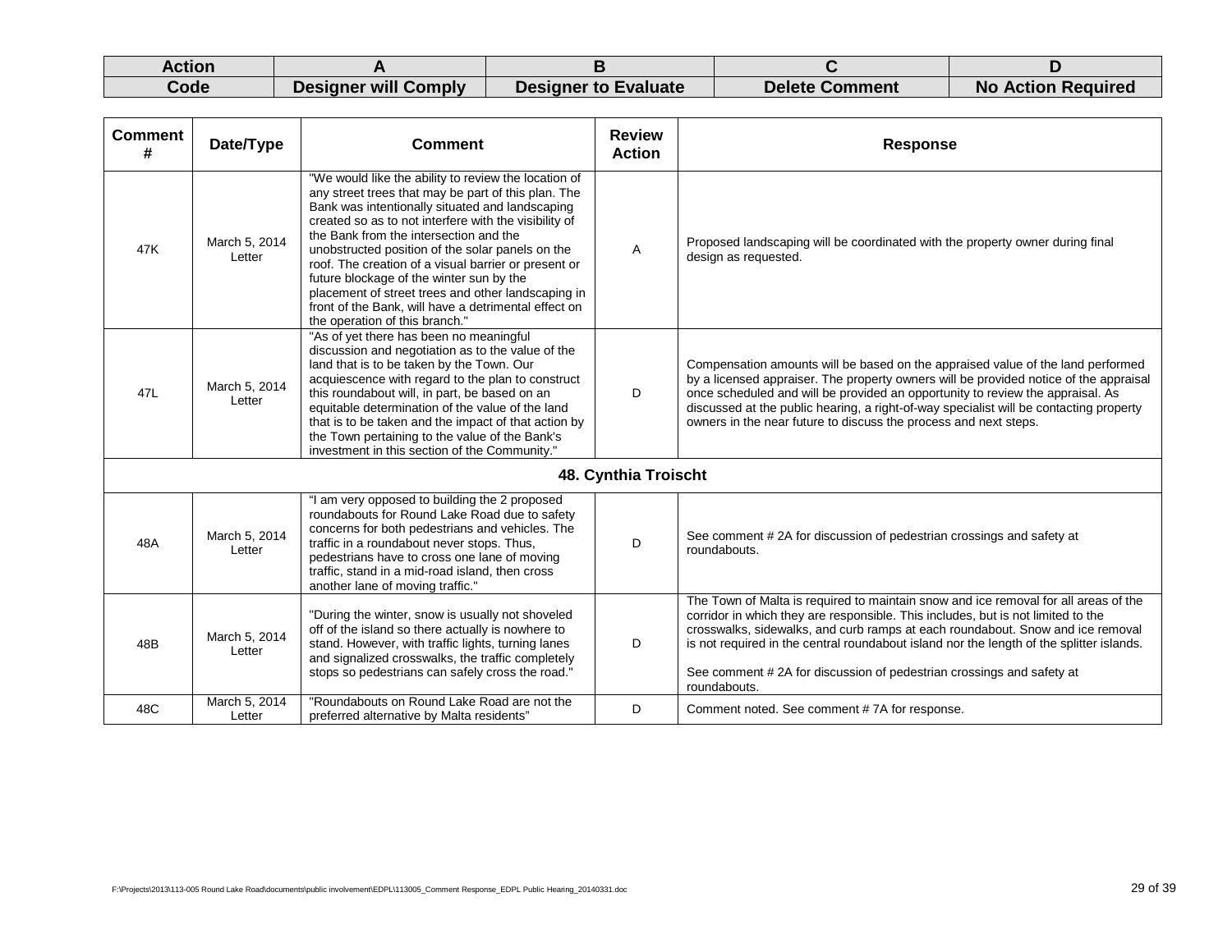| Action | A | B | C | D |
|---|---|---|---|---|
| Code | Designer will Comply | Designer to Evaluate | Delete Comment | No Action Required |

| Comment # | Date/Type | Comment | Review Action | Response |
|---|---|---|---|---|
| 47K | March 5, 2014 Letter | "We would like the ability to review the location of any street trees that may be part of this plan. The Bank was intentionally situated and landscaping created so as to not interfere with the visibility of the Bank from the intersection and the unobstructed position of the solar panels on the roof. The creation of a visual barrier or present or future blockage of the winter sun by the placement of street trees and other landscaping in front of the Bank, will have a detrimental effect on the operation of this branch." | A | Proposed landscaping will be coordinated with the property owner during final design as requested. |
| 47L | March 5, 2014 Letter | "As of yet there has been no meaningful discussion and negotiation as to the value of the land that is to be taken by the Town. Our acquiescence with regard to the plan to construct this roundabout will, in part, be based on an equitable determination of the value of the land that is to be taken and the impact of that action by the Town pertaining to the value of the Bank's investment in this section of the Community." | D | Compensation amounts will be based on the appraised value of the land performed by a licensed appraiser. The property owners will be provided notice of the appraisal once scheduled and will be provided an opportunity to review the appraisal. As discussed at the public hearing, a right-of-way specialist will be contacting property owners in the near future to discuss the process and next steps. |
| **48. Cynthia Troischt** | | | | |
| 48A | March 5, 2014 Letter | "I am very opposed to building the 2 proposed roundabouts for Round Lake Road due to safety concerns for both pedestrians and vehicles. The traffic in a roundabout never stops. Thus, pedestrians have to cross one lane of moving traffic, stand in a mid-road island, then cross another lane of moving traffic." | D | See comment # 2A for discussion of pedestrian crossings and safety at roundabouts. |
| 48B | March 5, 2014 Letter | "During the winter, snow is usually not shoveled off of the island so there actually is nowhere to stand. However, with traffic lights, turning lanes and signalized crosswalks, the traffic completely stops so pedestrians can safely cross the road." | D | The Town of Malta is required to maintain snow and ice removal for all areas of the corridor in which they are responsible. This includes, but is not limited to the crosswalks, sidewalks, and curb ramps at each roundabout. Snow and ice removal is not required in the central roundabout island nor the length of the splitter islands.<br><br>See comment # 2A for discussion of pedestrian crossings and safety at roundabouts. |
| 48C | March 5, 2014 Letter | "Roundabouts on Round Lake Road are not the preferred alternative by Malta residents" | D | Comment noted. See comment # 7A for response. |

F:\Projects\2013\113-005 Round Lake Road\documents\public involvement\EDPL\113005_Comment Response_EDPL Public Hearing_20140331.doc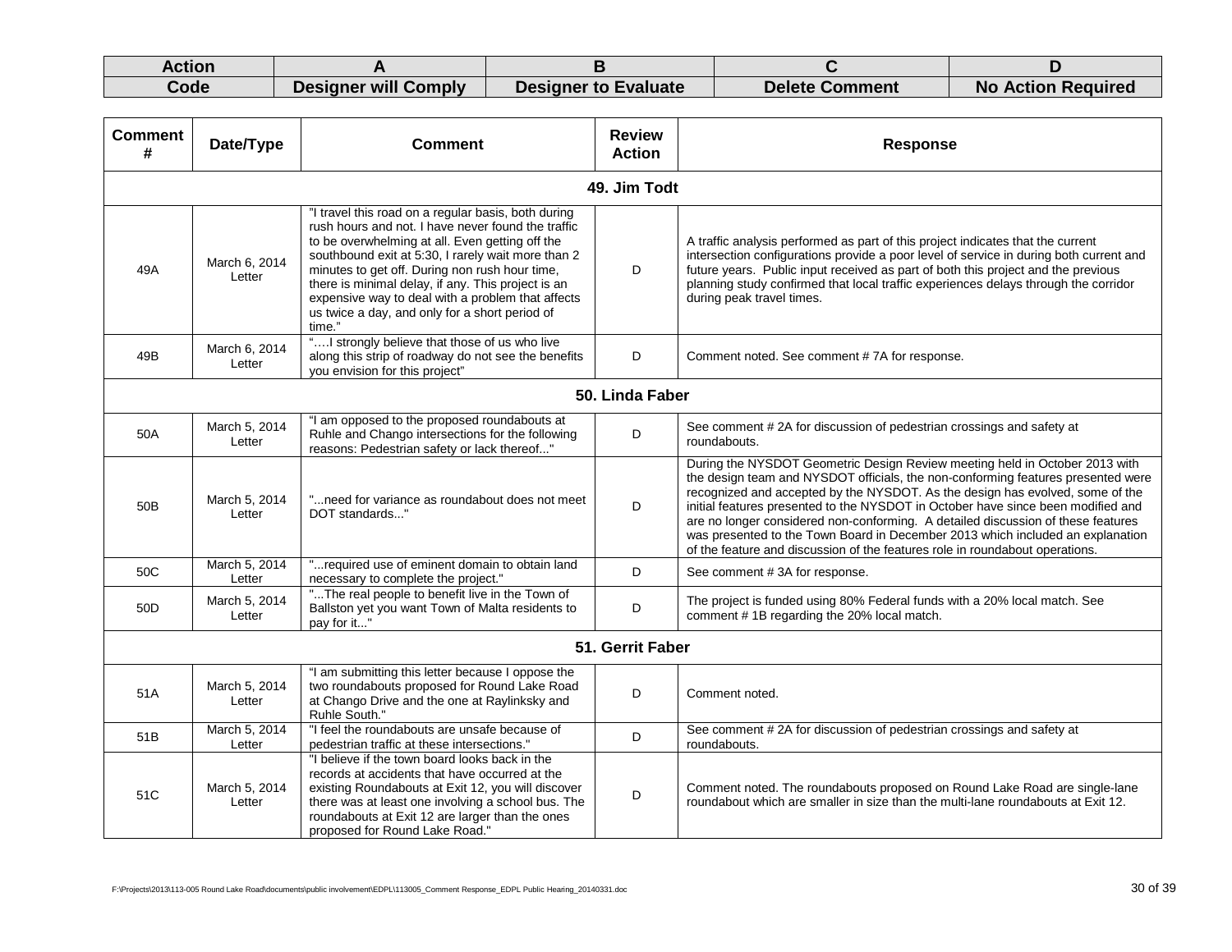| Action Code | A | B | C | D |
|---|---|---|---|---|
| | Designer will Comply | Designer to Evaluate | Delete Comment | No Action Required |

| Comment # | Date/Type | Comment | Review Action | Response |
|---|---|---|---|---|
| **49. Jim Todt** | | | | |
| 49A | March 6, 2014 Letter | "I travel this road on a regular basis, both during rush hours and not. I have never found the traffic to be overwhelming at all. Even getting off the southbound exit at 5:30, I rarely wait more than 2 minutes to get off. During non rush hour time, there is minimal delay, if any. This project is an expensive way to deal with a problem that affects us twice a day, and only for a short period of time." | D | A traffic analysis performed as part of this project indicates that the current intersection configurations provide a poor level of service in during both current and future years. Public input received as part of both this project and the previous planning study confirmed that local traffic experiences delays through the corridor during peak travel times. |
| 49B | March 6, 2014 Letter | "….I strongly believe that those of us who live along this strip of roadway do not see the benefits you envision for this project" | D | Comment noted. See comment # 7A for response. |
| **50. Linda Faber** | | | | |
| 50A | March 5, 2014 Letter | "I am opposed to the proposed roundabouts at Ruhle and Chango intersections for the following reasons: Pedestrian safety or lack thereof..." | D | See comment # 2A for discussion of pedestrian crossings and safety at roundabouts. |
| 50B | March 5, 2014 Letter | "...need for variance as roundabout does not meet DOT standards..." | D | During the NYSDOT Geometric Design Review meeting held in October 2013 with the design team and NYSDOT officials, the non-conforming features presented were recognized and accepted by the NYSDOT. As the design has evolved, some of the initial features presented to the NYSDOT in October have since been modified and are no longer considered non-conforming. A detailed discussion of these features was presented to the Town Board in December 2013 which included an explanation of the feature and discussion of the features role in roundabout operations. |
| 50C | March 5, 2014 Letter | "...required use of eminent domain to obtain land necessary to complete the project." | D | See comment # 3A for response. |
| 50D | March 5, 2014 Letter | "...The real people to benefit live in the Town of Ballston yet you want Town of Malta residents to pay for it..." | D | The project is funded using 80% Federal funds with a 20% local match. See comment # 1B regarding the 20% local match. |
| **51. Gerrit Faber** | | | | |
| 51A | March 5, 2014 Letter | "I am submitting this letter because I oppose the two roundabouts proposed for Round Lake Road at Chango Drive and the one at Raylinksky and Ruhle South." | D | Comment noted. |
| 51B | March 5, 2014 Letter | "I feel the roundabouts are unsafe because of pedestrian traffic at these intersections." | D | See comment # 2A for discussion of pedestrian crossings and safety at roundabouts. |
| 51C | March 5, 2014 Letter | "I believe if the town board looks back in the records at accidents that have occurred at the existing Roundabouts at Exit 12, you will discover there was at least one involving a school bus. The roundabouts at Exit 12 are larger than the ones proposed for Round Lake Road." | D | Comment noted. The roundabouts proposed on Round Lake Road are single-lane roundabout which are smaller in size than the multi-lane roundabouts at Exit 12. |

F:\Projects\2013\113-005 Round Lake Road\documents\public involvement\EDPL\113005_Comment Response_EDPL Public Hearing_20140331.doc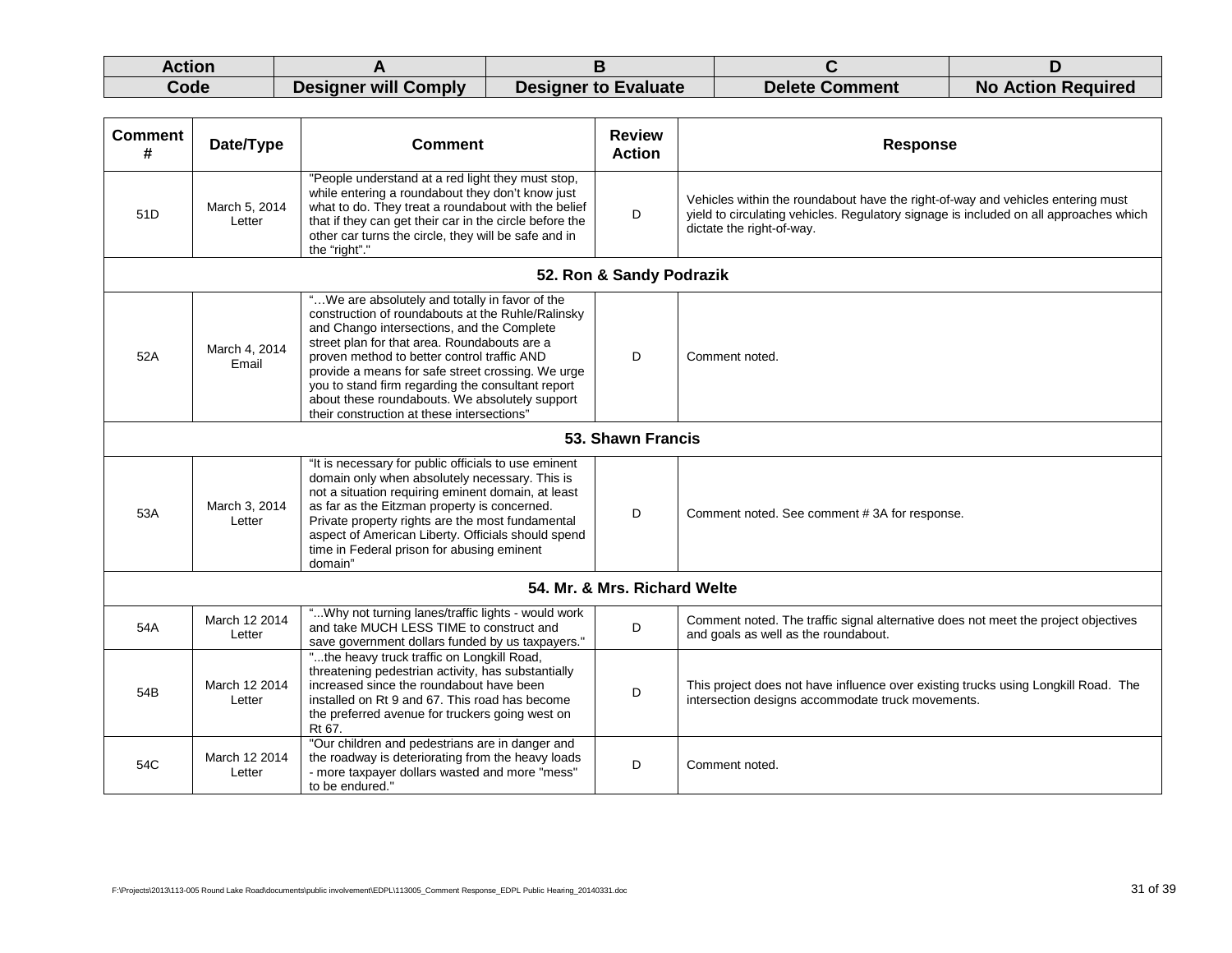| Action | A | B | C | D |
|---|---|---|---|---|
| Code | Designer will Comply | Designer to Evaluate | Delete Comment | No Action Required |

| Comment # | Date/Type | Comment | Review Action | Response |
|---|---|---|---|---|
| 51D | March 5, 2014 Letter | "People understand at a red light they must stop, while entering a roundabout they don't know just what to do. They treat a roundabout with the belief that if they can get their car in the circle before the other car turns the circle, they will be safe and in the "right"." | D | Vehicles within the roundabout have the right-of-way and vehicles entering must yield to circulating vehicles. Regulatory signage is included on all approaches which dictate the right-of-way. |
| **52. Ron & Sandy Podrazik** | | | | |
| 52A | March 4, 2014 Email | "…We are absolutely and totally in favor of the construction of roundabouts at the Ruhle/Ralinsky and Chango intersections, and the Complete street plan for that area. Roundabouts are a proven method to better control traffic AND provide a means for safe street crossing. We urge you to stand firm regarding the consultant report about these roundabouts. We absolutely support their construction at these intersections" | D | Comment noted. |
| **53. Shawn Francis** | | | | |
| 53A | March 3, 2014 Letter | "It is necessary for public officials to use eminent domain only when absolutely necessary. This is not a situation requiring eminent domain, at least as far as the Eitzman property is concerned. Private property rights are the most fundamental aspect of American Liberty. Officials should spend time in Federal prison for abusing eminent domain" | D | Comment noted. See comment # 3A for response. |
| **54. Mr. & Mrs. Richard Welte** | | | | |
| 54A | March 12 2014 Letter | "...Why not turning lanes/traffic lights - would work and take MUCH LESS TIME to construct and save government dollars funded by us taxpayers." | D | Comment noted. The traffic signal alternative does not meet the project objectives and goals as well as the roundabout. |
| 54B | March 12 2014 Letter | "...the heavy truck traffic on Longkill Road, threatening pedestrian activity, has substantially increased since the roundabout have been installed on Rt 9 and 67. This road has become the preferred avenue for truckers going west on Rt 67. | D | This project does not have influence over existing trucks using Longkill Road. The intersection designs accommodate truck movements. |
| 54C | March 12 2014 Letter | "Our children and pedestrians are in danger and the roadway is deteriorating from the heavy loads - more taxpayer dollars wasted and more "mess" to be endured." | D | Comment noted. |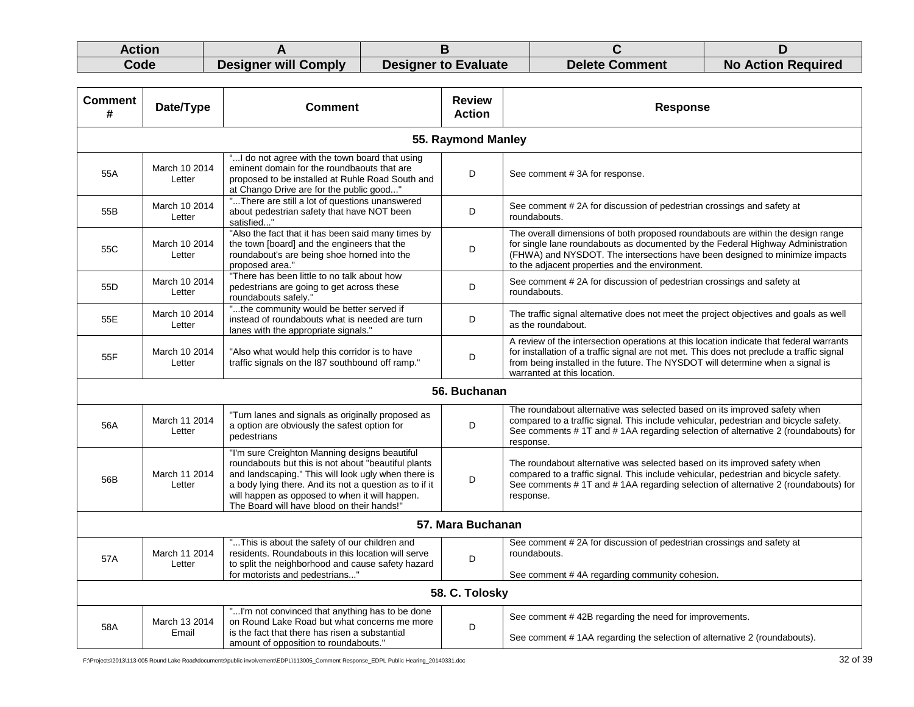| Action | A | B | C | D |
|---|---|---|---|---|
| Code | Designer will Comply | Designer to Evaluate | Delete Comment | No Action Required |

| Comment # | Date/Type | Comment | Review Action | Response |
|---|---|---|---|---|
| **55. Raymond Manley** | | | | |
| 55A | March 10 2014 Letter | "...I do not agree with the town board that using eminent domain for the roundbaouts that are proposed to be installed at Ruhle Road South and at Chango Drive are for the public good..." | D | See comment # 3A for response. |
| 55B | March 10 2014 Letter | "...There are still a lot of questions unanswered about pedestrian safety that have NOT been satisfied..." | D | See comment # 2A for discussion of pedestrian crossings and safety at roundabouts. |
| 55C | March 10 2014 Letter | "Also the fact that it has been said many times by the town [board] and the engineers that the roundabout's are being shoe horned into the proposed area." | D | The overall dimensions of both proposed roundabouts are within the design range for single lane roundabouts as documented by the Federal Highway Administration (FHWA) and NYSDOT. The intersections have been designed to minimize impacts to the adjacent properties and the environment. |
| 55D | March 10 2014 Letter | "There has been little to no talk about how pedestrians are going to get across these roundabouts safely." | D | See comment # 2A for discussion of pedestrian crossings and safety at roundabouts. |
| 55E | March 10 2014 Letter | "...the community would be better served if instead of roundabouts what is needed are turn lanes with the appropriate signals." | D | The traffic signal alternative does not meet the project objectives and goals as well as the roundabout. |
| 55F | March 10 2014 Letter | "Also what would help this corridor is to have traffic signals on the I87 southbound off ramp." | D | A review of the intersection operations at this location indicate that federal warrants for installation of a traffic signal are not met. This does not preclude a traffic signal from being installed in the future. The NYSDOT will determine when a signal is warranted at this location. |
| **56. Buchanan** | | | | |
| 56A | March 11 2014 Letter | "Turn lanes and signals as originally proposed as a option are obviously the safest option for pedestrians | D | The roundabout alternative was selected based on its improved safety when compared to a traffic signal. This include vehicular, pedestrian and bicycle safety. See comments # 1T and # 1AA regarding selection of alternative 2 (roundabouts) for response. |
| 56B | March 11 2014 Letter | "I'm sure Creighton Manning designs beautiful roundabouts but this is not about "beautiful plants and landscaping." This will look ugly when there is a body lying there. And its not a question as to if it will happen as opposed to when it will happen. The Board will have blood on their hands!" | D | The roundabout alternative was selected based on its improved safety when compared to a traffic signal. This include vehicular, pedestrian and bicycle safety. See comments # 1T and # 1AA regarding selection of alternative 2 (roundabouts) for response. |
| **57. Mara Buchanan** | | | | |
| 57A | March 11 2014 Letter | "...This is about the safety of our children and residents. Roundabouts in this location will serve to split the neighborhood and cause safety hazard for motorists and pedestrians..." | D | See comment # 2A for discussion of pedestrian crossings and safety at roundabouts.<br><br>See comment # 4A regarding community cohesion. |
| **58. C. Tolosky** | | | | |
| 58A | March 13 2014 Email | "...I'm not convinced that anything has to be done on Round Lake Road but what concerns me more is the fact that there has risen a substantial amount of opposition to roundabouts." | D | See comment # 42B regarding the need for improvements.<br><br>See comment # 1AA regarding the selection of alternative 2 (roundabouts). |

F:\Projects\2013\113-005 Round Lake Road\documents\public involvement\EDPL\113005_Comment Response_EDPL Public Hearing_20140331.doc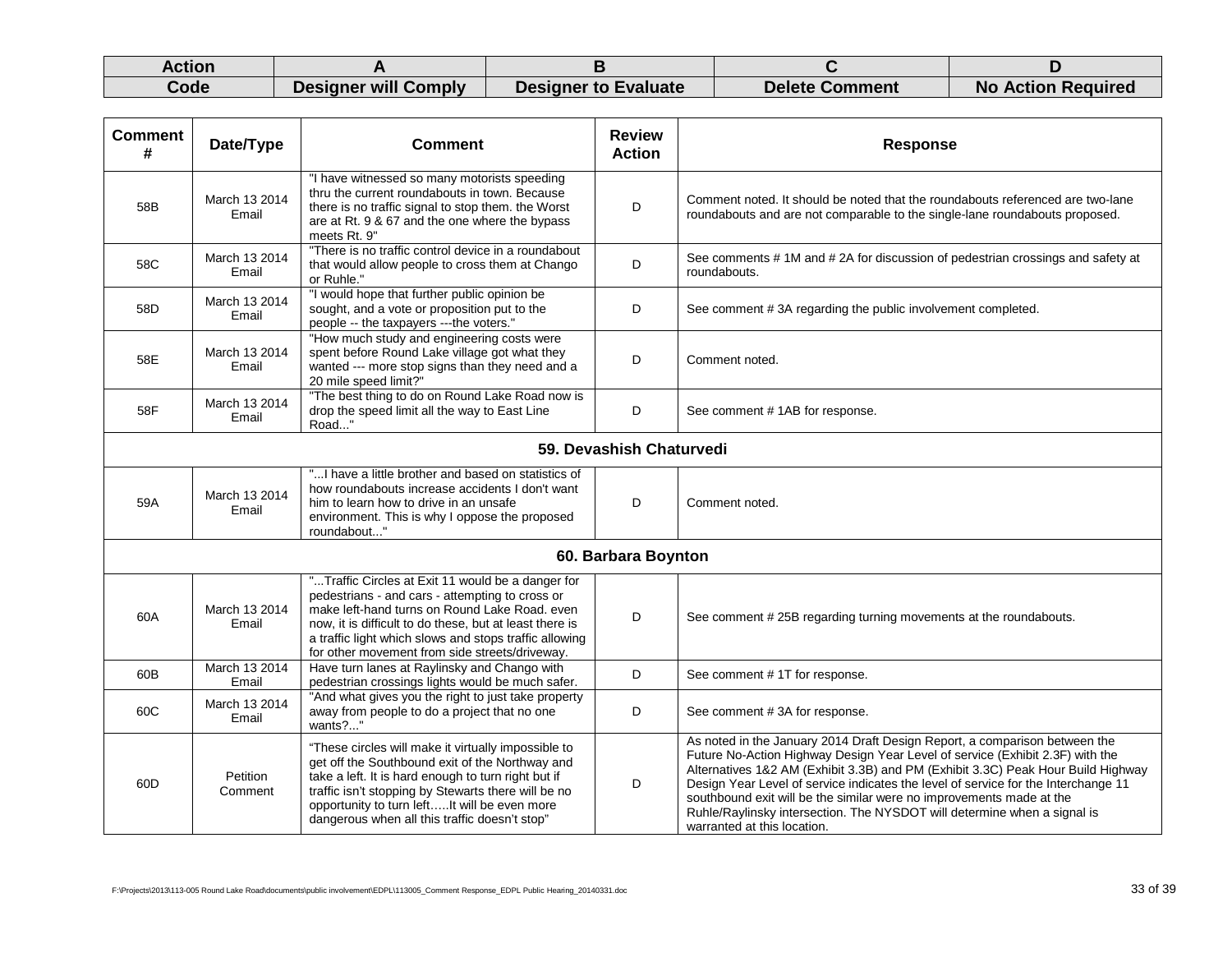| Action Code | A | B | C | D |
|---|---|---|---|---|
| Code | Designer will Comply | Designer to Evaluate | Delete Comment | No Action Required |

| Comment # | Date/Type | Comment | Review Action | Response |
|---|---|---|---|---|
| 58B | March 13 2014 Email | "I have witnessed so many motorists speeding thru the current roundabouts in town. Because there is no traffic signal to stop them. the Worst are at Rt. 9 & 67 and the one where the bypass meets Rt. 9" | D | Comment noted. It should be noted that the roundabouts referenced are two-lane roundabouts and are not comparable to the single-lane roundabouts proposed. |
| 58C | March 13 2014 Email | "There is no traffic control device in a roundabout that would allow people to cross them at Chango or Ruhle." | D | See comments # 1M and # 2A for discussion of pedestrian crossings and safety at roundabouts. |
| 58D | March 13 2014 Email | "I would hope that further public opinion be sought, and a vote or proposition put to the people -- the taxpayers ---the voters." | D | See comment # 3A regarding the public involvement completed. |
| 58E | March 13 2014 Email | "How much study and engineering costs were spent before Round Lake village got what they wanted --- more stop signs than they need and a 20 mile speed limit?" | D | Comment noted. |
| 58F | March 13 2014 Email | "The best thing to do on Round Lake Road now is drop the speed limit all the way to East Line Road..." | D | See comment # 1AB for response. |
| **59. Devashish Chaturvedi** | | | | |
| 59A | March 13 2014 Email | "...I have a little brother and based on statistics of how roundabouts increase accidents I don't want him to learn how to drive in an unsafe environment. This is why I oppose the proposed roundabout..." | D | Comment noted. |
| **60. Barbara Boynton** | | | | |
| 60A | March 13 2014 Email | "...Traffic Circles at Exit 11 would be a danger for pedestrians - and cars - attempting to cross or make left-hand turns on Round Lake Road. even now, it is difficult to do these, but at least there is a traffic light which slows and stops traffic allowing for other movement from side streets/driveway. | D | See comment # 25B regarding turning movements at the roundabouts. |
| 60B | March 13 2014 Email | Have turn lanes at Raylinsky and Chango with pedestrian crossings lights would be much safer. | D | See comment # 1T for response. |
| 60C | March 13 2014 Email | "And what gives you the right to just take property away from people to do a project that no one wants?..." | D | See comment # 3A for response. |
| 60D | Petition Comment | "These circles will make it virtually impossible to get off the Southbound exit of the Northway and take a left. It is hard enough to turn right but if traffic isn't stopping by Stewarts there will be no opportunity to turn left…..It will be even more dangerous when all this traffic doesn't stop" | D | As noted in the January 2014 Draft Design Report, a comparison between the Future No-Action Highway Design Year Level of service (Exhibit 2.3F) with the Alternatives 1&2 AM (Exhibit 3.3B) and PM (Exhibit 3.3C) Peak Hour Build Highway Design Year Level of service indicates the level of service for the Interchange 11 southbound exit will be the similar were no improvements made at the Ruhle/Raylinsky intersection. The NYSDOT will determine when a signal is warranted at this location. |

F:\Projects\2013\113-005 Round Lake Road\documents\public involvement\EDPL\113005_Comment Response_EDPL Public Hearing_20140331.doc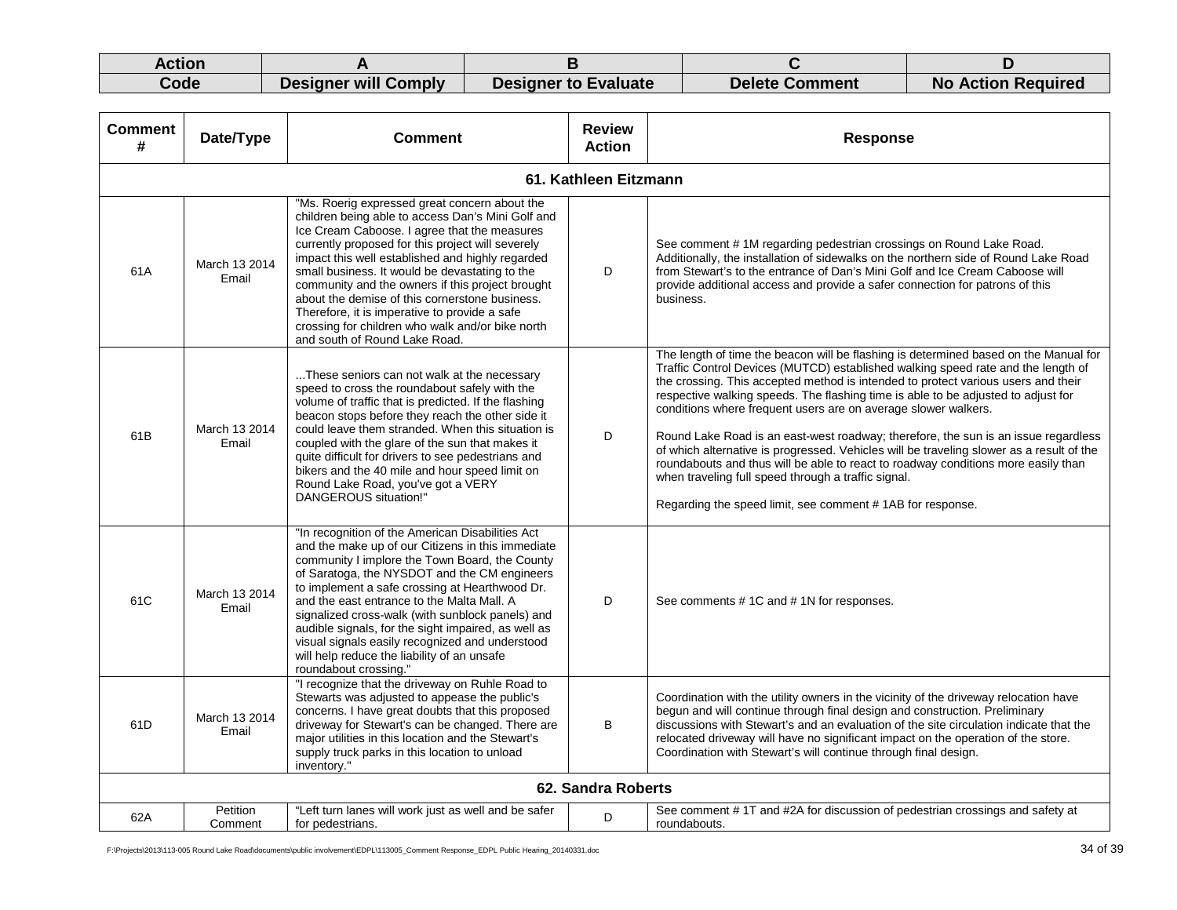| Action | A | B | C | D |
|---|---|---|---|---|
| Code | Designer will Comply | Designer to Evaluate | Delete Comment | No Action Required |

| Comment # | Date/Type | Comment | Review Action | Response |
|---|---|---|---|---|
| **61. Kathleen Eitzmann** | | | | |
| 61A | March 13 2014 Email | "Ms. Roerig expressed great concern about the children being able to access Dan's Mini Golf and Ice Cream Caboose. I agree that the measures currently proposed for this project will severely impact this well established and highly regarded small business. It would be devastating to the community and the owners if this project brought about the demise of this cornerstone business. Therefore, it is imperative to provide a safe crossing for children who walk and/or bike north and south of Round Lake Road. | D | See comment # 1M regarding pedestrian crossings on Round Lake Road. Additionally, the installation of sidewalks on the northern side of Round Lake Road from Stewart's to the entrance of Dan's Mini Golf and Ice Cream Caboose will provide additional access and provide a safer connection for patrons of this business. |
| 61B | March 13 2014 Email | ...These seniors can not walk at the necessary speed to cross the roundabout safely with the volume of traffic that is predicted. If the flashing beacon stops before they reach the other side it could leave them stranded. When this situation is coupled with the glare of the sun that makes it quite difficult for drivers to see pedestrians and bikers and the 40 mile and hour speed limit on Round Lake Road, you've got a VERY DANGEROUS situation!" | D | The length of time the beacon will be flashing is determined based on the Manual for Traffic Control Devices (MUTCD) established walking speed rate and the length of the crossing. This accepted method is intended to protect various users and their respective walking speeds. The flashing time is able to be adjusted to adjust for conditions where frequent users are on average slower walkers.<br><br>Round Lake Road is an east-west roadway; therefore, the sun is an issue regardless of which alternative is progressed. Vehicles will be traveling slower as a result of the roundabouts and thus will be able to react to roadway conditions more easily than when traveling full speed through a traffic signal.<br><br>Regarding the speed limit, see comment # 1AB for response. |
| 61C | March 13 2014 Email | "In recognition of the American Disabilities Act and the make up of our Citizens in this immediate community I implore the Town Board, the County of Saratoga, the NYSDOT and the CM engineers to implement a safe crossing at Hearthwood Dr. and the east entrance to the Malta Mall. A signalized cross-walk (with sunblock panels) and audible signals, for the sight impaired, as well as visual signals easily recognized and understood will help reduce the liability of an unsafe roundabout crossing." | D | See comments # 1C and # 1N for responses. |
| 61D | March 13 2014 Email | "I recognize that the driveway on Ruhle Road to Stewarts was adjusted to appease the public's concerns. I have great doubts that this proposed driveway for Stewart's can be changed. There are major utilities in this location and the Stewart's supply truck parks in this location to unload inventory." | B | Coordination with the utility owners in the vicinity of the driveway relocation have begun and will continue through final design and construction. Preliminary discussions with Stewart's and an evaluation of the site circulation indicate that the relocated driveway will have no significant impact on the operation of the store. Coordination with Stewart's will continue through final design. |
| **62. Sandra Roberts** | | | | |
| 62A | Petition Comment | "Left turn lanes will work just as well and be safer for pedestrians. | D | See comment # 1T and #2A for discussion of pedestrian crossings and safety at roundabouts. |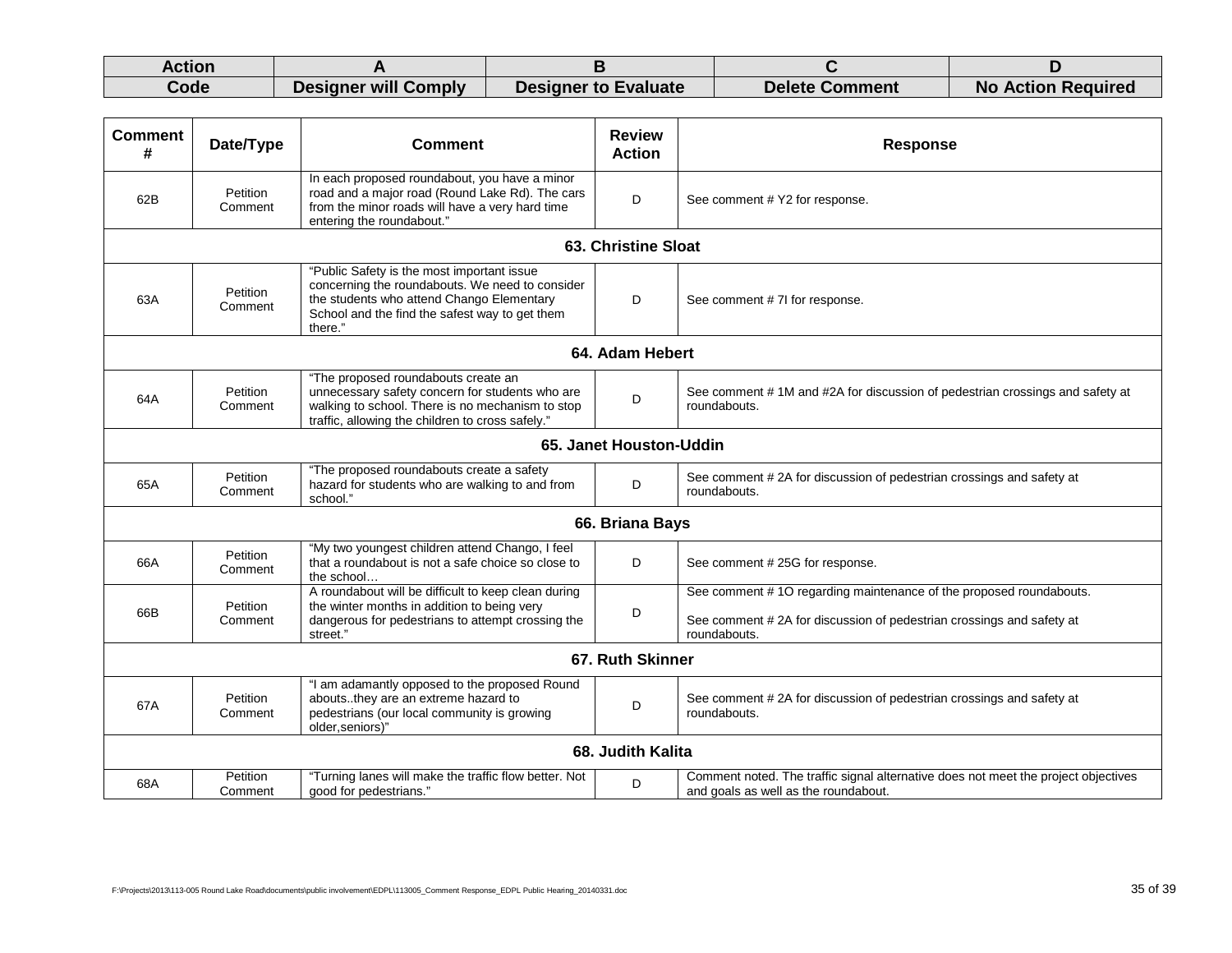| Action Code | A | B | C | D |
|---|---|---|---|---|
| Code | Designer will Comply | Designer to Evaluate | Delete Comment | No Action Required |

| Comment # | Date/Type | Comment | Review Action | Response |
|---|---|---|---|---|
| 62B | Petition Comment | In each proposed roundabout, you have a minor road and a major road (Round Lake Rd). The cars from the minor roads will have a very hard time entering the roundabout." | D | See comment # Y2 for response. |
| | | **63. Christine Sloat** | | |
| 63A | Petition Comment | "Public Safety is the most important issue concerning the roundabouts. We need to consider the students who attend Chango Elementary School and the find the safest way to get them there." | D | See comment # 7I for response. |
| | | **64. Adam Hebert** | | |
| 64A | Petition Comment | "The proposed roundabouts create an unnecessary safety concern for students who are walking to school. There is no mechanism to stop traffic, allowing the children to cross safely." | D | See comment # 1M and #2A for discussion of pedestrian crossings and safety at roundabouts. |
| | | **65. Janet Houston-Uddin** | | |
| 65A | Petition Comment | "The proposed roundabouts create a safety hazard for students who are walking to and from school." | D | See comment # 2A for discussion of pedestrian crossings and safety at roundabouts. |
| | | **66. Briana Bays** | | |
| 66A | Petition Comment | "My two youngest children attend Chango, I feel that a roundabout is not a safe choice so close to the school… | D | See comment # 25G for response. |
| 66B | Petition Comment | A roundabout will be difficult to keep clean during the winter months in addition to being very dangerous for pedestrians to attempt crossing the street." | D | See comment # 1O regarding maintenance of the proposed roundabouts.<br><br>See comment # 2A for discussion of pedestrian crossings and safety at roundabouts. |
| | | **67. Ruth Skinner** | | |
| 67A | Petition Comment | "I am adamantly opposed to the proposed Round abouts..they are an extreme hazard to pedestrians (our local community is growing older,seniors)" | D | See comment # 2A for discussion of pedestrian crossings and safety at roundabouts. |
| | | **68. Judith Kalita** | | |
| 68A | Petition Comment | "Turning lanes will make the traffic flow better. Not good for pedestrians." | D | Comment noted. The traffic signal alternative does not meet the project objectives and goals as well as the roundabout. |

F:\Projects\2013\113-005 Round Lake Road\documents\public involvement\EDPL\113005_Comment Response_EDPL Public Hearing_20140331.doc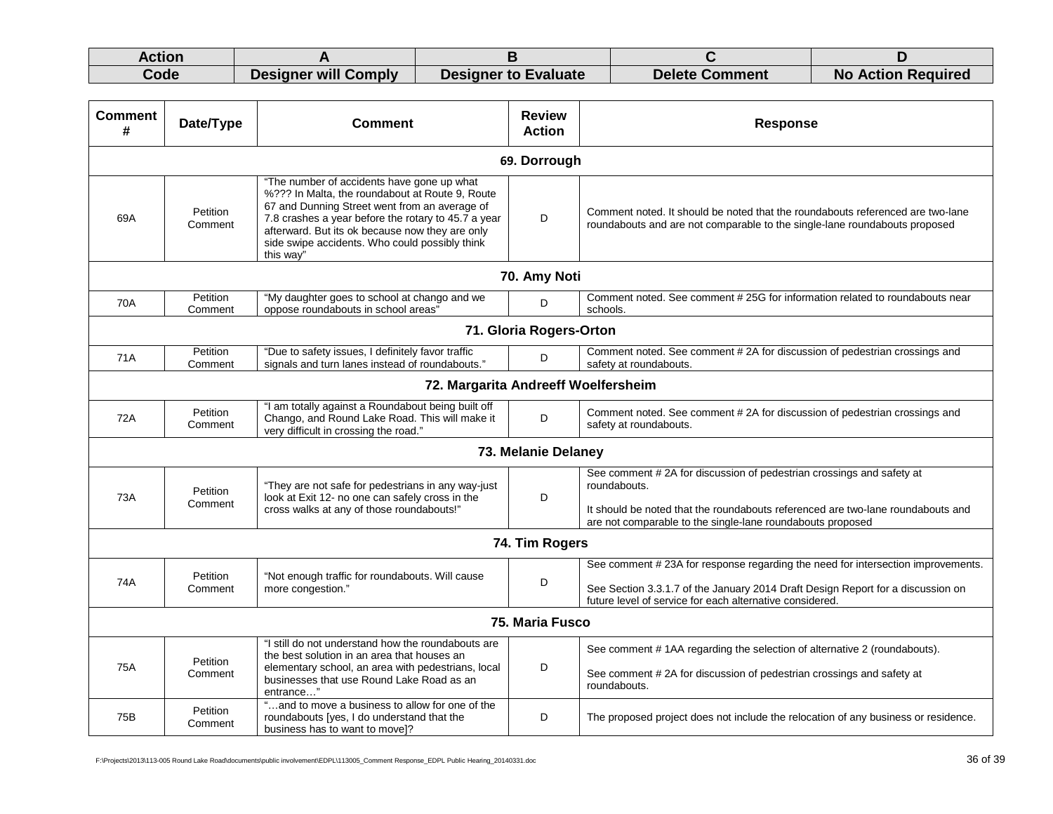| Action Code | A | B | C | D |
|---|---|---|---|---|
| | Designer will Comply | Designer to Evaluate | Delete Comment | No Action Required |

| Comment # | Date/Type | Comment | Review Action | Response |
|---|---|---|---|---|
| **69. Dorrough** | | | | |
| 69A | Petition Comment | "The number of accidents have gone up what %??? In Malta, the roundabout at Route 9, Route 67 and Dunning Street went from an average of 7.8 crashes a year before the rotary to 45.7 a year afterward. But its ok because now they are only side swipe accidents. Who could possibly think this way" | D | Comment noted. It should be noted that the roundabouts referenced are two-lane roundabouts and are not comparable to the single-lane roundabouts proposed |
| **70. Amy Noti** | | | | |
| 70A | Petition Comment | "My daughter goes to school at chango and we oppose roundabouts in school areas" | D | Comment noted. See comment # 25G for information related to roundabouts near schools. |
| **71. Gloria Rogers-Orton** | | | | |
| 71A | Petition Comment | "Due to safety issues, I definitely favor traffic signals and turn lanes instead of roundabouts." | D | Comment noted. See comment # 2A for discussion of pedestrian crossings and safety at roundabouts. |
| **72. Margarita Andreeff Woelfersheim** | | | | |
| 72A | Petition Comment | "I am totally against a Roundabout being built off Chango, and Round Lake Road. This will make it very difficult in crossing the road." | D | Comment noted. See comment # 2A for discussion of pedestrian crossings and safety at roundabouts. |
| **73. Melanie Delaney** | | | | |
| 73A | Petition Comment | "They are not safe for pedestrians in any way-just look at Exit 12- no one can safely cross in the cross walks at any of those roundabouts!" | D | See comment # 2A for discussion of pedestrian crossings and safety at roundabouts.<br><br>It should be noted that the roundabouts referenced are two-lane roundabouts and are not comparable to the single-lane roundabouts proposed |
| **74. Tim Rogers** | | | | |
| 74A | Petition Comment | "Not enough traffic for roundabouts. Will cause more congestion." | D | See comment # 23A for response regarding the need for intersection improvements.<br><br>See Section 3.3.1.7 of the January 2014 Draft Design Report for a discussion on future level of service for each alternative considered. |
| **75. Maria Fusco** | | | | |
| 75A | Petition Comment | "I still do not understand how the roundabouts are the best solution in an area that houses an elementary school, an area with pedestrians, local businesses that use Round Lake Road as an entrance…" | D | See comment # 1AA regarding the selection of alternative 2 (roundabouts).<br><br>See comment # 2A for discussion of pedestrian crossings and safety at roundabouts. |
| 75B | Petition Comment | "…and to move a business to allow for one of the roundabouts [yes, I do understand that the business has to want to move]? | D | The proposed project does not include the relocation of any business or residence. |

F:\Projects\2013\113-005 Round Lake Road\documents\public involvement\EDPL\113005_Comment Response_EDPL Public Hearing_20140331.doc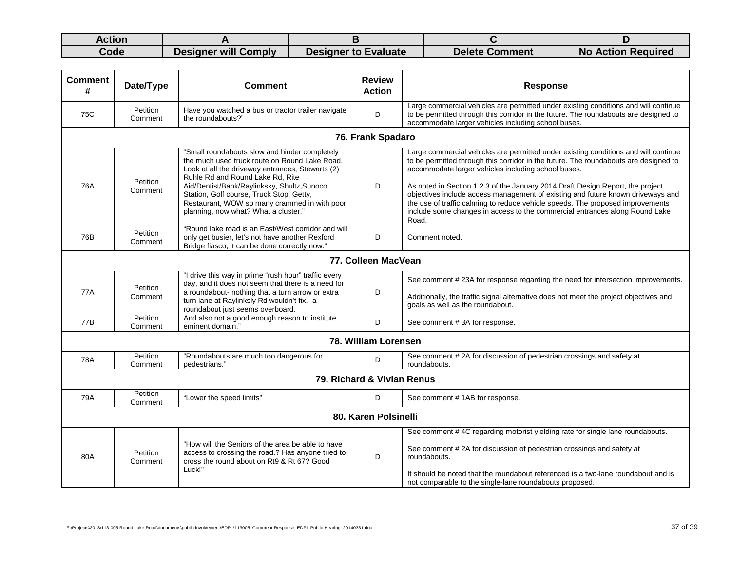| Action | A | B | C | D |
|---|---|---|---|---|
| Code | Designer will Comply | Designer to Evaluate | Delete Comment | No Action Required |

| Comment # | Date/Type | Comment | Review Action | Response |
|---|---|---|---|---|
| 75C | Petition Comment | Have you watched a bus or tractor trailer navigate the roundabouts?" | D | Large commercial vehicles are permitted under existing conditions and will continue to be permitted through this corridor in the future. The roundabouts are designed to accommodate larger vehicles including school buses. |
| **76. Frank Spadaro** | | | | |
| 76A | Petition Comment | "Small roundabouts slow and hinder completely the much used truck route on Round Lake Road. Look at all the driveway entrances, Stewarts (2) Ruhle Rd and Round Lake Rd, Rite Aid/Dentist/Bank/Raylinksky, Shultz,Sunoco Station, Golf course, Truck Stop, Getty, Restaurant, WOW so many crammed in with poor planning, now what? What a cluster." | D | Large commercial vehicles are permitted under existing conditions and will continue to be permitted through this corridor in the future. The roundabouts are designed to accommodate larger vehicles including school buses.<br><br>As noted in Section 1.2.3 of the January 2014 Draft Design Report, the project objectives include access management of existing and future known driveways and the use of traffic calming to reduce vehicle speeds. The proposed improvements include some changes in access to the commercial entrances along Round Lake Road. |
| 76B | Petition Comment | "Round lake road is an East/West corridor and will only get busier, let's not have another Rexford Bridge fiasco, it can be done correctly now." | D | Comment noted. |
| **77. Colleen MacVean** | | | | |
| 77A | Petition Comment | "I drive this way in prime "rush hour" traffic every day, and it does not seem that there is a need for a roundabout- nothing that a turn arrow or extra turn lane at Raylinksly Rd wouldn't fix.- a roundabout just seems overboard. | D | See comment # 23A for response regarding the need for intersection improvements.<br><br>Additionally, the traffic signal alternative does not meet the project objectives and goals as well as the roundabout. |
| 77B | Petition Comment | And also not a good enough reason to institute eminent domain." | D | See comment # 3A for response. |
| **78. William Lorensen** | | | | |
| 78A | Petition Comment | "Roundabouts are much too dangerous for pedestrians." | D | See comment # 2A for discussion of pedestrian crossings and safety at roundabouts. |
| **79. Richard & Vivian Renus** | | | | |
| 79A | Petition Comment | "Lower the speed limits" | D | See comment # 1AB for response. |
| **80. Karen Polsinelli** | | | | |
| 80A | Petition Comment | "How will the Seniors of the area be able to have access to crossing the road.? Has anyone tried to cross the round about on Rt9 & Rt 67? Good Luck!" | D | See comment # 4C regarding motorist yielding rate for single lane roundabouts.<br><br>See comment # 2A for discussion of pedestrian crossings and safety at roundabouts.<br><br>It should be noted that the roundabout referenced is a two-lane roundabout and is not comparable to the single-lane roundabouts proposed. |

F:\Projects\2013\113-005 Round Lake Road\documents\public involvement\EDPL\113005_Comment Response_EDPL Public Hearing_20140331.doc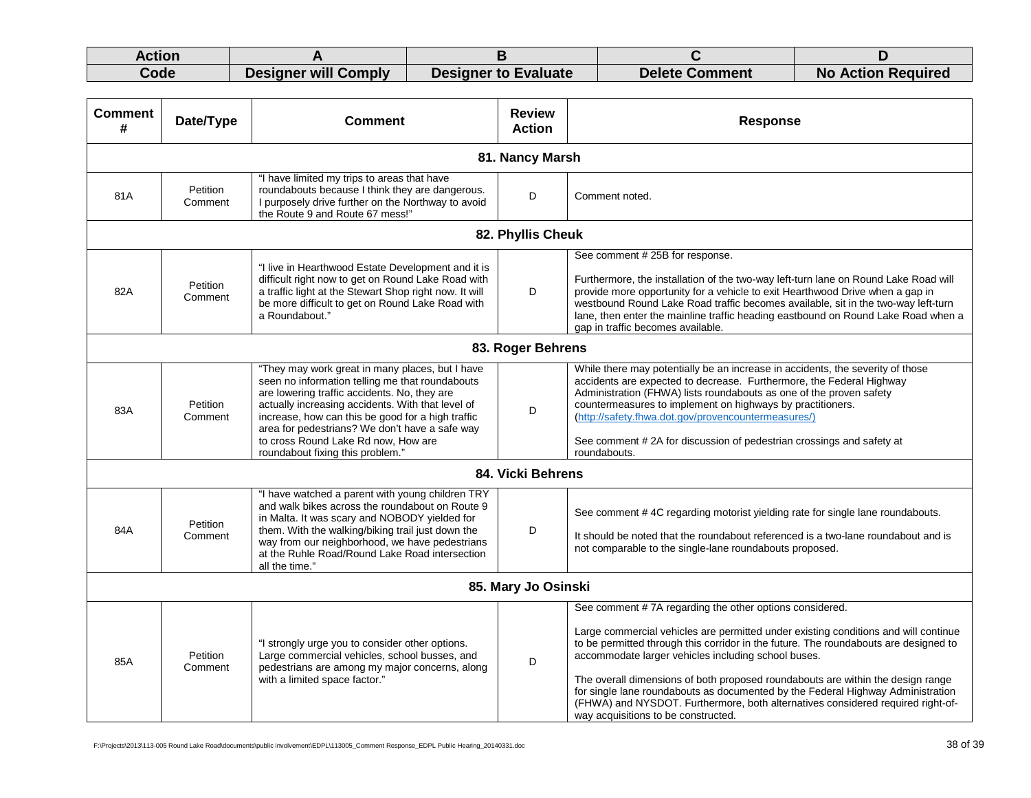| Action Code | A | B | C | D |
|---|---|---|---|---|
| | Designer will Comply | Designer to Evaluate | Delete Comment | No Action Required |

| Comment # | Date/Type | Comment | Review Action | Response |
|---|---|---|---|---|
| **81. Nancy Marsh** | | | | |
| 81A | Petition Comment | "I have limited my trips to areas that have roundabouts because I think they are dangerous. I purposely drive further on the Northway to avoid the Route 9 and Route 67 mess!" | D | Comment noted. |
| **82. Phyllis Cheuk** | | | | |
| 82A | Petition Comment | "I live in Hearthwood Estate Development and it is difficult right now to get on Round Lake Road with a traffic light at the Stewart Shop right now. It will be more difficult to get on Round Lake Road with a Roundabout." | D | See comment # 25B for response.<br><br>Furthermore, the installation of the two-way left-turn lane on Round Lake Road will provide more opportunity for a vehicle to exit Hearthwood Drive when a gap in westbound Round Lake Road traffic becomes available, sit in the two-way left-turn lane, then enter the mainline traffic heading eastbound on Round Lake Road when a gap in traffic becomes available. |
| **83. Roger Behrens** | | | | |
| 83A | Petition Comment | "They may work great in many places, but I have seen no information telling me that roundabouts are lowering traffic accidents. No, they are actually increasing accidents. With that level of increase, how can this be good for a high traffic area for pedestrians? We don't have a safe way to cross Round Lake Rd now, How are roundabout fixing this problem." | D | While there may potentially be an increase in accidents, the severity of those accidents are expected to decrease. Furthermore, the Federal Highway Administration (FHWA) lists roundabouts as one of the proven safety countermeasures to implement on highways by practitioners. (http://safety.fhwa.dot.gov/provencountermeasures/)<br><br>See comment # 2A for discussion of pedestrian crossings and safety at roundabouts. |
| **84. Vicki Behrens** | | | | |
| 84A | Petition Comment | "I have watched a parent with young children TRY and walk bikes across the roundabout on Route 9 in Malta. It was scary and NOBODY yielded for them. With the walking/biking trail just down the way from our neighborhood, we have pedestrians at the Ruhle Road/Round Lake Road intersection all the time." | D | See comment # 4C regarding motorist yielding rate for single lane roundabouts.<br><br>It should be noted that the roundabout referenced is a two-lane roundabout and is not comparable to the single-lane roundabouts proposed. |
| **85. Mary Jo Osinski** | | | | |
| 85A | Petition Comment | "I strongly urge you to consider other options. Large commercial vehicles, school busses, and pedestrians are among my major concerns, along with a limited space factor." | D | See comment # 7A regarding the other options considered.<br><br>Large commercial vehicles are permitted under existing conditions and will continue to be permitted through this corridor in the future. The roundabouts are designed to accommodate larger vehicles including school buses.<br><br>The overall dimensions of both proposed roundabouts are within the design range for single lane roundabouts as documented by the Federal Highway Administration (FHWA) and NYSDOT. Furthermore, both alternatives considered required right-of-way acquisitions to be constructed. |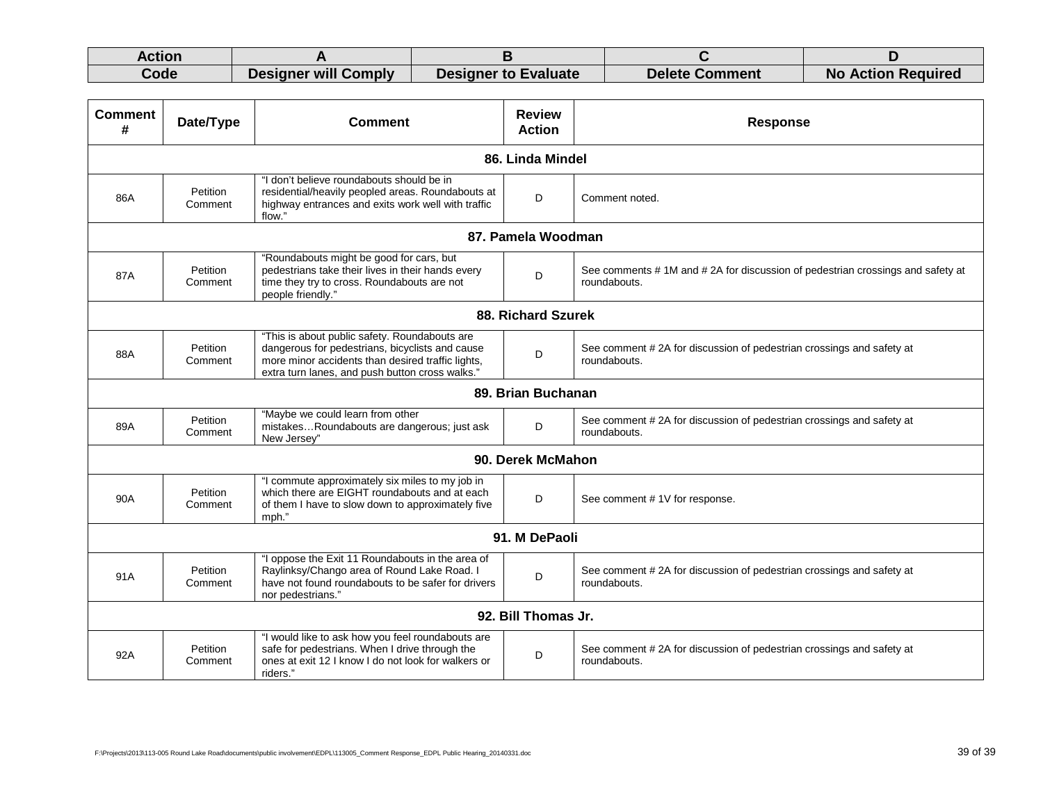| Action Code | A | B | C | D |
|---|---|---|---|---|
| Code | Designer will Comply | Designer to Evaluate | Delete Comment | No Action Required |

| Comment # | Date/Type | Comment | Review Action | Response |
|---|---|---|---|---|
| **86. Linda Mindel** | | | | |
| 86A | Petition Comment | "I don't believe roundabouts should be in residential/heavily peopled areas. Roundabouts at highway entrances and exits work well with traffic flow." | D | Comment noted. |
| **87. Pamela Woodman** | | | | |
| 87A | Petition Comment | "Roundabouts might be good for cars, but pedestrians take their lives in their hands every time they try to cross. Roundabouts are not people friendly." | D | See comments # 1M and # 2A for discussion of pedestrian crossings and safety at roundabouts. |
| **88. Richard Szurek** | | | | |
| 88A | Petition Comment | "This is about public safety. Roundabouts are dangerous for pedestrians, bicyclists and cause more minor accidents than desired traffic lights, extra turn lanes, and push button cross walks." | D | See comment # 2A for discussion of pedestrian crossings and safety at roundabouts. |
| **89. Brian Buchanan** | | | | |
| 89A | Petition Comment | "Maybe we could learn from other mistakes…Roundabouts are dangerous; just ask New Jersey" | D | See comment # 2A for discussion of pedestrian crossings and safety at roundabouts. |
| **90. Derek McMahon** | | | | |
| 90A | Petition Comment | "I commute approximately six miles to my job in which there are EIGHT roundabouts and at each of them I have to slow down to approximately five mph." | D | See comment # 1V for response. |
| **91. M DePaoli** | | | | |
| 91A | Petition Comment | "I oppose the Exit 11 Roundabouts in the area of Raylinksy/Chango area of Round Lake Road. I have not found roundabouts to be safer for drivers nor pedestrians." | D | See comment # 2A for discussion of pedestrian crossings and safety at roundabouts. |
| **92. Bill Thomas Jr.** | | | | |
| 92A | Petition Comment | "I would like to ask how you feel roundabouts are safe for pedestrians. When I drive through the ones at exit 12 I know I do not look for walkers or riders." | D | See comment # 2A for discussion of pedestrian crossings and safety at roundabouts. |

F:\Projects\2013\113-005 Round Lake Road\documents\public involvement\EDPL\113005_Comment Response_EDPL Public Hearing_20140331.doc